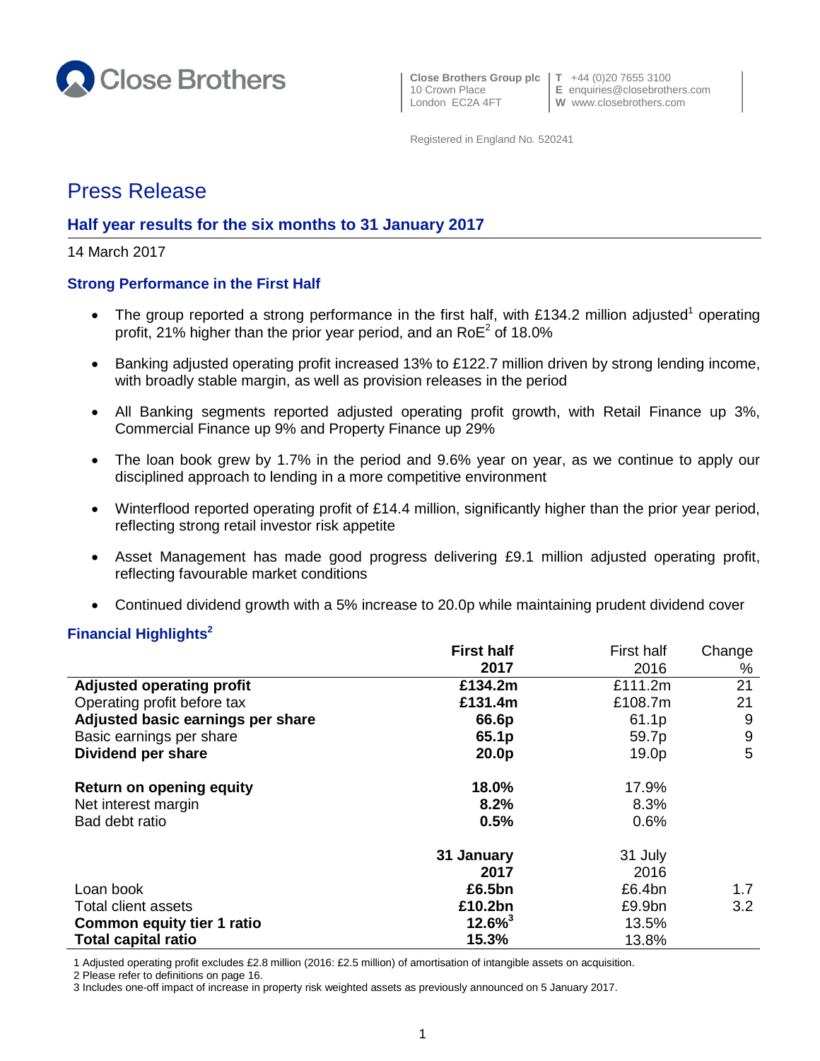Close Brothers

**Close Brothers Group plc**
10 Crown Place
London EC2A 4FT

**T** +44 (0)20 7655 3100
**E** enquiries@closebrothers.com
**W** www.closebrothers.com

Registered in England No. 520241

# Press Release

## Half year results for the six months to 31 January 2017

14 March 2017

### Strong Performance in the First Half

- The group reported a strong performance in the first half, with £134.2 million adjusted[1] operating profit, 21% higher than the prior year period, and an RoE[2] of 18.0%
- Banking adjusted operating profit increased 13% to £122.7 million driven by strong lending income, with broadly stable margin, as well as provision releases in the period
- All Banking segments reported adjusted operating profit growth, with Retail Finance up 3%, Commercial Finance up 9% and Property Finance up 29%
- The loan book grew by 1.7% in the period and 9.6% year on year, as we continue to apply our disciplined approach to lending in a more competitive environment
- Winterflood reported operating profit of £14.4 million, significantly higher than the prior year period, reflecting strong retail investor risk appetite
- Asset Management has made good progress delivering £9.1 million adjusted operating profit, reflecting favourable market conditions
- Continued dividend growth with a 5% increase to 20.0p while maintaining prudent dividend cover

### Financial Highlights[2]

| | **First half 2017** | First half 2016 | Change % |
|---|---|---|---|
| **Adjusted operating profit** | **£134.2m** | £111.2m | 21 |
| Operating profit before tax | **£131.4m** | £108.7m | 21 |
| **Adjusted basic earnings per share** | **66.6p** | 61.1p | 9 |
| Basic earnings per share | **65.1p** | 59.7p | 9 |
| **Dividend per share** | **20.0p** | 19.0p | 5 |
| | | | |
| **Return on opening equity** | **18.0%** | 17.9% | |
| Net interest margin | **8.2%** | 8.3% | |
| Bad debt ratio | **0.5%** | 0.6% | |
| | **31 January 2017** | 31 July 2016 | |
| Loan book | **£6.5bn** | £6.4bn | 1.7 |
| Total client assets | **£10.2bn** | £9.9bn | 3.2 |
| **Common equity tier 1 ratio** | **12.6%[3]** | 13.5% | |
| **Total capital ratio** | **15.3%** | 13.8% | |

1 Adjusted operating profit excludes £2.8 million (2016: £2.5 million) of amortisation of intangible assets on acquisition.
2 Please refer to definitions on page 16.
3 Includes one-off impact of increase in property risk weighted assets as previously announced on 5 January 2017.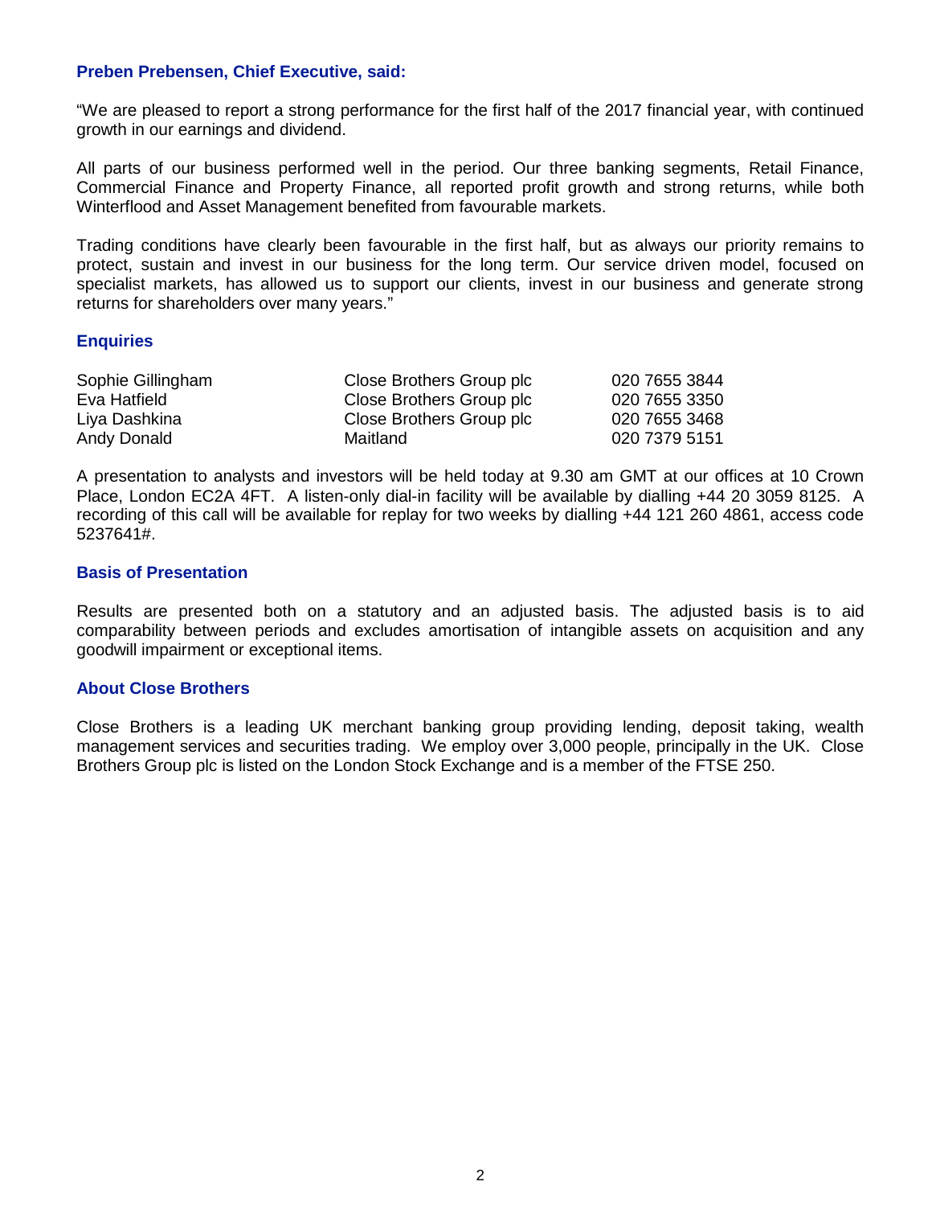**Preben Prebensen, Chief Executive, said:**

"We are pleased to report a strong performance for the first half of the 2017 financial year, with continued growth in our earnings and dividend.

All parts of our business performed well in the period. Our three banking segments, Retail Finance, Commercial Finance and Property Finance, all reported profit growth and strong returns, while both Winterflood and Asset Management benefited from favourable markets.

Trading conditions have clearly been favourable in the first half, but as always our priority remains to protect, sustain and invest in our business for the long term. Our service driven model, focused on specialist markets, has allowed us to support our clients, invest in our business and generate strong returns for shareholders over many years."

## Enquiries

| | | |
|---|---|---|
| Sophie Gillingham | Close Brothers Group plc | 020 7655 3844 |
| Eva Hatfield | Close Brothers Group plc | 020 7655 3350 |
| Liya Dashkina | Close Brothers Group plc | 020 7655 3468 |
| Andy Donald | Maitland | 020 7379 5151 |

A presentation to analysts and investors will be held today at 9.30 am GMT at our offices at 10 Crown Place, London EC2A 4FT. A listen-only dial-in facility will be available by dialling +44 20 3059 8125. A recording of this call will be available for replay for two weeks by dialling +44 121 260 4861, access code 5237641#.

## Basis of Presentation

Results are presented both on a statutory and an adjusted basis. The adjusted basis is to aid comparability between periods and excludes amortisation of intangible assets on acquisition and any goodwill impairment or exceptional items.

## About Close Brothers

Close Brothers is a leading UK merchant banking group providing lending, deposit taking, wealth management services and securities trading. We employ over 3,000 people, principally in the UK. Close Brothers Group plc is listed on the London Stock Exchange and is a member of the FTSE 250.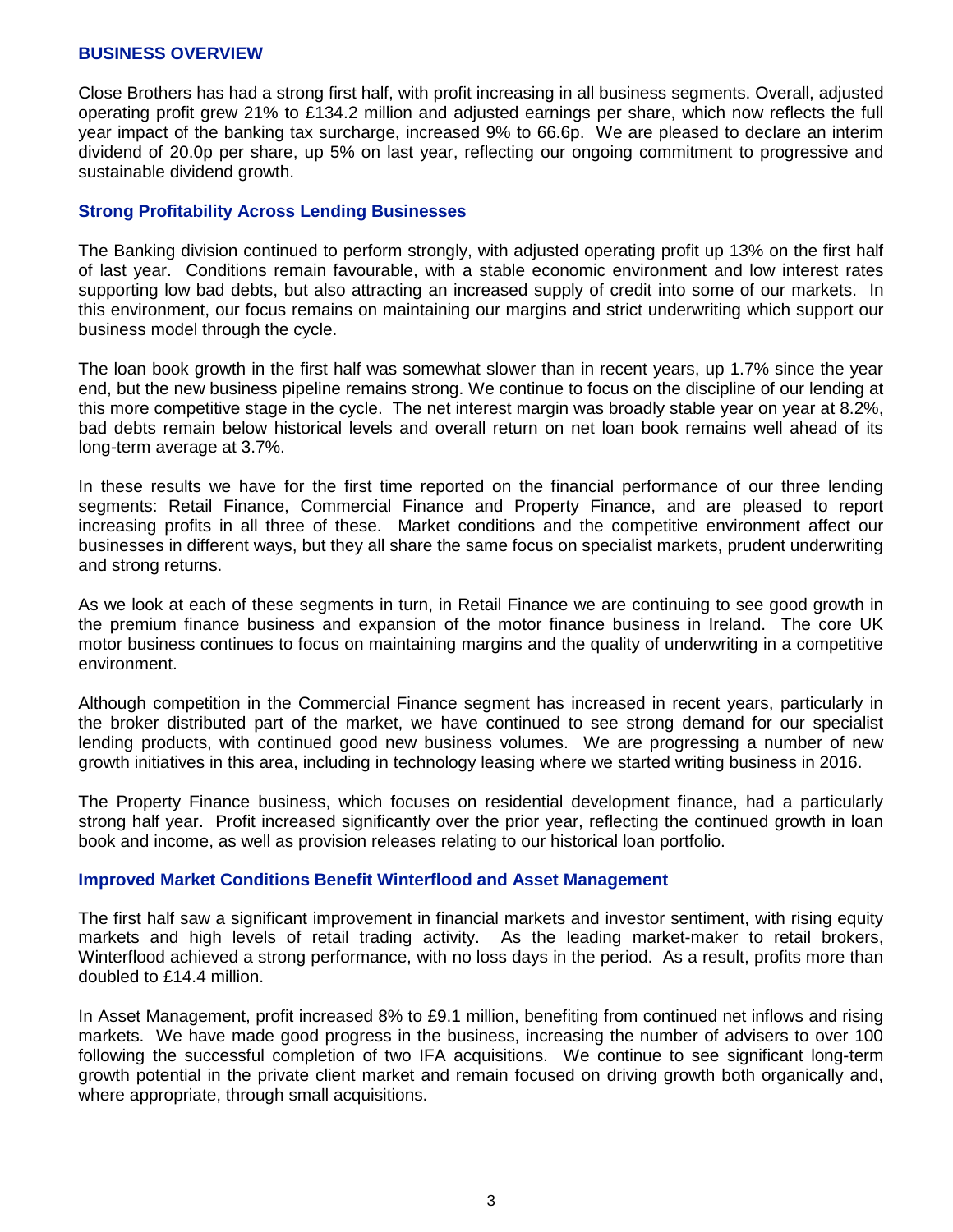## BUSINESS OVERVIEW

Close Brothers has had a strong first half, with profit increasing in all business segments. Overall, adjusted operating profit grew 21% to £134.2 million and adjusted earnings per share, which now reflects the full year impact of the banking tax surcharge, increased 9% to 66.6p. We are pleased to declare an interim dividend of 20.0p per share, up 5% on last year, reflecting our ongoing commitment to progressive and sustainable dividend growth.

### Strong Profitability Across Lending Businesses

The Banking division continued to perform strongly, with adjusted operating profit up 13% on the first half of last year. Conditions remain favourable, with a stable economic environment and low interest rates supporting low bad debts, but also attracting an increased supply of credit into some of our markets. In this environment, our focus remains on maintaining our margins and strict underwriting which support our business model through the cycle.

The loan book growth in the first half was somewhat slower than in recent years, up 1.7% since the year end, but the new business pipeline remains strong. We continue to focus on the discipline of our lending at this more competitive stage in the cycle. The net interest margin was broadly stable year on year at 8.2%, bad debts remain below historical levels and overall return on net loan book remains well ahead of its long-term average at 3.7%.

In these results we have for the first time reported on the financial performance of our three lending segments: Retail Finance, Commercial Finance and Property Finance, and are pleased to report increasing profits in all three of these. Market conditions and the competitive environment affect our businesses in different ways, but they all share the same focus on specialist markets, prudent underwriting and strong returns.

As we look at each of these segments in turn, in Retail Finance we are continuing to see good growth in the premium finance business and expansion of the motor finance business in Ireland. The core UK motor business continues to focus on maintaining margins and the quality of underwriting in a competitive environment.

Although competition in the Commercial Finance segment has increased in recent years, particularly in the broker distributed part of the market, we have continued to see strong demand for our specialist lending products, with continued good new business volumes. We are progressing a number of new growth initiatives in this area, including in technology leasing where we started writing business in 2016.

The Property Finance business, which focuses on residential development finance, had a particularly strong half year. Profit increased significantly over the prior year, reflecting the continued growth in loan book and income, as well as provision releases relating to our historical loan portfolio.

### Improved Market Conditions Benefit Winterflood and Asset Management

The first half saw a significant improvement in financial markets and investor sentiment, with rising equity markets and high levels of retail trading activity. As the leading market-maker to retail brokers, Winterflood achieved a strong performance, with no loss days in the period. As a result, profits more than doubled to £14.4 million.

In Asset Management, profit increased 8% to £9.1 million, benefiting from continued net inflows and rising markets. We have made good progress in the business, increasing the number of advisers to over 100 following the successful completion of two IFA acquisitions. We continue to see significant long-term growth potential in the private client market and remain focused on driving growth both organically and, where appropriate, through small acquisitions.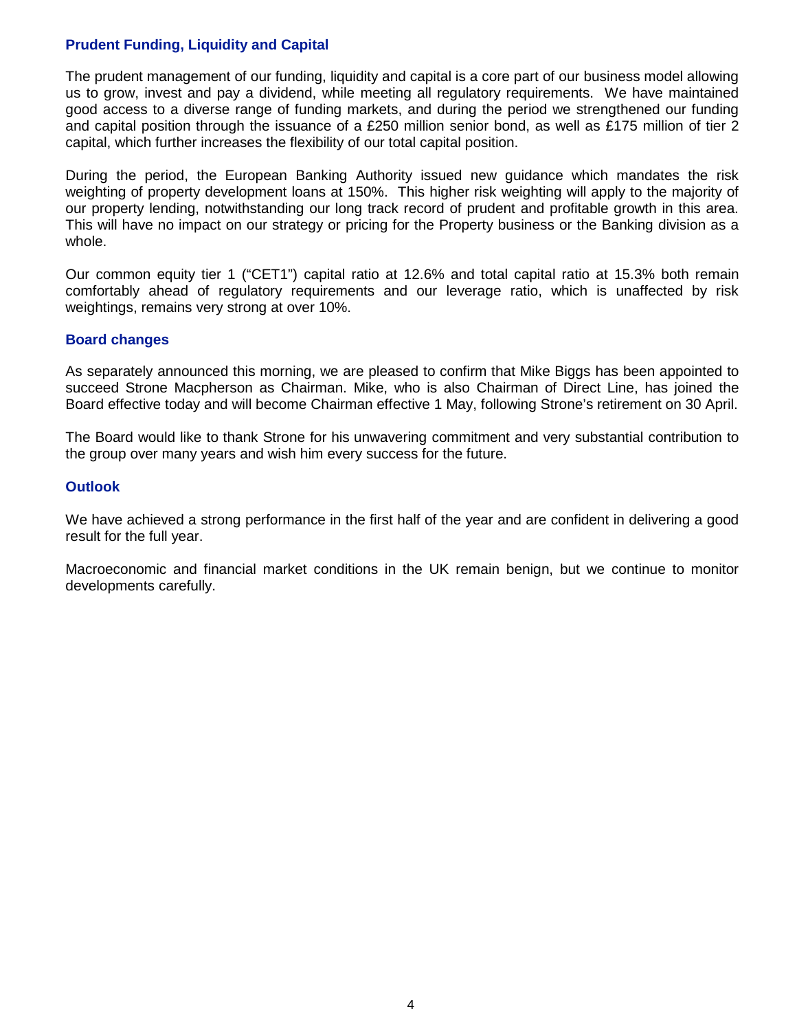## Prudent Funding, Liquidity and Capital

The prudent management of our funding, liquidity and capital is a core part of our business model allowing us to grow, invest and pay a dividend, while meeting all regulatory requirements. We have maintained good access to a diverse range of funding markets, and during the period we strengthened our funding and capital position through the issuance of a £250 million senior bond, as well as £175 million of tier 2 capital, which further increases the flexibility of our total capital position.

During the period, the European Banking Authority issued new guidance which mandates the risk weighting of property development loans at 150%. This higher risk weighting will apply to the majority of our property lending, notwithstanding our long track record of prudent and profitable growth in this area. This will have no impact on our strategy or pricing for the Property business or the Banking division as a whole.

Our common equity tier 1 ("CET1") capital ratio at 12.6% and total capital ratio at 15.3% both remain comfortably ahead of regulatory requirements and our leverage ratio, which is unaffected by risk weightings, remains very strong at over 10%.

## Board changes

As separately announced this morning, we are pleased to confirm that Mike Biggs has been appointed to succeed Strone Macpherson as Chairman. Mike, who is also Chairman of Direct Line, has joined the Board effective today and will become Chairman effective 1 May, following Strone's retirement on 30 April.

The Board would like to thank Strone for his unwavering commitment and very substantial contribution to the group over many years and wish him every success for the future.

## Outlook

We have achieved a strong performance in the first half of the year and are confident in delivering a good result for the full year.

Macroeconomic and financial market conditions in the UK remain benign, but we continue to monitor developments carefully.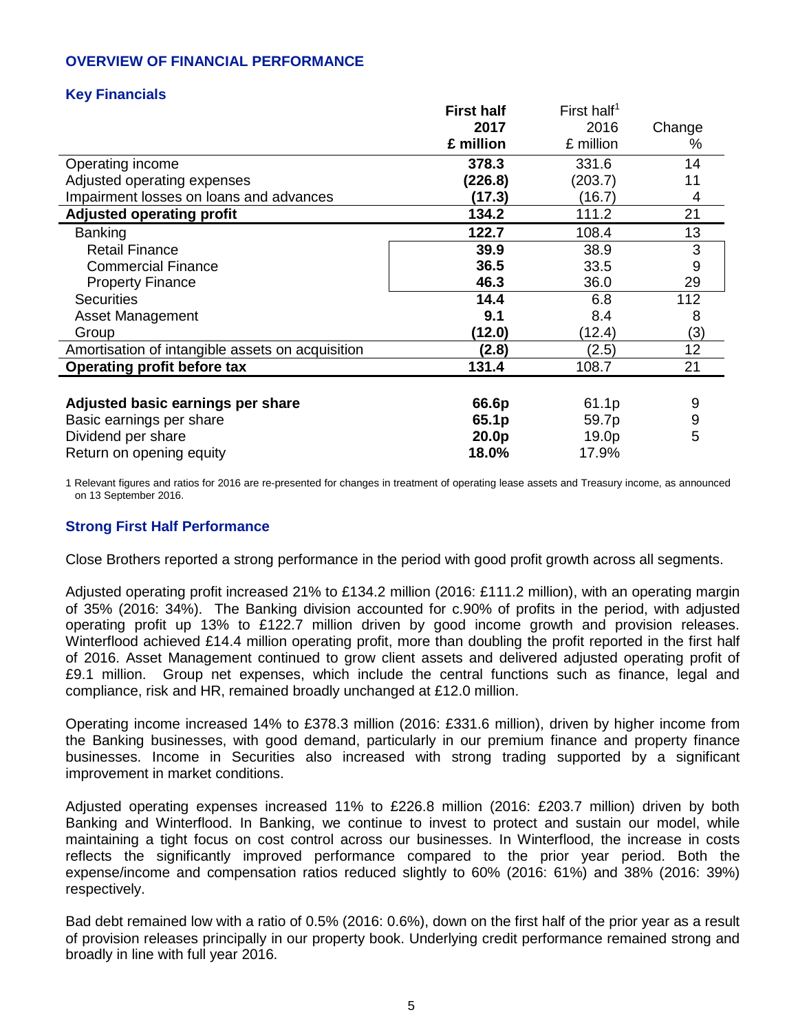## OVERVIEW OF FINANCIAL PERFORMANCE

### Key Financials

| | First half 2017 £ million | First half[1] 2016 £ million | Change % |
|---|---|---|---|
| Operating income | **378.3** | 331.6 | 14 |
| Adjusted operating expenses | **(226.8)** | (203.7) | 11 |
| Impairment losses on loans and advances | **(17.3)** | (16.7) | 4 |
| **Adjusted operating profit** | **134.2** | 111.2 | 21 |
| Banking | **122.7** | 108.4 | 13 |
| Retail Finance | **39.9** | 38.9 | 3 |
| Commercial Finance | **36.5** | 33.5 | 9 |
| Property Finance | **46.3** | 36.0 | 29 |
| Securities | **14.4** | 6.8 | 112 |
| Asset Management | **9.1** | 8.4 | 8 |
| Group | **(12.0)** | (12.4) | (3) |
| Amortisation of intangible assets on acquisition | **(2.8)** | (2.5) | 12 |
| **Operating profit before tax** | **131.4** | 108.7 | 21 |
| | | | |
| **Adjusted basic earnings per share** | **66.6p** | 61.1p | 9 |
| Basic earnings per share | **65.1p** | 59.7p | 9 |
| Dividend per share | **20.0p** | 19.0p | 5 |
| Return on opening equity | **18.0%** | 17.9% | |

1 Relevant figures and ratios for 2016 are re-presented for changes in treatment of operating lease assets and Treasury income, as announced on 13 September 2016.

### Strong First Half Performance

Close Brothers reported a strong performance in the period with good profit growth across all segments.

Adjusted operating profit increased 21% to £134.2 million (2016: £111.2 million), with an operating margin of 35% (2016: 34%). The Banking division accounted for c.90% of profits in the period, with adjusted operating profit up 13% to £122.7 million driven by good income growth and provision releases. Winterflood achieved £14.4 million operating profit, more than doubling the profit reported in the first half of 2016. Asset Management continued to grow client assets and delivered adjusted operating profit of £9.1 million. Group net expenses, which include the central functions such as finance, legal and compliance, risk and HR, remained broadly unchanged at £12.0 million.

Operating income increased 14% to £378.3 million (2016: £331.6 million), driven by higher income from the Banking businesses, with good demand, particularly in our premium finance and property finance businesses. Income in Securities also increased with strong trading supported by a significant improvement in market conditions.

Adjusted operating expenses increased 11% to £226.8 million (2016: £203.7 million) driven by both Banking and Winterflood. In Banking, we continue to invest to protect and sustain our model, while maintaining a tight focus on cost control across our businesses. In Winterflood, the increase in costs reflects the significantly improved performance compared to the prior year period. Both the expense/income and compensation ratios reduced slightly to 60% (2016: 61%) and 38% (2016: 39%) respectively.

Bad debt remained low with a ratio of 0.5% (2016: 0.6%), down on the first half of the prior year as a result of provision releases principally in our property book. Underlying credit performance remained strong and broadly in line with full year 2016.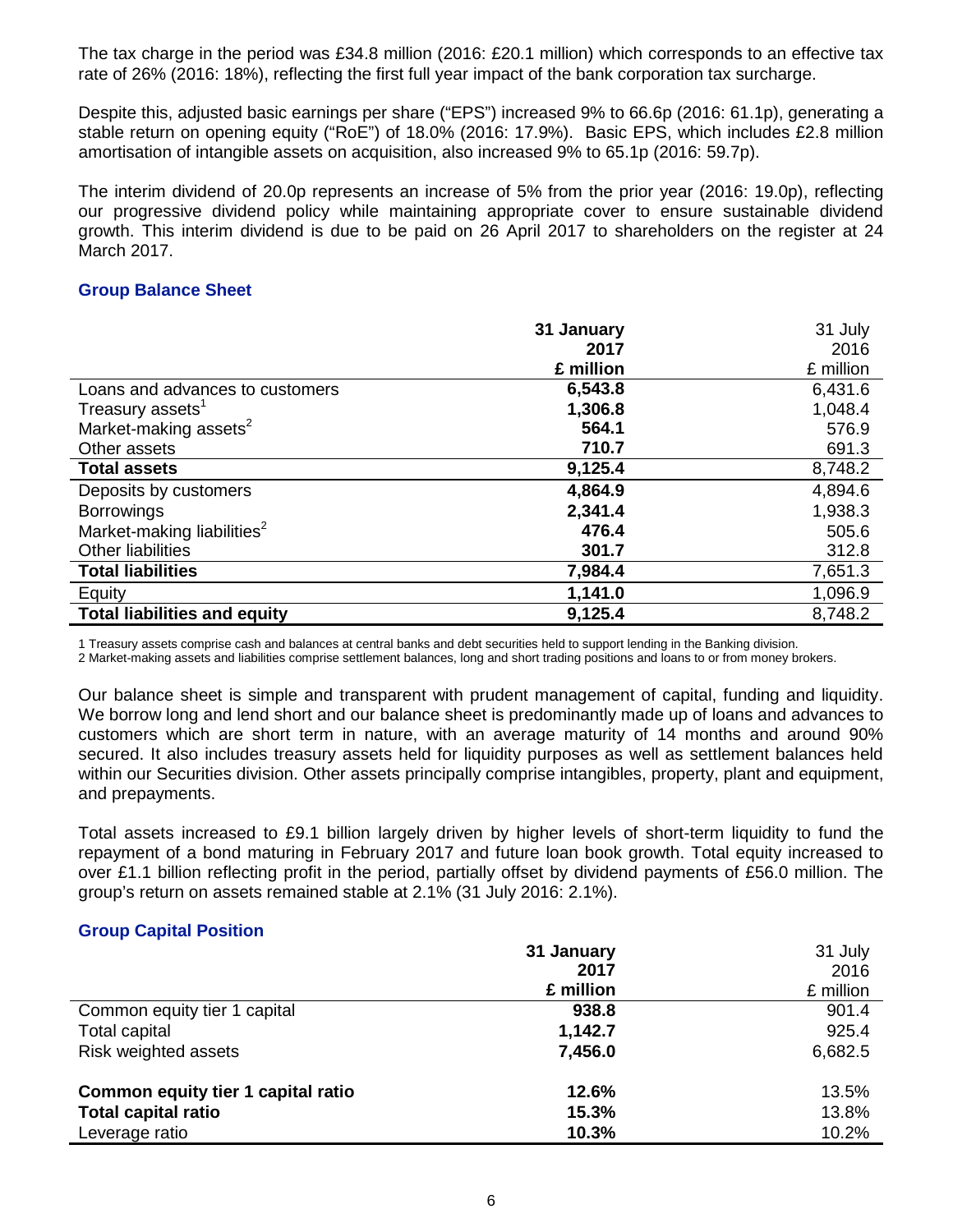The tax charge in the period was £34.8 million (2016: £20.1 million) which corresponds to an effective tax rate of 26% (2016: 18%), reflecting the first full year impact of the bank corporation tax surcharge.

Despite this, adjusted basic earnings per share ("EPS") increased 9% to 66.6p (2016: 61.1p), generating a stable return on opening equity ("RoE") of 18.0% (2016: 17.9%). Basic EPS, which includes £2.8 million amortisation of intangible assets on acquisition, also increased 9% to 65.1p (2016: 59.7p).

The interim dividend of 20.0p represents an increase of 5% from the prior year (2016: 19.0p), reflecting our progressive dividend policy while maintaining appropriate cover to ensure sustainable dividend growth. This interim dividend is due to be paid on 26 April 2017 to shareholders on the register at 24 March 2017.

## Group Balance Sheet

| | **31 January 2017 £ million** | 31 July 2016 £ million |
|---|---|---|
| Loans and advances to customers | **6,543.8** | 6,431.6 |
| Treasury assets[1] | **1,306.8** | 1,048.4 |
| Market-making assets[2] | **564.1** | 576.9 |
| Other assets | **710.7** | 691.3 |
| **Total assets** | **9,125.4** | 8,748.2 |
| Deposits by customers | **4,864.9** | 4,894.6 |
| Borrowings | **2,341.4** | 1,938.3 |
| Market-making liabilities[2] | **476.4** | 505.6 |
| Other liabilities | **301.7** | 312.8 |
| **Total liabilities** | **7,984.4** | 7,651.3 |
| Equity | **1,141.0** | 1,096.9 |
| **Total liabilities and equity** | **9,125.4** | 8,748.2 |

1 Treasury assets comprise cash and balances at central banks and debt securities held to support lending in the Banking division.
2 Market-making assets and liabilities comprise settlement balances, long and short trading positions and loans to or from money brokers.

Our balance sheet is simple and transparent with prudent management of capital, funding and liquidity. We borrow long and lend short and our balance sheet is predominantly made up of loans and advances to customers which are short term in nature, with an average maturity of 14 months and around 90% secured. It also includes treasury assets held for liquidity purposes as well as settlement balances held within our Securities division. Other assets principally comprise intangibles, property, plant and equipment, and prepayments.

Total assets increased to £9.1 billion largely driven by higher levels of short-term liquidity to fund the repayment of a bond maturing in February 2017 and future loan book growth. Total equity increased to over £1.1 billion reflecting profit in the period, partially offset by dividend payments of £56.0 million. The group's return on assets remained stable at 2.1% (31 July 2016: 2.1%).

## Group Capital Position

| | **31 January 2017 £ million** | 31 July 2016 £ million |
|---|---|---|
| Common equity tier 1 capital | **938.8** | 901.4 |
| Total capital | **1,142.7** | 925.4 |
| Risk weighted assets | **7,456.0** | 6,682.5 |
| **Common equity tier 1 capital ratio** | **12.6%** | 13.5% |
| **Total capital ratio** | **15.3%** | 13.8% |
| Leverage ratio | **10.3%** | 10.2% |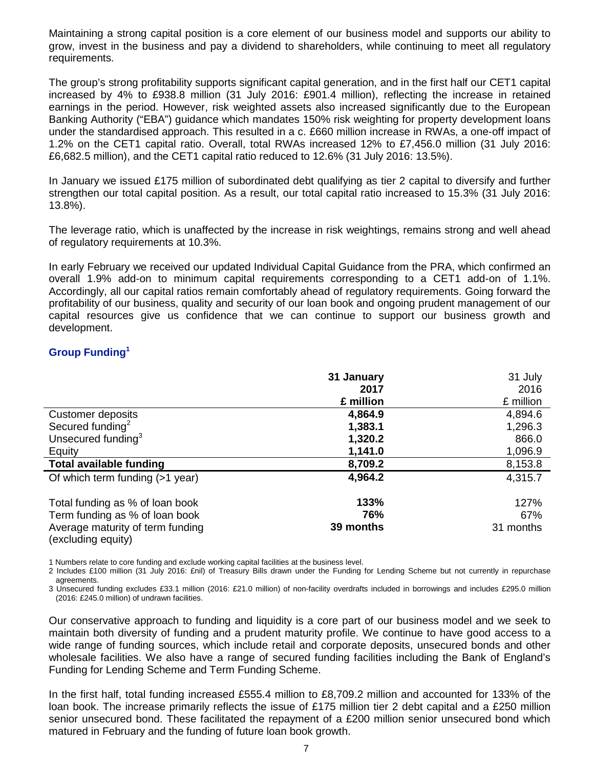Maintaining a strong capital position is a core element of our business model and supports our ability to grow, invest in the business and pay a dividend to shareholders, while continuing to meet all regulatory requirements.

The group's strong profitability supports significant capital generation, and in the first half our CET1 capital increased by 4% to £938.8 million (31 July 2016: £901.4 million), reflecting the increase in retained earnings in the period. However, risk weighted assets also increased significantly due to the European Banking Authority ("EBA") guidance which mandates 150% risk weighting for property development loans under the standardised approach. This resulted in a c. £660 million increase in RWAs, a one-off impact of 1.2% on the CET1 capital ratio. Overall, total RWAs increased 12% to £7,456.0 million (31 July 2016: £6,682.5 million), and the CET1 capital ratio reduced to 12.6% (31 July 2016: 13.5%).

In January we issued £175 million of subordinated debt qualifying as tier 2 capital to diversify and further strengthen our total capital position. As a result, our total capital ratio increased to 15.3% (31 July 2016: 13.8%).

The leverage ratio, which is unaffected by the increase in risk weightings, remains strong and well ahead of regulatory requirements at 10.3%.

In early February we received our updated Individual Capital Guidance from the PRA, which confirmed an overall 1.9% add-on to minimum capital requirements corresponding to a CET1 add-on of 1.1%. Accordingly, all our capital ratios remain comfortably ahead of regulatory requirements. Going forward the profitability of our business, quality and security of our loan book and ongoing prudent management of our capital resources give us confidence that we can continue to support our business growth and development.

## Group Funding[1]

| | **31 January 2017 £ million** | 31 July 2016 £ million |
|---|---|---|
| Customer deposits | **4,864.9** | 4,894.6 |
| Secured funding[2] | **1,383.1** | 1,296.3 |
| Unsecured funding[3] | **1,320.2** | 866.0 |
| Equity | **1,141.0** | 1,096.9 |
| **Total available funding** | **8,709.2** | 8,153.8 |
| Of which term funding (>1 year) | **4,964.2** | 4,315.7 |
| | | |
| Total funding as % of loan book | **133%** | 127% |
| Term funding as % of loan book | **76%** | 67% |
| Average maturity of term funding (excluding equity) | **39 months** | 31 months |

1 Numbers relate to core funding and exclude working capital facilities at the business level.

2 Includes £100 million (31 July 2016: £nil) of Treasury Bills drawn under the Funding for Lending Scheme but not currently in repurchase agreements.

3 Unsecured funding excludes £33.1 million (2016: £21.0 million) of non-facility overdrafts included in borrowings and includes £295.0 million (2016: £245.0 million) of undrawn facilities.

Our conservative approach to funding and liquidity is a core part of our business model and we seek to maintain both diversity of funding and a prudent maturity profile. We continue to have good access to a wide range of funding sources, which include retail and corporate deposits, unsecured bonds and other wholesale facilities. We also have a range of secured funding facilities including the Bank of England's Funding for Lending Scheme and Term Funding Scheme.

In the first half, total funding increased £555.4 million to £8,709.2 million and accounted for 133% of the loan book. The increase primarily reflects the issue of £175 million tier 2 debt capital and a £250 million senior unsecured bond. These facilitated the repayment of a £200 million senior unsecured bond which matured in February and the funding of future loan book growth.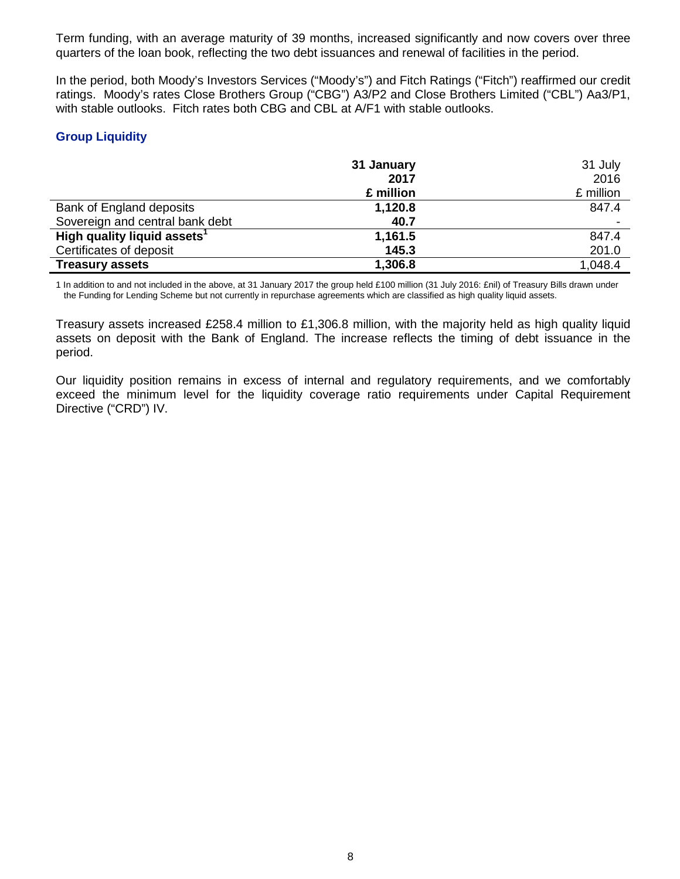Term funding, with an average maturity of 39 months, increased significantly and now covers over three quarters of the loan book, reflecting the two debt issuances and renewal of facilities in the period.

In the period, both Moody's Investors Services ("Moody's") and Fitch Ratings ("Fitch") reaffirmed our credit ratings. Moody's rates Close Brothers Group ("CBG") A3/P2 and Close Brothers Limited ("CBL") Aa3/P1, with stable outlooks. Fitch rates both CBG and CBL at A/F1 with stable outlooks.

## Group Liquidity

| | **31 January 2017 £ million** | 31 July 2016 £ million |
|---|---|---|
| Bank of England deposits | **1,120.8** | 847.4 |
| Sovereign and central bank debt | **40.7** | - |
| **High quality liquid assets[1]** | **1,161.5** | 847.4 |
| Certificates of deposit | **145.3** | 201.0 |
| **Treasury assets** | **1,306.8** | 1,048.4 |

1 In addition to and not included in the above, at 31 January 2017 the group held £100 million (31 July 2016: £nil) of Treasury Bills drawn under the Funding for Lending Scheme but not currently in repurchase agreements which are classified as high quality liquid assets.

Treasury assets increased £258.4 million to £1,306.8 million, with the majority held as high quality liquid assets on deposit with the Bank of England. The increase reflects the timing of debt issuance in the period.

Our liquidity position remains in excess of internal and regulatory requirements, and we comfortably exceed the minimum level for the liquidity coverage ratio requirements under Capital Requirement Directive ("CRD") IV.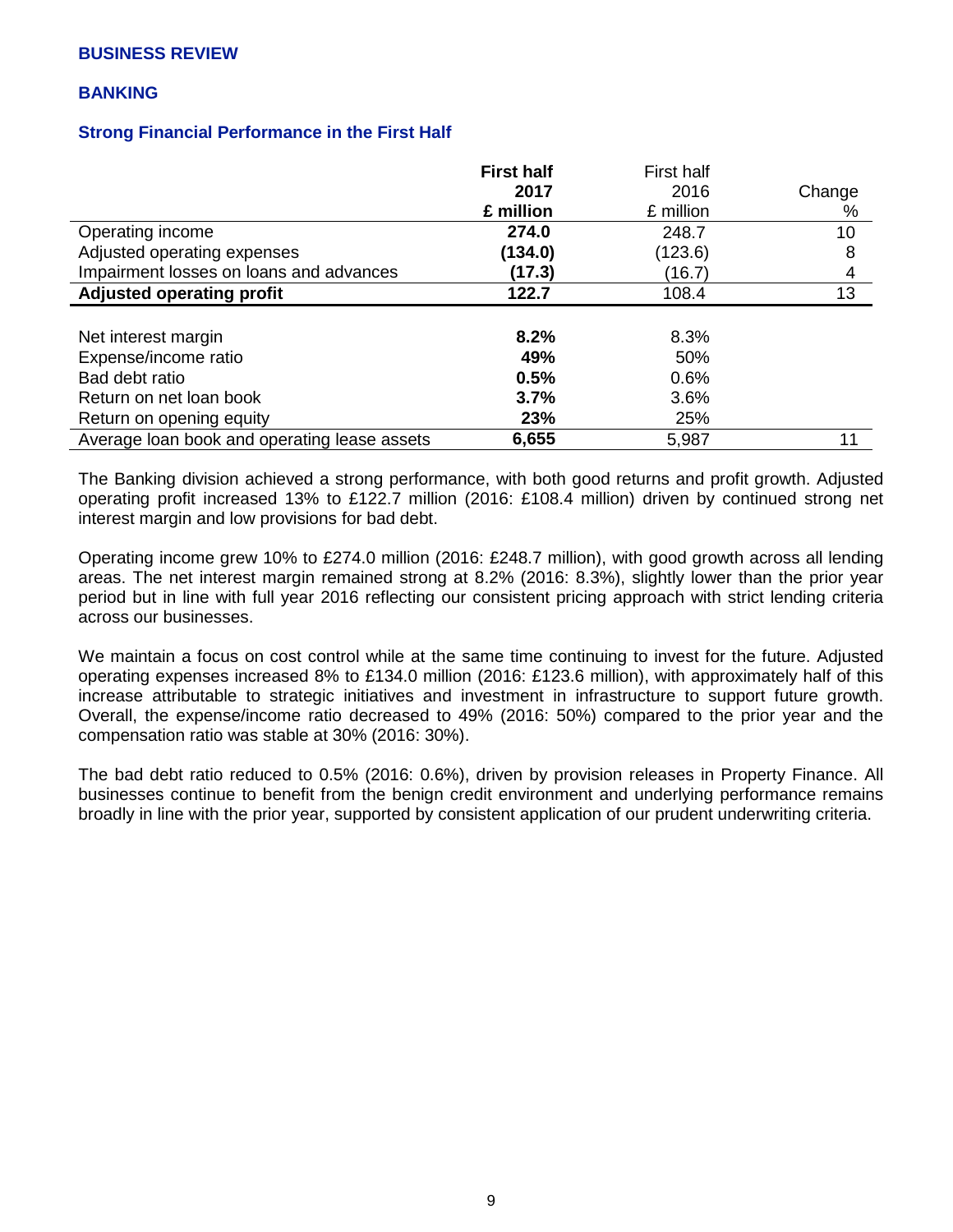**BUSINESS REVIEW**

**BANKING**

### Strong Financial Performance in the First Half

| | **First half 2017 £ million** | First half 2016 £ million | Change % |
|---|---|---|---|
| Operating income | **274.0** | 248.7 | 10 |
| Adjusted operating expenses | **(134.0)** | (123.6) | 8 |
| Impairment losses on loans and advances | **(17.3)** | (16.7) | 4 |
| **Adjusted operating profit** | **122.7** | 108.4 | 13 |
| | | | |
| Net interest margin | **8.2%** | 8.3% | |
| Expense/income ratio | **49%** | 50% | |
| Bad debt ratio | **0.5%** | 0.6% | |
| Return on net loan book | **3.7%** | 3.6% | |
| Return on opening equity | **23%** | 25% | |
| Average loan book and operating lease assets | **6,655** | 5,987 | 11 |

The Banking division achieved a strong performance, with both good returns and profit growth. Adjusted operating profit increased 13% to £122.7 million (2016: £108.4 million) driven by continued strong net interest margin and low provisions for bad debt.

Operating income grew 10% to £274.0 million (2016: £248.7 million), with good growth across all lending areas. The net interest margin remained strong at 8.2% (2016: 8.3%), slightly lower than the prior year period but in line with full year 2016 reflecting our consistent pricing approach with strict lending criteria across our businesses.

We maintain a focus on cost control while at the same time continuing to invest for the future. Adjusted operating expenses increased 8% to £134.0 million (2016: £123.6 million), with approximately half of this increase attributable to strategic initiatives and investment in infrastructure to support future growth. Overall, the expense/income ratio decreased to 49% (2016: 50%) compared to the prior year and the compensation ratio was stable at 30% (2016: 30%).

The bad debt ratio reduced to 0.5% (2016: 0.6%), driven by provision releases in Property Finance. All businesses continue to benefit from the benign credit environment and underlying performance remains broadly in line with the prior year, supported by consistent application of our prudent underwriting criteria.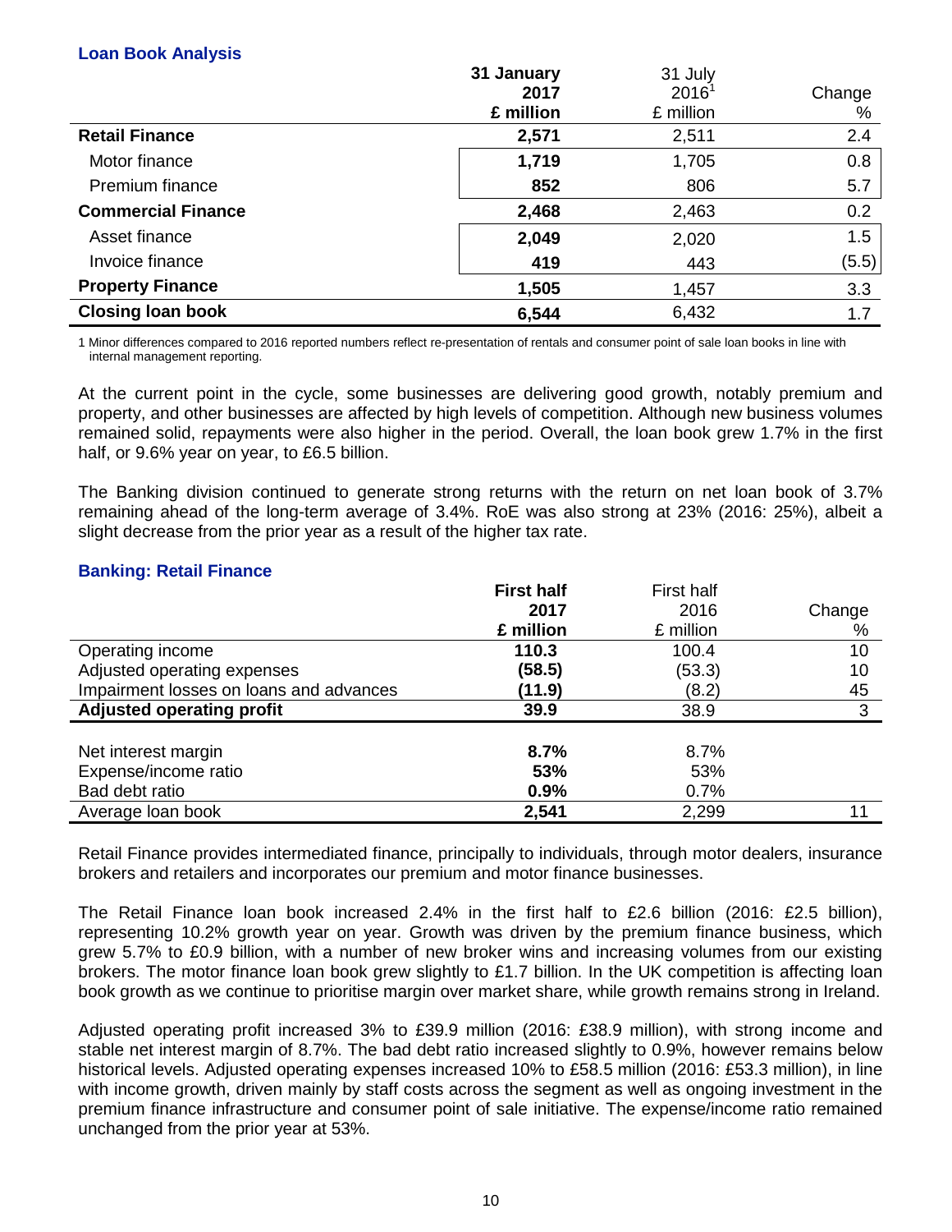### Loan Book Analysis

| | 31 January 2017 £ million | 31 July 2016[1] £ million | Change % |
|---|---|---|---|
| **Retail Finance** | **2,571** | 2,511 | 2.4 |
| Motor finance | **1,719** | 1,705 | 0.8 |
| Premium finance | **852** | 806 | 5.7 |
| **Commercial Finance** | **2,468** | 2,463 | 0.2 |
| Asset finance | **2,049** | 2,020 | 1.5 |
| Invoice finance | **419** | 443 | (5.5) |
| **Property Finance** | **1,505** | 1,457 | 3.3 |
| **Closing loan book** | **6,544** | 6,432 | 1.7 |

1 Minor differences compared to 2016 reported numbers reflect re-presentation of rentals and consumer point of sale loan books in line with internal management reporting.

At the current point in the cycle, some businesses are delivering good growth, notably premium and property, and other businesses are affected by high levels of competition. Although new business volumes remained solid, repayments were also higher in the period. Overall, the loan book grew 1.7% in the first half, or 9.6% year on year, to £6.5 billion.

The Banking division continued to generate strong returns with the return on net loan book of 3.7% remaining ahead of the long-term average of 3.4%. RoE was also strong at 23% (2016: 25%), albeit a slight decrease from the prior year as a result of the higher tax rate.

### Banking: Retail Finance

| | First half 2017 £ million | First half 2016 £ million | Change % |
|---|---|---|---|
| Operating income | **110.3** | 100.4 | 10 |
| Adjusted operating expenses | **(58.5)** | (53.3) | 10 |
| Impairment losses on loans and advances | **(11.9)** | (8.2) | 45 |
| **Adjusted operating profit** | **39.9** | 38.9 | 3 |
| | | | |
| Net interest margin | **8.7%** | 8.7% | |
| Expense/income ratio | **53%** | 53% | |
| Bad debt ratio | **0.9%** | 0.7% | |
| Average loan book | **2,541** | 2,299 | 11 |

Retail Finance provides intermediated finance, principally to individuals, through motor dealers, insurance brokers and retailers and incorporates our premium and motor finance businesses.

The Retail Finance loan book increased 2.4% in the first half to £2.6 billion (2016: £2.5 billion), representing 10.2% growth year on year. Growth was driven by the premium finance business, which grew 5.7% to £0.9 billion, with a number of new broker wins and increasing volumes from our existing brokers. The motor finance loan book grew slightly to £1.7 billion. In the UK competition is affecting loan book growth as we continue to prioritise margin over market share, while growth remains strong in Ireland.

Adjusted operating profit increased 3% to £39.9 million (2016: £38.9 million), with strong income and stable net interest margin of 8.7%. The bad debt ratio increased slightly to 0.9%, however remains below historical levels. Adjusted operating expenses increased 10% to £58.5 million (2016: £53.3 million), in line with income growth, driven mainly by staff costs across the segment as well as ongoing investment in the premium finance infrastructure and consumer point of sale initiative. The expense/income ratio remained unchanged from the prior year at 53%.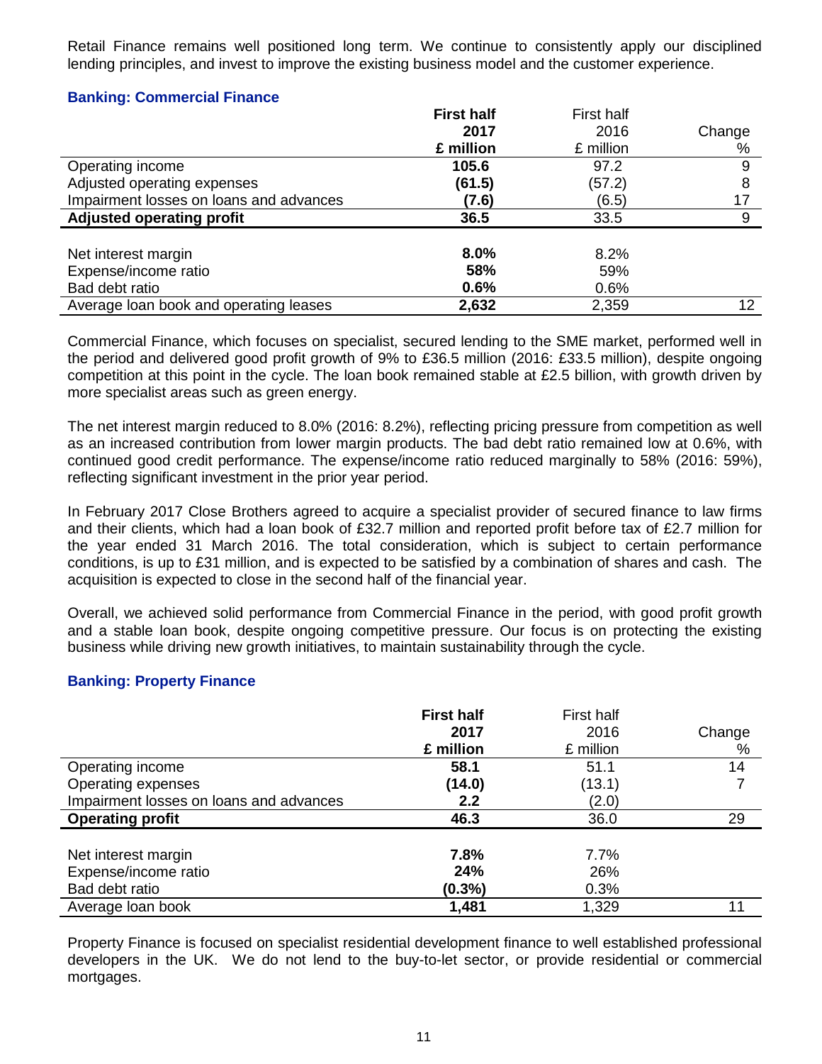Retail Finance remains well positioned long term. We continue to consistently apply our disciplined lending principles, and invest to improve the existing business model and the customer experience.

### Banking: Commercial Finance

| | **First half 2017 £ million** | First half 2016 £ million | Change % |
|---|---|---|---|
| Operating income | **105.6** | 97.2 | 9 |
| Adjusted operating expenses | **(61.5)** | (57.2) | 8 |
| Impairment losses on loans and advances | **(7.6)** | (6.5) | 17 |
| **Adjusted operating profit** | **36.5** | 33.5 | 9 |
| | | | |
| Net interest margin | **8.0%** | 8.2% | |
| Expense/income ratio | **58%** | 59% | |
| Bad debt ratio | **0.6%** | 0.6% | |
| Average loan book and operating leases | **2,632** | 2,359 | 12 |

Commercial Finance, which focuses on specialist, secured lending to the SME market, performed well in the period and delivered good profit growth of 9% to £36.5 million (2016: £33.5 million), despite ongoing competition at this point in the cycle. The loan book remained stable at £2.5 billion, with growth driven by more specialist areas such as green energy.

The net interest margin reduced to 8.0% (2016: 8.2%), reflecting pricing pressure from competition as well as an increased contribution from lower margin products. The bad debt ratio remained low at 0.6%, with continued good credit performance. The expense/income ratio reduced marginally to 58% (2016: 59%), reflecting significant investment in the prior year period.

In February 2017 Close Brothers agreed to acquire a specialist provider of secured finance to law firms and their clients, which had a loan book of £32.7 million and reported profit before tax of £2.7 million for the year ended 31 March 2016. The total consideration, which is subject to certain performance conditions, is up to £31 million, and is expected to be satisfied by a combination of shares and cash. The acquisition is expected to close in the second half of the financial year.

Overall, we achieved solid performance from Commercial Finance in the period, with good profit growth and a stable loan book, despite ongoing competitive pressure. Our focus is on protecting the existing business while driving new growth initiatives, to maintain sustainability through the cycle.

### Banking: Property Finance

| | **First half 2017 £ million** | First half 2016 £ million | Change % |
|---|---|---|---|
| Operating income | **58.1** | 51.1 | 14 |
| Operating expenses | **(14.0)** | (13.1) | 7 |
| Impairment losses on loans and advances | **2.2** | (2.0) | |
| **Operating profit** | **46.3** | 36.0 | 29 |
| | | | |
| Net interest margin | **7.8%** | 7.7% | |
| Expense/income ratio | **24%** | 26% | |
| Bad debt ratio | **(0.3%)** | 0.3% | |
| Average loan book | **1,481** | 1,329 | 11 |

Property Finance is focused on specialist residential development finance to well established professional developers in the UK. We do not lend to the buy-to-let sector, or provide residential or commercial mortgages.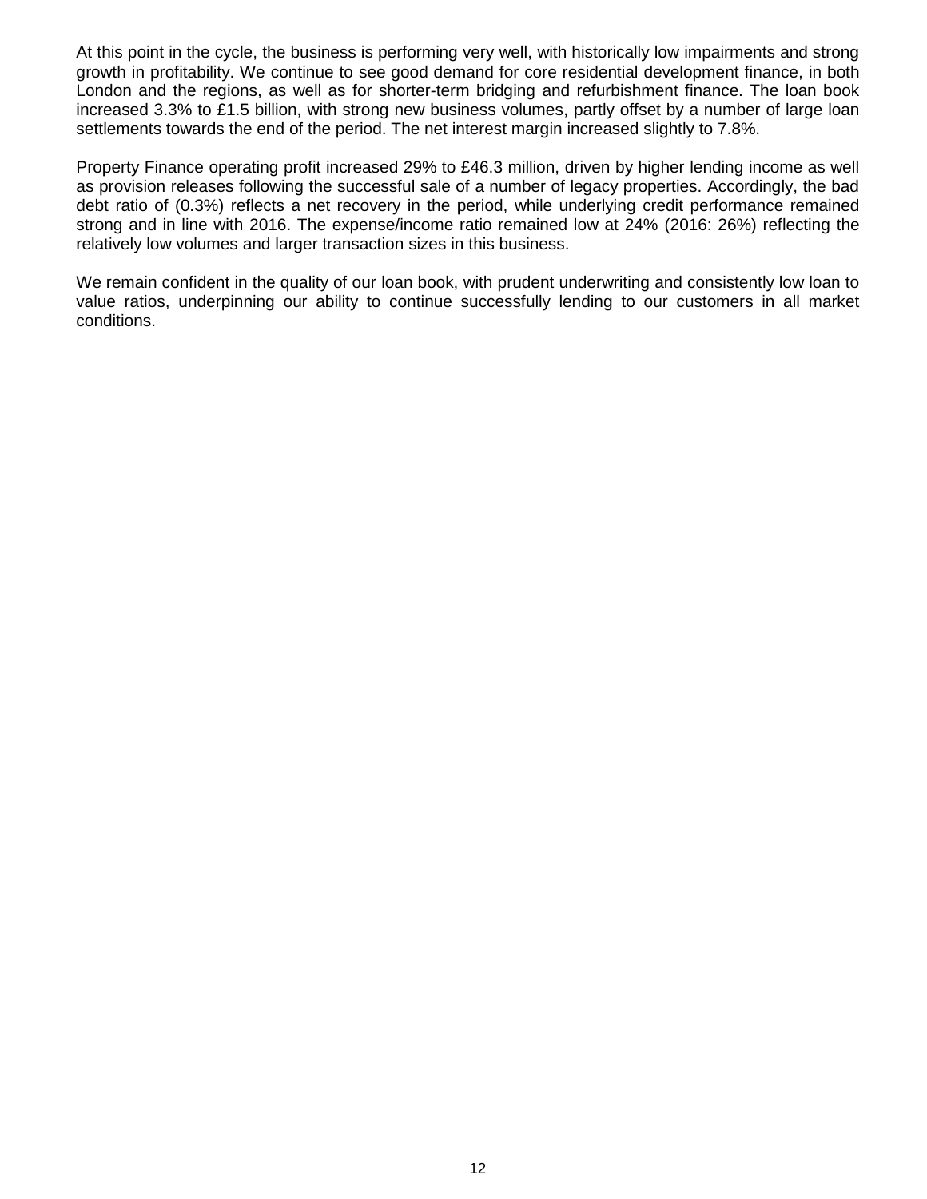At this point in the cycle, the business is performing very well, with historically low impairments and strong growth in profitability. We continue to see good demand for core residential development finance, in both London and the regions, as well as for shorter-term bridging and refurbishment finance. The loan book increased 3.3% to £1.5 billion, with strong new business volumes, partly offset by a number of large loan settlements towards the end of the period. The net interest margin increased slightly to 7.8%.

Property Finance operating profit increased 29% to £46.3 million, driven by higher lending income as well as provision releases following the successful sale of a number of legacy properties. Accordingly, the bad debt ratio of (0.3%) reflects a net recovery in the period, while underlying credit performance remained strong and in line with 2016. The expense/income ratio remained low at 24% (2016: 26%) reflecting the relatively low volumes and larger transaction sizes in this business.

We remain confident in the quality of our loan book, with prudent underwriting and consistently low loan to value ratios, underpinning our ability to continue successfully lending to our customers in all market conditions.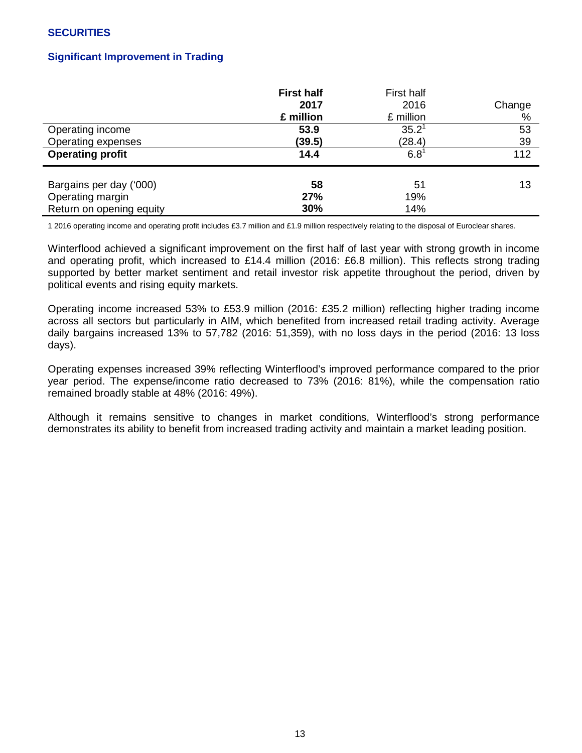## SECURITIES

### Significant Improvement in Trading

| | **First half 2017 £ million** | First half 2016 £ million | Change % |
|---|---|---|---|
| Operating income | **53.9** | 35.2[1] | 53 |
| Operating expenses | **(39.5)** | (28.4) | 39 |
| **Operating profit** | **14.4** | 6.8[1] | 112 |
| | | | |
| Bargains per day ('000) | **58** | 51 | 13 |
| Operating margin | **27%** | 19% | |
| Return on opening equity | **30%** | 14% | |

1 2016 operating income and operating profit includes £3.7 million and £1.9 million respectively relating to the disposal of Euroclear shares.

Winterflood achieved a significant improvement on the first half of last year with strong growth in income and operating profit, which increased to £14.4 million (2016: £6.8 million). This reflects strong trading supported by better market sentiment and retail investor risk appetite throughout the period, driven by political events and rising equity markets.

Operating income increased 53% to £53.9 million (2016: £35.2 million) reflecting higher trading income across all sectors but particularly in AIM, which benefited from increased retail trading activity. Average daily bargains increased 13% to 57,782 (2016: 51,359), with no loss days in the period (2016: 13 loss days).

Operating expenses increased 39% reflecting Winterflood's improved performance compared to the prior year period. The expense/income ratio decreased to 73% (2016: 81%), while the compensation ratio remained broadly stable at 48% (2016: 49%).

Although it remains sensitive to changes in market conditions, Winterflood's strong performance demonstrates its ability to benefit from increased trading activity and maintain a market leading position.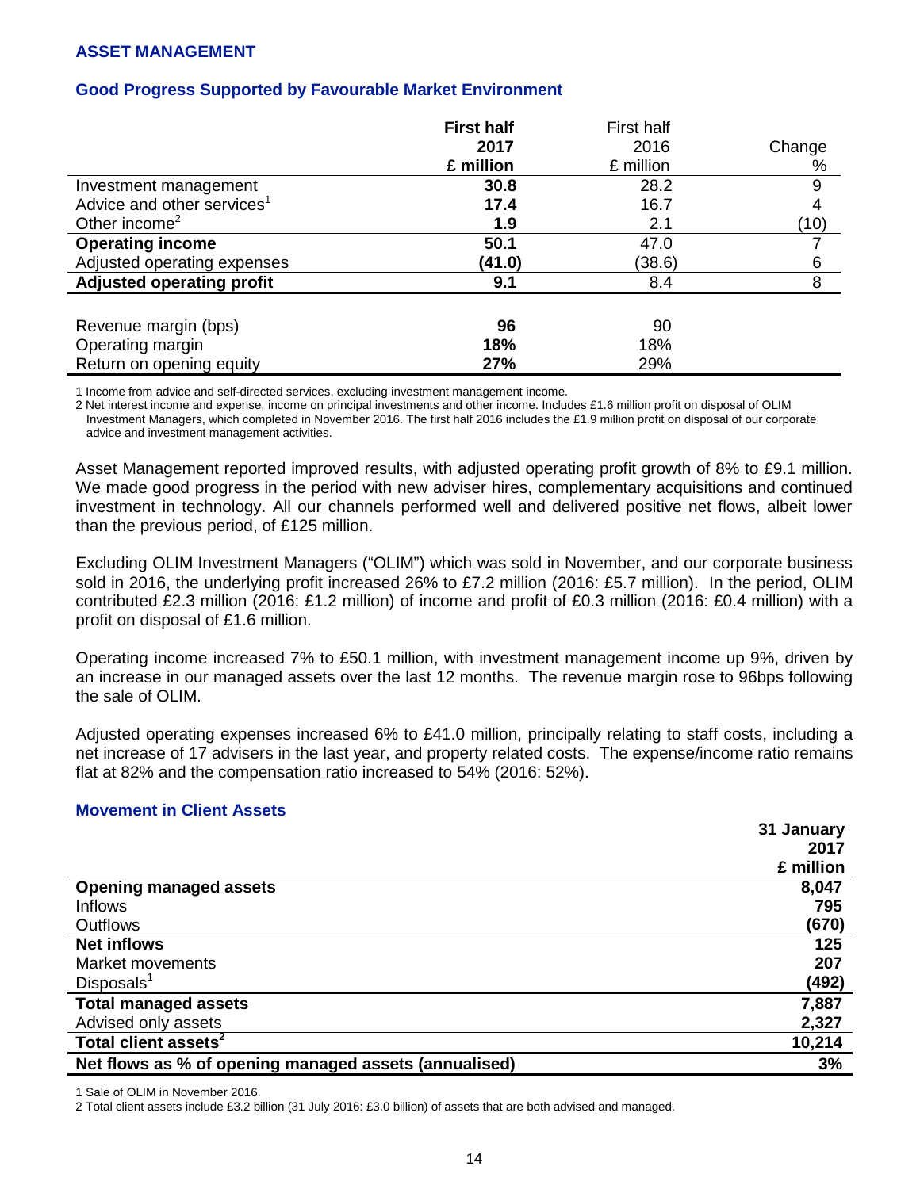## ASSET MANAGEMENT

### Good Progress Supported by Favourable Market Environment

| | **First half 2017 £ million** | First half 2016 £ million | Change % |
|---|---|---|---|
| Investment management | **30.8** | 28.2 | 9 |
| Advice and other services[1] | **17.4** | 16.7 | 4 |
| Other income[2] | **1.9** | 2.1 | (10) |
| **Operating income** | **50.1** | 47.0 | 7 |
| Adjusted operating expenses | **(41.0)** | (38.6) | 6 |
| **Adjusted operating profit** | **9.1** | 8.4 | 8 |
| | | | |
| Revenue margin (bps) | **96** | 90 | |
| Operating margin | **18%** | 18% | |
| Return on opening equity | **27%** | 29% | |

1 Income from advice and self-directed services, excluding investment management income.

2 Net interest income and expense, income on principal investments and other income. Includes £1.6 million profit on disposal of OLIM Investment Managers, which completed in November 2016. The first half 2016 includes the £1.9 million profit on disposal of our corporate advice and investment management activities.

Asset Management reported improved results, with adjusted operating profit growth of 8% to £9.1 million. We made good progress in the period with new adviser hires, complementary acquisitions and continued investment in technology. All our channels performed well and delivered positive net flows, albeit lower than the previous period, of £125 million.

Excluding OLIM Investment Managers ("OLIM") which was sold in November, and our corporate business sold in 2016, the underlying profit increased 26% to £7.2 million (2016: £5.7 million). In the period, OLIM contributed £2.3 million (2016: £1.2 million) of income and profit of £0.3 million (2016: £0.4 million) with a profit on disposal of £1.6 million.

Operating income increased 7% to £50.1 million, with investment management income up 9%, driven by an increase in our managed assets over the last 12 months. The revenue margin rose to 96bps following the sale of OLIM.

Adjusted operating expenses increased 6% to £41.0 million, principally relating to staff costs, including a net increase of 17 advisers in the last year, and property related costs. The expense/income ratio remains flat at 82% and the compensation ratio increased to 54% (2016: 52%).

### Movement in Client Assets

| | **31 January 2017 £ million** |
|---|---|
| **Opening managed assets** | **8,047** |
| Inflows | **795** |
| Outflows | **(670)** |
| **Net inflows** | **125** |
| Market movements | **207** |
| Disposals[1] | **(492)** |
| **Total managed assets** | **7,887** |
| Advised only assets | **2,327** |
| **Total client assets[2]** | **10,214** |
| **Net flows as % of opening managed assets (annualised)** | **3%** |

1 Sale of OLIM in November 2016.

2 Total client assets include £3.2 billion (31 July 2016: £3.0 billion) of assets that are both advised and managed.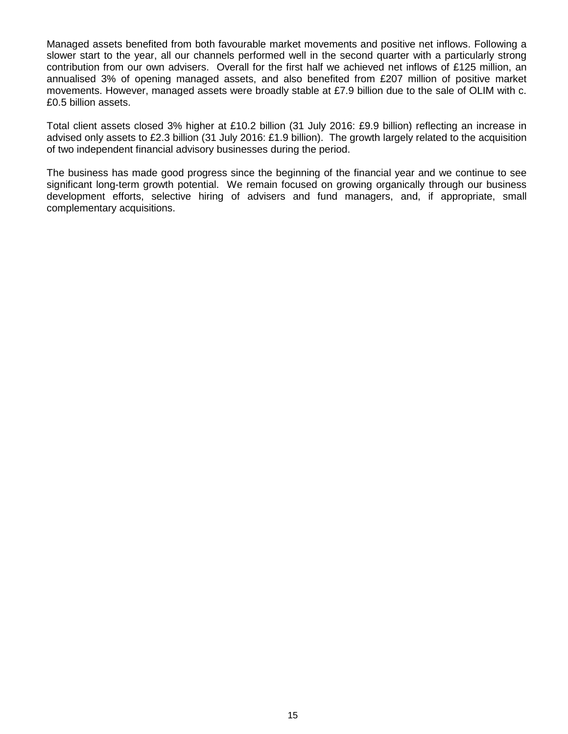Managed assets benefited from both favourable market movements and positive net inflows. Following a slower start to the year, all our channels performed well in the second quarter with a particularly strong contribution from our own advisers. Overall for the first half we achieved net inflows of £125 million, an annualised 3% of opening managed assets, and also benefited from £207 million of positive market movements. However, managed assets were broadly stable at £7.9 billion due to the sale of OLIM with c. £0.5 billion assets.

Total client assets closed 3% higher at £10.2 billion (31 July 2016: £9.9 billion) reflecting an increase in advised only assets to £2.3 billion (31 July 2016: £1.9 billion). The growth largely related to the acquisition of two independent financial advisory businesses during the period.

The business has made good progress since the beginning of the financial year and we continue to see significant long-term growth potential. We remain focused on growing organically through our business development efforts, selective hiring of advisers and fund managers, and, if appropriate, small complementary acquisitions.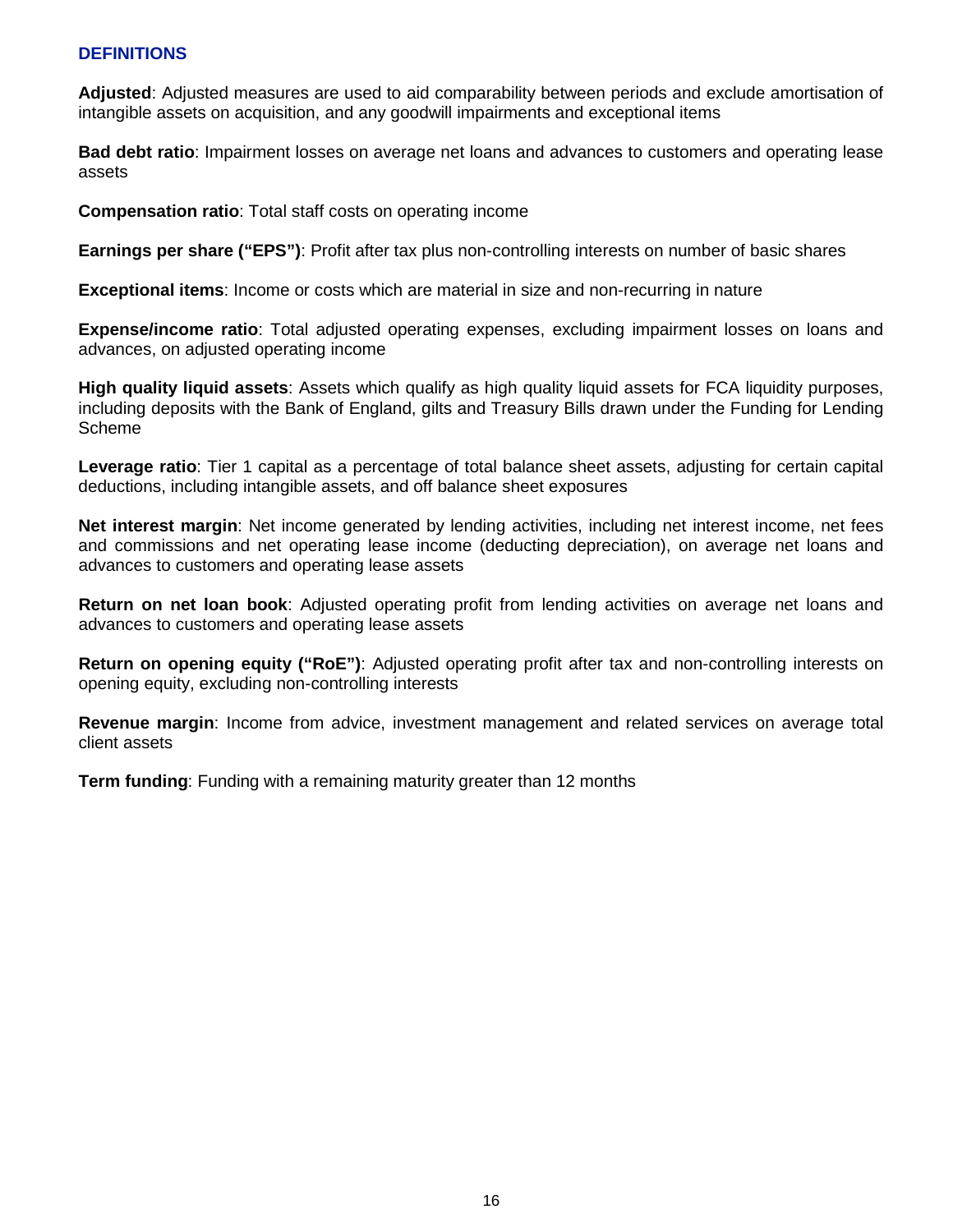## DEFINITIONS

**Adjusted**: Adjusted measures are used to aid comparability between periods and exclude amortisation of intangible assets on acquisition, and any goodwill impairments and exceptional items

**Bad debt ratio**: Impairment losses on average net loans and advances to customers and operating lease assets

**Compensation ratio**: Total staff costs on operating income

**Earnings per share ("EPS")**: Profit after tax plus non-controlling interests on number of basic shares

**Exceptional items**: Income or costs which are material in size and non-recurring in nature

**Expense/income ratio**: Total adjusted operating expenses, excluding impairment losses on loans and advances, on adjusted operating income

**High quality liquid assets**: Assets which qualify as high quality liquid assets for FCA liquidity purposes, including deposits with the Bank of England, gilts and Treasury Bills drawn under the Funding for Lending Scheme

**Leverage ratio**: Tier 1 capital as a percentage of total balance sheet assets, adjusting for certain capital deductions, including intangible assets, and off balance sheet exposures

**Net interest margin**: Net income generated by lending activities, including net interest income, net fees and commissions and net operating lease income (deducting depreciation), on average net loans and advances to customers and operating lease assets

**Return on net loan book**: Adjusted operating profit from lending activities on average net loans and advances to customers and operating lease assets

**Return on opening equity ("RoE")**: Adjusted operating profit after tax and non-controlling interests on opening equity, excluding non-controlling interests

**Revenue margin**: Income from advice, investment management and related services on average total client assets

**Term funding**: Funding with a remaining maturity greater than 12 months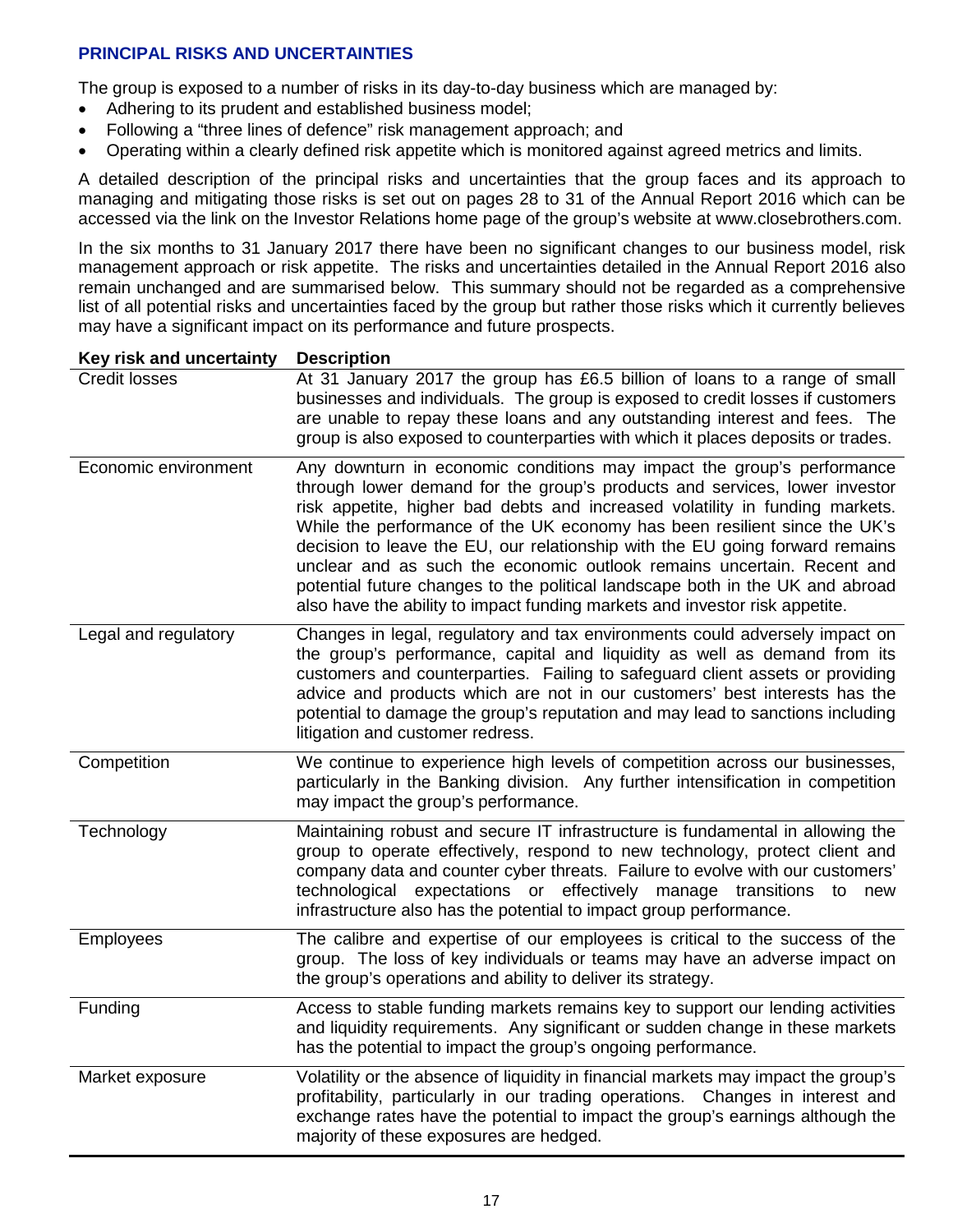## PRINCIPAL RISKS AND UNCERTAINTIES

The group is exposed to a number of risks in its day-to-day business which are managed by:

- Adhering to its prudent and established business model;
- Following a "three lines of defence" risk management approach; and
- Operating within a clearly defined risk appetite which is monitored against agreed metrics and limits.

A detailed description of the principal risks and uncertainties that the group faces and its approach to managing and mitigating those risks is set out on pages 28 to 31 of the Annual Report 2016 which can be accessed via the link on the Investor Relations home page of the group's website at www.closebrothers.com.

In the six months to 31 January 2017 there have been no significant changes to our business model, risk management approach or risk appetite. The risks and uncertainties detailed in the Annual Report 2016 also remain unchanged and are summarised below. This summary should not be regarded as a comprehensive list of all potential risks and uncertainties faced by the group but rather those risks which it currently believes may have a significant impact on its performance and future prospects.

| Key risk and uncertainty | Description |
|---|---|
| Credit losses | At 31 January 2017 the group has £6.5 billion of loans to a range of small businesses and individuals. The group is exposed to credit losses if customers are unable to repay these loans and any outstanding interest and fees. The group is also exposed to counterparties with which it places deposits or trades. |
| Economic environment | Any downturn in economic conditions may impact the group's performance through lower demand for the group's products and services, lower investor risk appetite, higher bad debts and increased volatility in funding markets. While the performance of the UK economy has been resilient since the UK's decision to leave the EU, our relationship with the EU going forward remains unclear and as such the economic outlook remains uncertain. Recent and potential future changes to the political landscape both in the UK and abroad also have the ability to impact funding markets and investor risk appetite. |
| Legal and regulatory | Changes in legal, regulatory and tax environments could adversely impact on the group's performance, capital and liquidity as well as demand from its customers and counterparties. Failing to safeguard client assets or providing advice and products which are not in our customers' best interests has the potential to damage the group's reputation and may lead to sanctions including litigation and customer redress. |
| Competition | We continue to experience high levels of competition across our businesses, particularly in the Banking division. Any further intensification in competition may impact the group's performance. |
| Technology | Maintaining robust and secure IT infrastructure is fundamental in allowing the group to operate effectively, respond to new technology, protect client and company data and counter cyber threats. Failure to evolve with our customers' technological expectations or effectively manage transitions to new infrastructure also has the potential to impact group performance. |
| Employees | The calibre and expertise of our employees is critical to the success of the group. The loss of key individuals or teams may have an adverse impact on the group's operations and ability to deliver its strategy. |
| Funding | Access to stable funding markets remains key to support our lending activities and liquidity requirements. Any significant or sudden change in these markets has the potential to impact the group's ongoing performance. |
| Market exposure | Volatility or the absence of liquidity in financial markets may impact the group's profitability, particularly in our trading operations. Changes in interest and exchange rates have the potential to impact the group's earnings although the majority of these exposures are hedged. |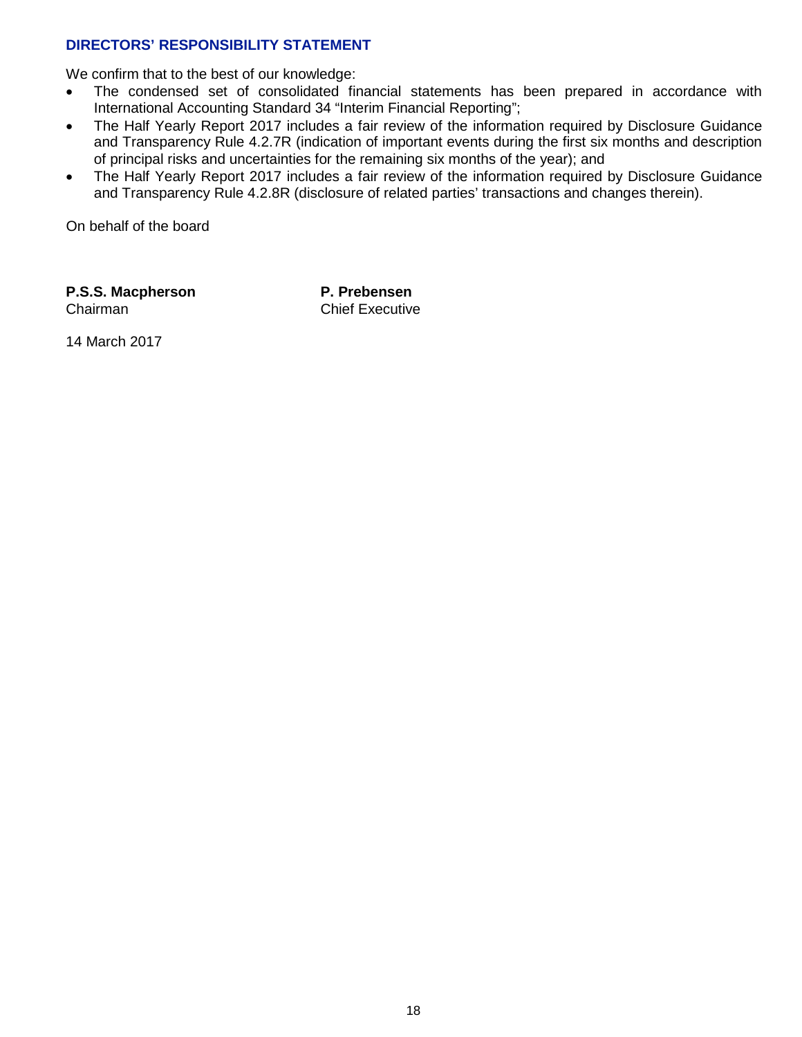## DIRECTORS' RESPONSIBILITY STATEMENT

We confirm that to the best of our knowledge:

- The condensed set of consolidated financial statements has been prepared in accordance with International Accounting Standard 34 "Interim Financial Reporting";
- The Half Yearly Report 2017 includes a fair review of the information required by Disclosure Guidance and Transparency Rule 4.2.7R (indication of important events during the first six months and description of principal risks and uncertainties for the remaining six months of the year); and
- The Half Yearly Report 2017 includes a fair review of the information required by Disclosure Guidance and Transparency Rule 4.2.8R (disclosure of related parties' transactions and changes therein).

On behalf of the board

**P.S.S. Macpherson**
Chairman

**P. Prebensen**
Chief Executive

14 March 2017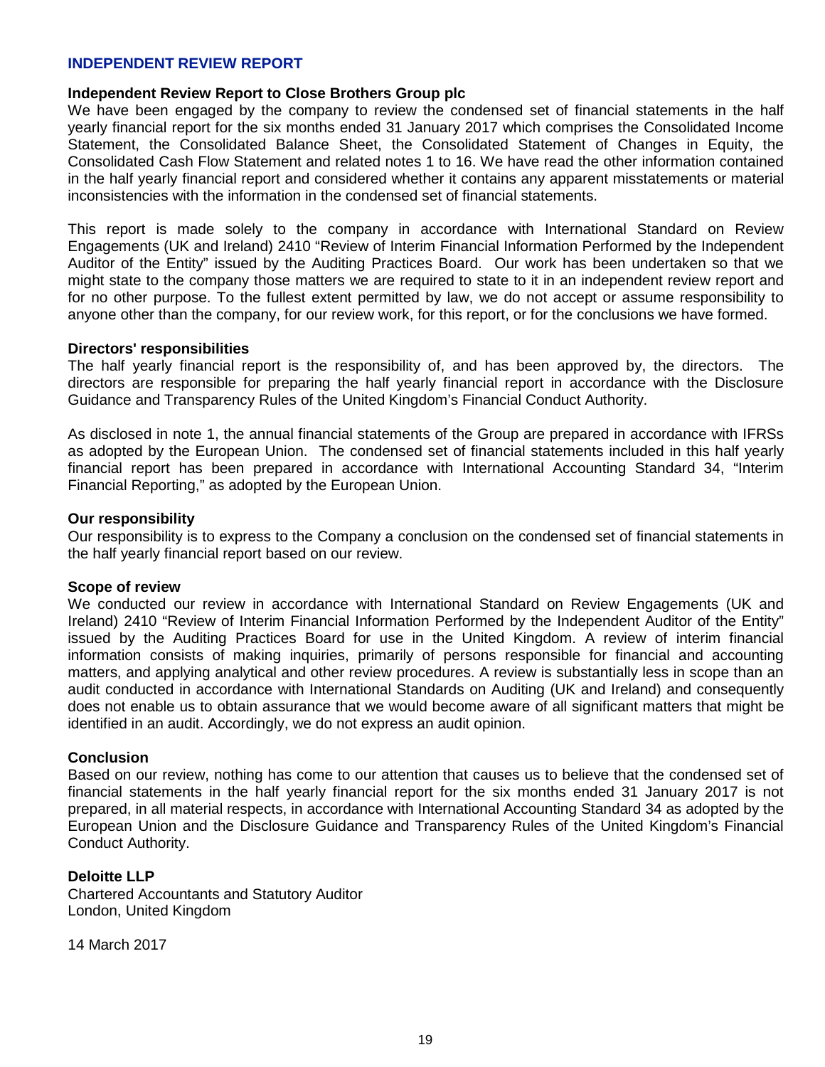## INDEPENDENT REVIEW REPORT

**Independent Review Report to Close Brothers Group plc**

We have been engaged by the company to review the condensed set of financial statements in the half yearly financial report for the six months ended 31 January 2017 which comprises the Consolidated Income Statement, the Consolidated Balance Sheet, the Consolidated Statement of Changes in Equity, the Consolidated Cash Flow Statement and related notes 1 to 16. We have read the other information contained in the half yearly financial report and considered whether it contains any apparent misstatements or material inconsistencies with the information in the condensed set of financial statements.

This report is made solely to the company in accordance with International Standard on Review Engagements (UK and Ireland) 2410 "Review of Interim Financial Information Performed by the Independent Auditor of the Entity" issued by the Auditing Practices Board. Our work has been undertaken so that we might state to the company those matters we are required to state to it in an independent review report and for no other purpose. To the fullest extent permitted by law, we do not accept or assume responsibility to anyone other than the company, for our review work, for this report, or for the conclusions we have formed.

**Directors' responsibilities**

The half yearly financial report is the responsibility of, and has been approved by, the directors. The directors are responsible for preparing the half yearly financial report in accordance with the Disclosure Guidance and Transparency Rules of the United Kingdom's Financial Conduct Authority.

As disclosed in note 1, the annual financial statements of the Group are prepared in accordance with IFRSs as adopted by the European Union. The condensed set of financial statements included in this half yearly financial report has been prepared in accordance with International Accounting Standard 34, "Interim Financial Reporting," as adopted by the European Union.

**Our responsibility**

Our responsibility is to express to the Company a conclusion on the condensed set of financial statements in the half yearly financial report based on our review.

**Scope of review**

We conducted our review in accordance with International Standard on Review Engagements (UK and Ireland) 2410 "Review of Interim Financial Information Performed by the Independent Auditor of the Entity" issued by the Auditing Practices Board for use in the United Kingdom. A review of interim financial information consists of making inquiries, primarily of persons responsible for financial and accounting matters, and applying analytical and other review procedures. A review is substantially less in scope than an audit conducted in accordance with International Standards on Auditing (UK and Ireland) and consequently does not enable us to obtain assurance that we would become aware of all significant matters that might be identified in an audit. Accordingly, we do not express an audit opinion.

**Conclusion**

Based on our review, nothing has come to our attention that causes us to believe that the condensed set of financial statements in the half yearly financial report for the six months ended 31 January 2017 is not prepared, in all material respects, in accordance with International Accounting Standard 34 as adopted by the European Union and the Disclosure Guidance and Transparency Rules of the United Kingdom's Financial Conduct Authority.

**Deloitte LLP**
Chartered Accountants and Statutory Auditor
London, United Kingdom

14 March 2017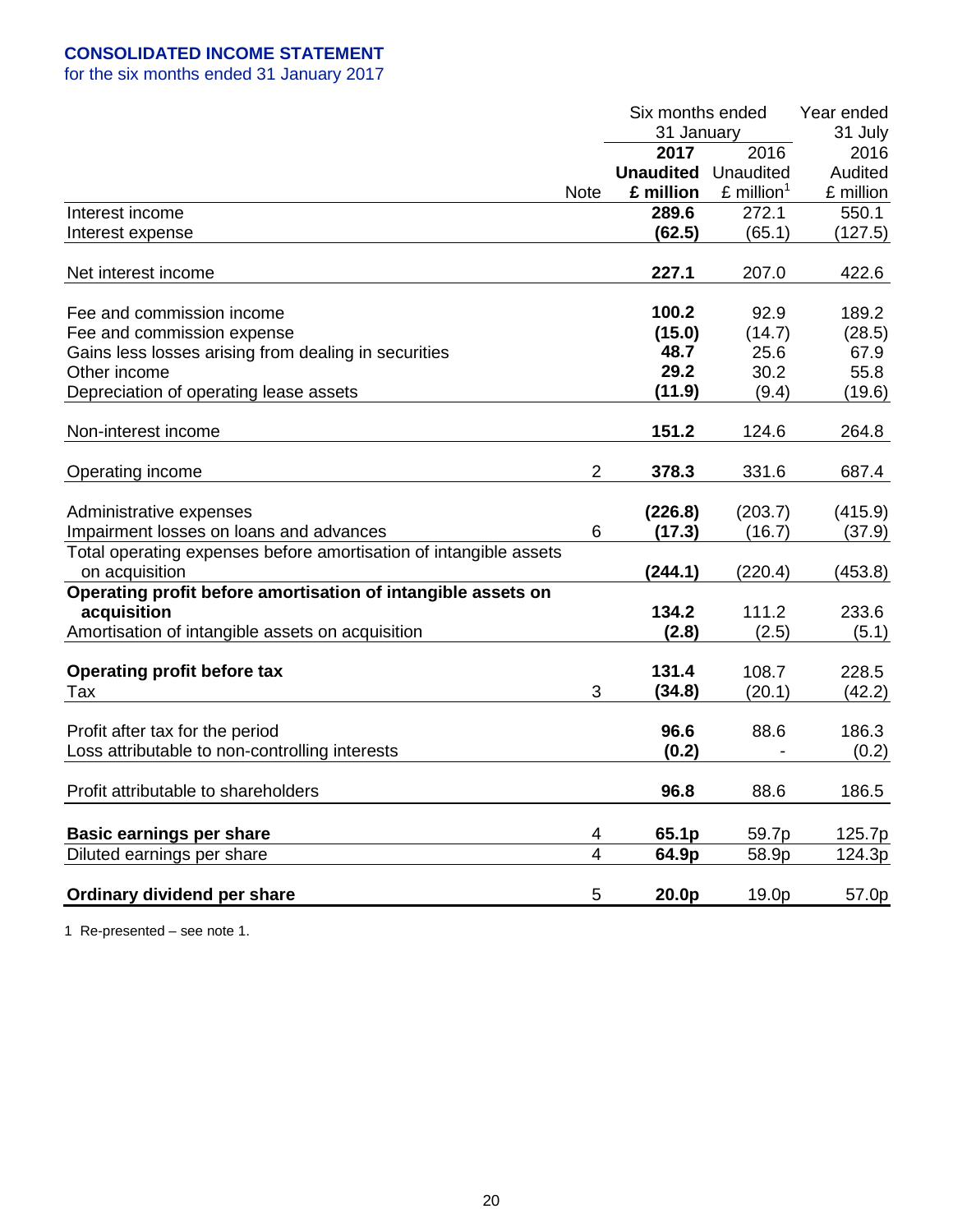# CONSOLIDATED INCOME STATEMENT

for the six months ended 31 January 2017

| | Note | Six months ended 31 January 2017 Unaudited £ million | Six months ended 31 January 2016 Unaudited £ million[1] | Year ended 31 July 2016 Audited £ million |
|---|---|---|---|---|
| Interest income | | **289.6** | 272.1 | 550.1 |
| Interest expense | | **(62.5)** | (65.1) | (127.5) |
| Net interest income | | **227.1** | 207.0 | 422.6 |
| Fee and commission income | | **100.2** | 92.9 | 189.2 |
| Fee and commission expense | | **(15.0)** | (14.7) | (28.5) |
| Gains less losses arising from dealing in securities | | **48.7** | 25.6 | 67.9 |
| Other income | | **29.2** | 30.2 | 55.8 |
| Depreciation of operating lease assets | | **(11.9)** | (9.4) | (19.6) |
| Non-interest income | | **151.2** | 124.6 | 264.8 |
| Operating income | 2 | **378.3** | 331.6 | 687.4 |
| Administrative expenses | | **(226.8)** | (203.7) | (415.9) |
| Impairment losses on loans and advances | 6 | **(17.3)** | (16.7) | (37.9) |
| Total operating expenses before amortisation of intangible assets on acquisition | | **(244.1)** | (220.4) | (453.8) |
| **Operating profit before amortisation of intangible assets on acquisition** | | **134.2** | 111.2 | 233.6 |
| Amortisation of intangible assets on acquisition | | **(2.8)** | (2.5) | (5.1) |
| **Operating profit before tax** | | **131.4** | 108.7 | 228.5 |
| Tax | 3 | **(34.8)** | (20.1) | (42.2) |
| Profit after tax for the period | | **96.6** | 88.6 | 186.3 |
| Loss attributable to non-controlling interests | | **(0.2)** | - | (0.2) |
| Profit attributable to shareholders | | **96.8** | 88.6 | 186.5 |
| **Basic earnings per share** | 4 | **65.1p** | 59.7p | 125.7p |
| Diluted earnings per share | 4 | **64.9p** | 58.9p | 124.3p |
| **Ordinary dividend per share** | 5 | **20.0p** | 19.0p | 57.0p |

1 Re-presented – see note 1.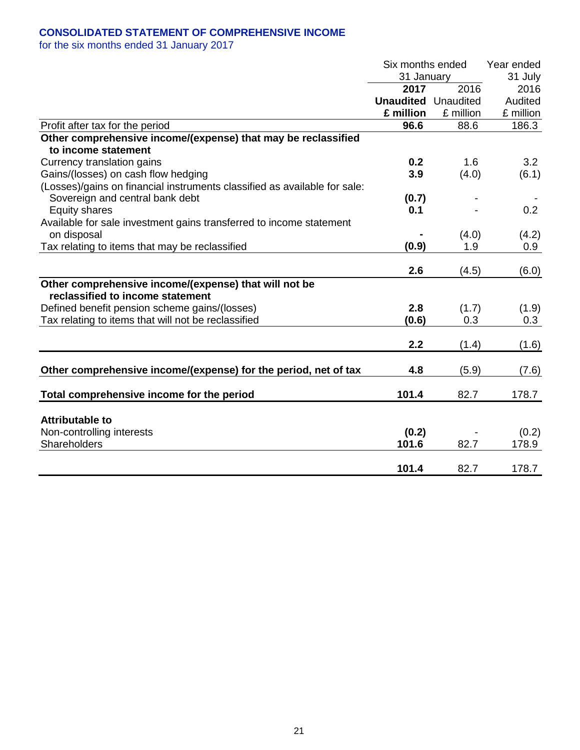## CONSOLIDATED STATEMENT OF COMPREHENSIVE INCOME

for the six months ended 31 January 2017

| | Six months ended 31 January | | Year ended 31 July |
|---|---|---|---|
| | **2017** | 2016 | 2016 |
| | **Unaudited** | Unaudited | Audited |
| | **£ million** | £ million | £ million |
| Profit after tax for the period | **96.6** | 88.6 | 186.3 |
| **Other comprehensive income/(expense) that may be reclassified to income statement** | | | |
| Currency translation gains | **0.2** | 1.6 | 3.2 |
| Gains/(losses) on cash flow hedging | **3.9** | (4.0) | (6.1) |
| (Losses)/gains on financial instruments classified as available for sale: | | | |
| Sovereign and central bank debt | **(0.7)** | - | - |
| Equity shares | **0.1** | - | 0.2 |
| Available for sale investment gains transferred to income statement on disposal | **-** | (4.0) | (4.2) |
| Tax relating to items that may be reclassified | **(0.9)** | 1.9 | 0.9 |
| | **2.6** | (4.5) | (6.0) |
| **Other comprehensive income/(expense) that will not be reclassified to income statement** | | | |
| Defined benefit pension scheme gains/(losses) | **2.8** | (1.7) | (1.9) |
| Tax relating to items that will not be reclassified | **(0.6)** | 0.3 | 0.3 |
| | **2.2** | (1.4) | (1.6) |
| **Other comprehensive income/(expense) for the period, net of tax** | **4.8** | (5.9) | (7.6) |
| **Total comprehensive income for the period** | **101.4** | 82.7 | 178.7 |
| **Attributable to** | | | |
| Non-controlling interests | **(0.2)** | - | (0.2) |
| Shareholders | **101.6** | 82.7 | 178.9 |
| | **101.4** | 82.7 | 178.7 |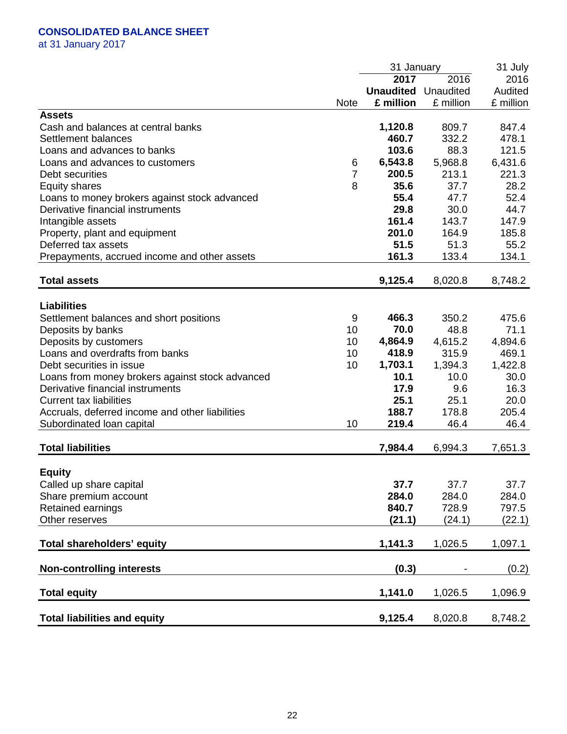# CONSOLIDATED BALANCE SHEET

at 31 January 2017

| | Note | 31 January 2017 Unaudited £ million | 31 January 2016 Unaudited £ million | 31 July 2016 Audited £ million |
|---|---|---|---|---|
| **Assets** | | | | |
| Cash and balances at central banks | | **1,120.8** | 809.7 | 847.4 |
| Settlement balances | | **460.7** | 332.2 | 478.1 |
| Loans and advances to banks | | **103.6** | 88.3 | 121.5 |
| Loans and advances to customers | 6 | **6,543.8** | 5,968.8 | 6,431.6 |
| Debt securities | 7 | **200.5** | 213.1 | 221.3 |
| Equity shares | 8 | **35.6** | 37.7 | 28.2 |
| Loans to money brokers against stock advanced | | **55.4** | 47.7 | 52.4 |
| Derivative financial instruments | | **29.8** | 30.0 | 44.7 |
| Intangible assets | | **161.4** | 143.7 | 147.9 |
| Property, plant and equipment | | **201.0** | 164.9 | 185.8 |
| Deferred tax assets | | **51.5** | 51.3 | 55.2 |
| Prepayments, accrued income and other assets | | **161.3** | 133.4 | 134.1 |
| **Total assets** | | **9,125.4** | 8,020.8 | 8,748.2 |
| **Liabilities** | | | | |
| Settlement balances and short positions | 9 | **466.3** | 350.2 | 475.6 |
| Deposits by banks | 10 | **70.0** | 48.8 | 71.1 |
| Deposits by customers | 10 | **4,864.9** | 4,615.2 | 4,894.6 |
| Loans and overdrafts from banks | 10 | **418.9** | 315.9 | 469.1 |
| Debt securities in issue | 10 | **1,703.1** | 1,394.3 | 1,422.8 |
| Loans from money brokers against stock advanced | | **10.1** | 10.0 | 30.0 |
| Derivative financial instruments | | **17.9** | 9.6 | 16.3 |
| Current tax liabilities | | **25.1** | 25.1 | 20.0 |
| Accruals, deferred income and other liabilities | | **188.7** | 178.8 | 205.4 |
| Subordinated loan capital | 10 | **219.4** | 46.4 | 46.4 |
| **Total liabilities** | | **7,984.4** | 6,994.3 | 7,651.3 |
| **Equity** | | | | |
| Called up share capital | | **37.7** | 37.7 | 37.7 |
| Share premium account | | **284.0** | 284.0 | 284.0 |
| Retained earnings | | **840.7** | 728.9 | 797.5 |
| Other reserves | | **(21.1)** | (24.1) | (22.1) |
| **Total shareholders' equity** | | **1,141.3** | 1,026.5 | 1,097.1 |
| **Non-controlling interests** | | **(0.3)** | - | (0.2) |
| **Total equity** | | **1,141.0** | 1,026.5 | 1,096.9 |
| **Total liabilities and equity** | | **9,125.4** | 8,020.8 | 8,748.2 |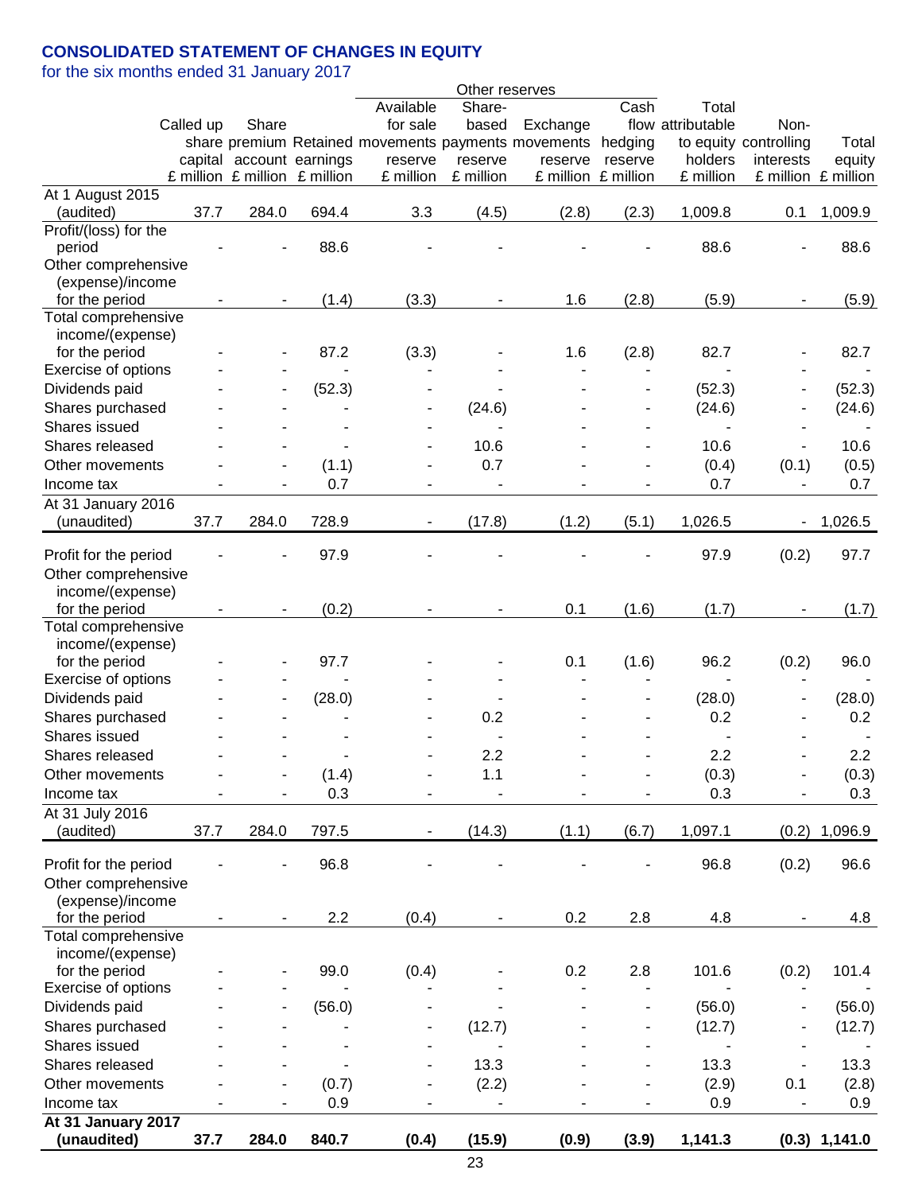# CONSOLIDATED STATEMENT OF CHANGES IN EQUITY

for the six months ended 31 January 2017

| | Called up share capital £ million | Share premium account £ million | Retained earnings £ million | Other reserves: Available for sale movements reserve £ million | Other reserves: Share-based payments reserve £ million | Other reserves: Exchange movements reserve £ million | Other reserves: Cash flow hedging reserve £ million | Total attributable to equity holders £ million | Non-controlling interests £ million | Total equity £ million |
|---|---|---|---|---|---|---|---|---|---|---|
| At 1 August 2015 (audited) | 37.7 | 284.0 | 694.4 | 3.3 | (4.5) | (2.8) | (2.3) | 1,009.8 | 0.1 | 1,009.9 |
| Profit/(loss) for the period | - | - | 88.6 | - | - | - | - | 88.6 | - | 88.6 |
| Other comprehensive (expense)/income for the period | - | - | (1.4) | (3.3) | - | 1.6 | (2.8) | (5.9) | - | (5.9) |
| Total comprehensive income/(expense) for the period | - | - | 87.2 | (3.3) | - | 1.6 | (2.8) | 82.7 | - | 82.7 |
| Exercise of options | - | - | - | - | - | - | - | - | - | - |
| Dividends paid | - | - | (52.3) | - | - | - | - | (52.3) | - | (52.3) |
| Shares purchased | - | - | - | - | (24.6) | - | - | (24.6) | - | (24.6) |
| Shares issued | - | - | - | - | - | - | - | - | - | - |
| Shares released | - | - | - | - | 10.6 | - | - | 10.6 | - | 10.6 |
| Other movements | - | - | (1.1) | - | 0.7 | - | - | (0.4) | (0.1) | (0.5) |
| Income tax | - | - | 0.7 | - | - | - | - | 0.7 | - | 0.7 |
| At 31 January 2016 (unaudited) | 37.7 | 284.0 | 728.9 | - | (17.8) | (1.2) | (5.1) | 1,026.5 | - | 1,026.5 |
| Profit for the period | - | - | 97.9 | - | - | - | - | 97.9 | (0.2) | 97.7 |
| Other comprehensive income/(expense) for the period | - | - | (0.2) | - | - | 0.1 | (1.6) | (1.7) | - | (1.7) |
| Total comprehensive income/(expense) for the period | - | - | 97.7 | - | - | 0.1 | (1.6) | 96.2 | (0.2) | 96.0 |
| Exercise of options | - | - | - | - | - | - | - | - | - | - |
| Dividends paid | - | - | (28.0) | - | - | - | - | (28.0) | - | (28.0) |
| Shares purchased | - | - | - | - | 0.2 | - | - | 0.2 | - | 0.2 |
| Shares issued | - | - | - | - | - | - | - | - | - | - |
| Shares released | - | - | - | - | 2.2 | - | - | 2.2 | - | 2.2 |
| Other movements | - | - | (1.4) | - | 1.1 | - | - | (0.3) | - | (0.3) |
| Income tax | - | - | 0.3 | - | - | - | - | 0.3 | - | 0.3 |
| At 31 July 2016 (audited) | 37.7 | 284.0 | 797.5 | - | (14.3) | (1.1) | (6.7) | 1,097.1 | (0.2) | 1,096.9 |
| Profit for the period | - | - | 96.8 | - | - | - | - | 96.8 | (0.2) | 96.6 |
| Other comprehensive (expense)/income for the period | - | - | 2.2 | (0.4) | - | 0.2 | 2.8 | 4.8 | - | 4.8 |
| Total comprehensive income/(expense) for the period | - | - | 99.0 | (0.4) | - | 0.2 | 2.8 | 101.6 | (0.2) | 101.4 |
| Exercise of options | - | - | - | - | - | - | - | - | - | - |
| Dividends paid | - | - | (56.0) | - | - | - | - | (56.0) | - | (56.0) |
| Shares purchased | - | - | - | - | (12.7) | - | - | (12.7) | - | (12.7) |
| Shares issued | - | - | - | - | - | - | - | - | - | - |
| Shares released | - | - | - | - | 13.3 | - | - | 13.3 | - | 13.3 |
| Other movements | - | - | (0.7) | - | (2.2) | - | - | (2.9) | 0.1 | (2.8) |
| Income tax | - | - | 0.9 | - | - | - | - | 0.9 | - | 0.9 |
| **At 31 January 2017 (unaudited)** | **37.7** | **284.0** | **840.7** | **(0.4)** | **(15.9)** | **(0.9)** | **(3.9)** | **1,141.3** | **(0.3)** | **1,141.0** |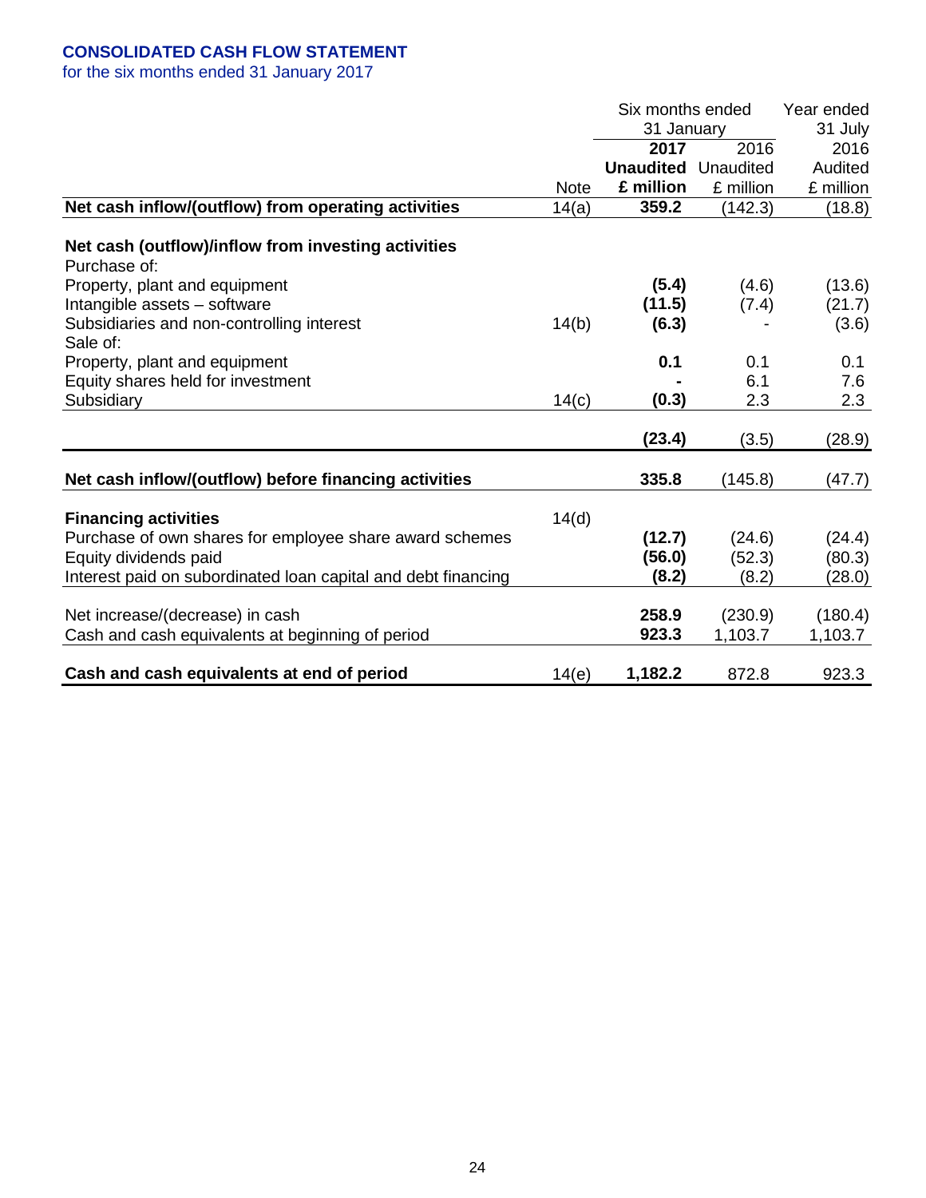## CONSOLIDATED CASH FLOW STATEMENT

for the six months ended 31 January 2017

| | Note | Six months ended 31 January 2017 Unaudited £ million | Six months ended 31 January 2016 Unaudited £ million | Year ended 31 July 2016 Audited £ million |
|---|---|---|---|---|
| **Net cash inflow/(outflow) from operating activities** | 14(a) | **359.2** | (142.3) | (18.8) |
| | | | | |
| **Net cash (outflow)/inflow from investing activities** | | | | |
| Purchase of: | | | | |
| Property, plant and equipment | | **(5.4)** | (4.6) | (13.6) |
| Intangible assets – software | | **(11.5)** | (7.4) | (21.7) |
| Subsidiaries and non-controlling interest | 14(b) | **(6.3)** | - | (3.6) |
| Sale of: | | | | |
| Property, plant and equipment | | **0.1** | 0.1 | 0.1 |
| Equity shares held for investment | | **-** | 6.1 | 7.6 |
| Subsidiary | 14(c) | **(0.3)** | 2.3 | 2.3 |
| | | **(23.4)** | (3.5) | (28.9) |
| | | | | |
| **Net cash inflow/(outflow) before financing activities** | | **335.8** | (145.8) | (47.7) |
| | | | | |
| **Financing activities** | 14(d) | | | |
| Purchase of own shares for employee share award schemes | | **(12.7)** | (24.6) | (24.4) |
| Equity dividends paid | | **(56.0)** | (52.3) | (80.3) |
| Interest paid on subordinated loan capital and debt financing | | **(8.2)** | (8.2) | (28.0) |
| | | | | |
| Net increase/(decrease) in cash | | **258.9** | (230.9) | (180.4) |
| Cash and cash equivalents at beginning of period | | **923.3** | 1,103.7 | 1,103.7 |
| | | | | |
| **Cash and cash equivalents at end of period** | 14(e) | **1,182.2** | 872.8 | 923.3 |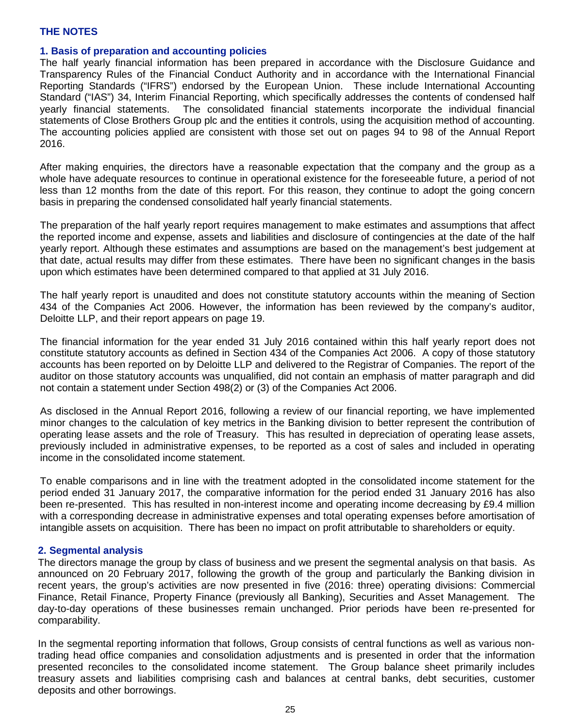# THE NOTES

## 1. Basis of preparation and accounting policies

The half yearly financial information has been prepared in accordance with the Disclosure Guidance and Transparency Rules of the Financial Conduct Authority and in accordance with the International Financial Reporting Standards ("IFRS") endorsed by the European Union. These include International Accounting Standard ("IAS") 34, Interim Financial Reporting, which specifically addresses the contents of condensed half yearly financial statements. The consolidated financial statements incorporate the individual financial statements of Close Brothers Group plc and the entities it controls, using the acquisition method of accounting. The accounting policies applied are consistent with those set out on pages 94 to 98 of the Annual Report 2016.

After making enquiries, the directors have a reasonable expectation that the company and the group as a whole have adequate resources to continue in operational existence for the foreseeable future, a period of not less than 12 months from the date of this report. For this reason, they continue to adopt the going concern basis in preparing the condensed consolidated half yearly financial statements.

The preparation of the half yearly report requires management to make estimates and assumptions that affect the reported income and expense, assets and liabilities and disclosure of contingencies at the date of the half yearly report. Although these estimates and assumptions are based on the management's best judgement at that date, actual results may differ from these estimates. There have been no significant changes in the basis upon which estimates have been determined compared to that applied at 31 July 2016.

The half yearly report is unaudited and does not constitute statutory accounts within the meaning of Section 434 of the Companies Act 2006. However, the information has been reviewed by the company's auditor, Deloitte LLP, and their report appears on page 19.

The financial information for the year ended 31 July 2016 contained within this half yearly report does not constitute statutory accounts as defined in Section 434 of the Companies Act 2006. A copy of those statutory accounts has been reported on by Deloitte LLP and delivered to the Registrar of Companies. The report of the auditor on those statutory accounts was unqualified, did not contain an emphasis of matter paragraph and did not contain a statement under Section 498(2) or (3) of the Companies Act 2006.

As disclosed in the Annual Report 2016, following a review of our financial reporting, we have implemented minor changes to the calculation of key metrics in the Banking division to better represent the contribution of operating lease assets and the role of Treasury. This has resulted in depreciation of operating lease assets, previously included in administrative expenses, to be reported as a cost of sales and included in operating income in the consolidated income statement.

To enable comparisons and in line with the treatment adopted in the consolidated income statement for the period ended 31 January 2017, the comparative information for the period ended 31 January 2016 has also been re-presented. This has resulted in non-interest income and operating income decreasing by £9.4 million with a corresponding decrease in administrative expenses and total operating expenses before amortisation of intangible assets on acquisition. There has been no impact on profit attributable to shareholders or equity.

## 2. Segmental analysis

The directors manage the group by class of business and we present the segmental analysis on that basis. As announced on 20 February 2017, following the growth of the group and particularly the Banking division in recent years, the group's activities are now presented in five (2016: three) operating divisions: Commercial Finance, Retail Finance, Property Finance (previously all Banking), Securities and Asset Management. The day-to-day operations of these businesses remain unchanged. Prior periods have been re-presented for comparability.

In the segmental reporting information that follows, Group consists of central functions as well as various non-trading head office companies and consolidation adjustments and is presented in order that the information presented reconciles to the consolidated income statement. The Group balance sheet primarily includes treasury assets and liabilities comprising cash and balances at central banks, debt securities, customer deposits and other borrowings.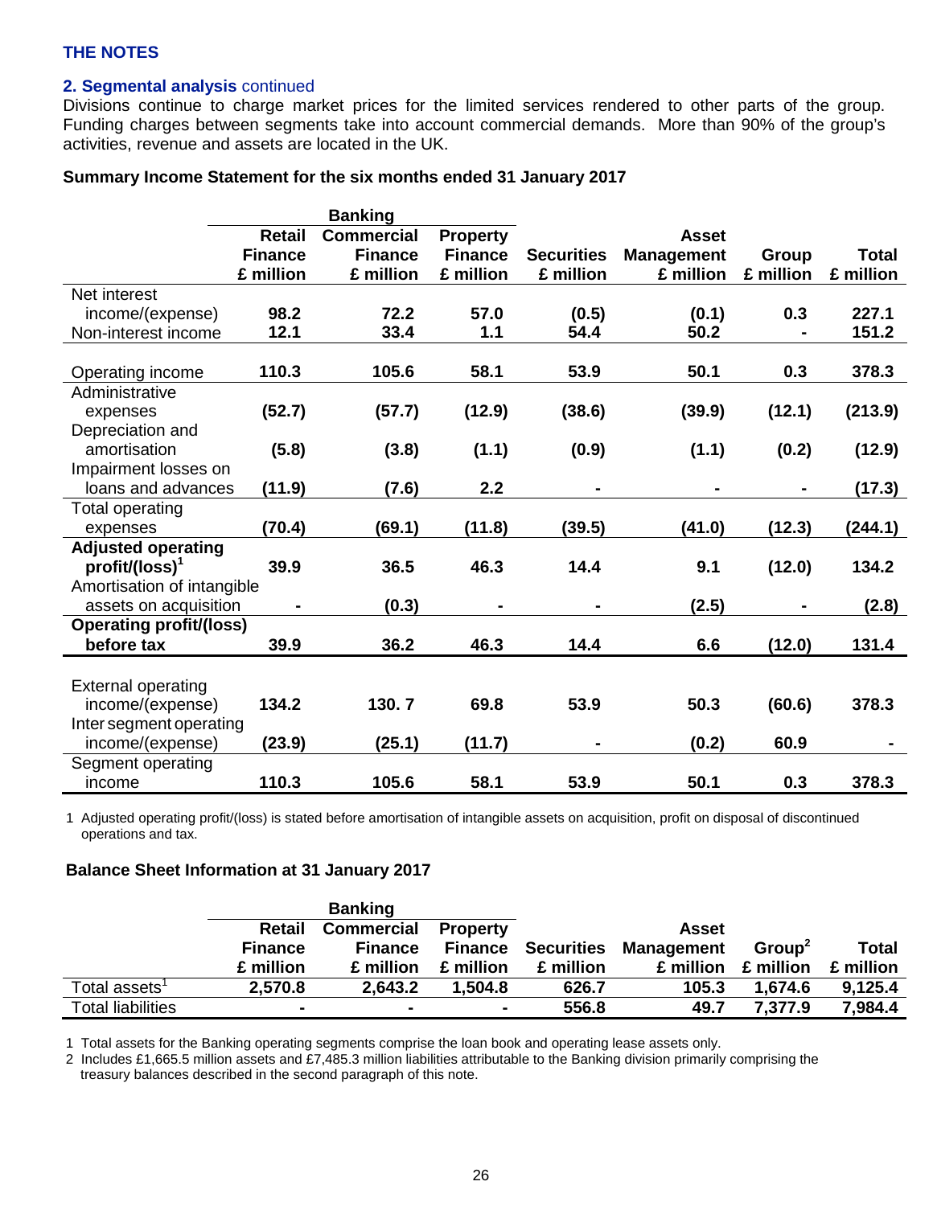**THE NOTES**

**2. Segmental analysis** continued

Divisions continue to charge market prices for the limited services rendered to other parts of the group. Funding charges between segments take into account commercial demands. More than 90% of the group's activities, revenue and assets are located in the UK.

**Summary Income Statement for the six months ended 31 January 2017**

| | Banking | | | | | | |
|---|---|---|---|---|---|---|---|
| | Retail Finance £ million | Commercial Finance £ million | Property Finance £ million | Securities £ million | Asset Management £ million | Group £ million | Total £ million |
| Net interest income/(expense) | **98.2** | **72.2** | **57.0** | **(0.5)** | **(0.1)** | **0.3** | **227.1** |
| Non-interest income | **12.1** | **33.4** | **1.1** | **54.4** | **50.2** | **-** | **151.2** |
| Operating income | **110.3** | **105.6** | **58.1** | **53.9** | **50.1** | **0.3** | **378.3** |
| Administrative expenses | **(52.7)** | **(57.7)** | **(12.9)** | **(38.6)** | **(39.9)** | **(12.1)** | **(213.9)** |
| Depreciation and amortisation | **(5.8)** | **(3.8)** | **(1.1)** | **(0.9)** | **(1.1)** | **(0.2)** | **(12.9)** |
| Impairment losses on loans and advances | **(11.9)** | **(7.6)** | **2.2** | **-** | **-** | **-** | **(17.3)** |
| Total operating expenses | **(70.4)** | **(69.1)** | **(11.8)** | **(39.5)** | **(41.0)** | **(12.3)** | **(244.1)** |
| **Adjusted operating profit/(loss)[1]** | **39.9** | **36.5** | **46.3** | **14.4** | **9.1** | **(12.0)** | **134.2** |
| Amortisation of intangible assets on acquisition | **-** | **(0.3)** | **-** | **-** | **(2.5)** | **-** | **(2.8)** |
| **Operating profit/(loss) before tax** | **39.9** | **36.2** | **46.3** | **14.4** | **6.6** | **(12.0)** | **131.4** |
| External operating income/(expense) | **134.2** | **130. 7** | **69.8** | **53.9** | **50.3** | **(60.6)** | **378.3** |
| Inter segment operating income/(expense) | **(23.9)** | **(25.1)** | **(11.7)** | **-** | **(0.2)** | **60.9** | **-** |
| Segment operating income | **110.3** | **105.6** | **58.1** | **53.9** | **50.1** | **0.3** | **378.3** |

1 Adjusted operating profit/(loss) is stated before amortisation of intangible assets on acquisition, profit on disposal of discontinued operations and tax.

**Balance Sheet Information at 31 January 2017**

| | Banking | | | | | | |
|---|---|---|---|---|---|---|---|
| | Retail Finance £ million | Commercial Finance £ million | Property Finance £ million | Securities £ million | Asset Management £ million | Group[2] £ million | Total £ million |
| Total assets[1] | **2,570.8** | **2,643.2** | **1,504.8** | **626.7** | **105.3** | **1,674.6** | **9,125.4** |
| Total liabilities | **-** | **-** | **-** | **556.8** | **49.7** | **7,377.9** | **7,984.4** |

1 Total assets for the Banking operating segments comprise the loan book and operating lease assets only.

2 Includes £1,665.5 million assets and £7,485.3 million liabilities attributable to the Banking division primarily comprising the treasury balances described in the second paragraph of this note.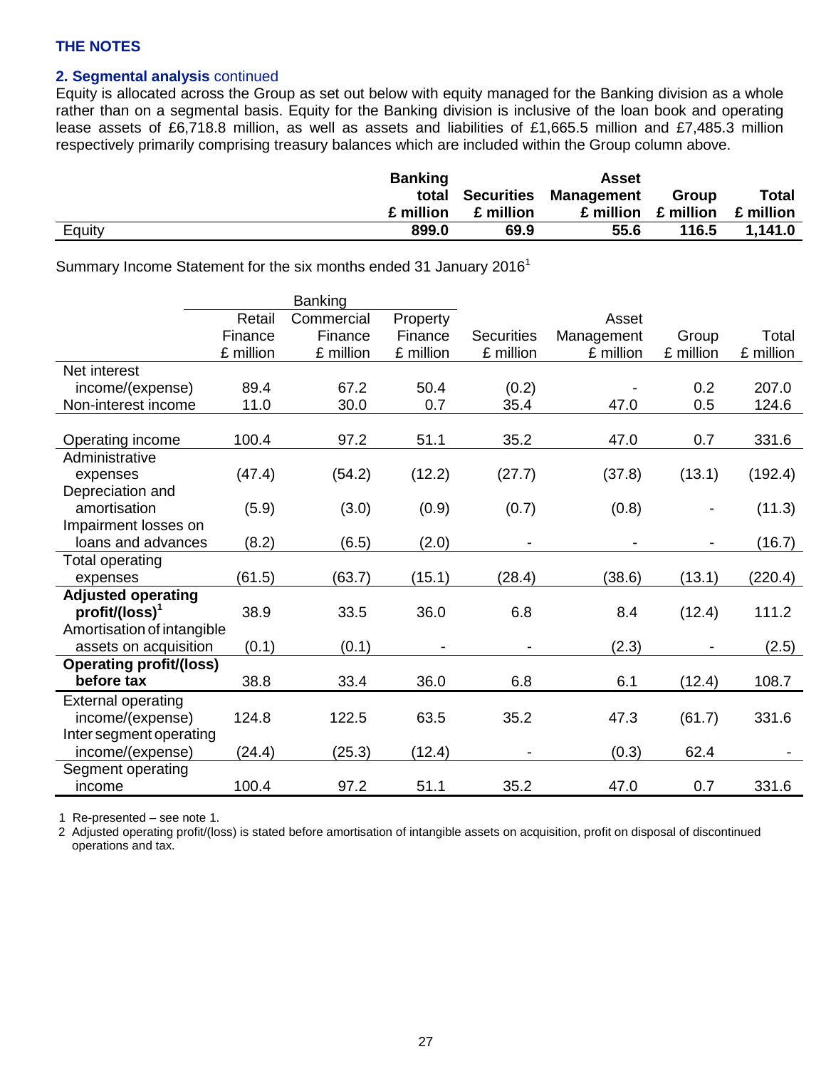## THE NOTES

### 2. Segmental analysis continued

Equity is allocated across the Group as set out below with equity managed for the Banking division as a whole rather than on a segmental basis. Equity for the Banking division is inclusive of the loan book and operating lease assets of £6,718.8 million, as well as assets and liabilities of £1,665.5 million and £7,485.3 million respectively primarily comprising treasury balances which are included within the Group column above.

| | Banking total £ million | Securities £ million | Asset Management £ million | Group £ million | Total £ million |
|---|---|---|---|---|---|
| Equity | **899.0** | **69.9** | **55.6** | **116.5** | **1,141.0** |

Summary Income Statement for the six months ended 31 January 2016[1]

| | Banking | | | | | | |
|---|---|---|---|---|---|---|---|
| | Retail Finance £ million | Commercial Finance £ million | Property Finance £ million | Securities £ million | Asset Management £ million | Group £ million | Total £ million |
| Net interest income/(expense) | 89.4 | 67.2 | 50.4 | (0.2) | - | 0.2 | 207.0 |
| Non-interest income | 11.0 | 30.0 | 0.7 | 35.4 | 47.0 | 0.5 | 124.6 |
| Operating income | 100.4 | 97.2 | 51.1 | 35.2 | 47.0 | 0.7 | 331.6 |
| Administrative expenses | (47.4) | (54.2) | (12.2) | (27.7) | (37.8) | (13.1) | (192.4) |
| Depreciation and amortisation | (5.9) | (3.0) | (0.9) | (0.7) | (0.8) | - | (11.3) |
| Impairment losses on loans and advances | (8.2) | (6.5) | (2.0) | - | - | - | (16.7) |
| Total operating expenses | (61.5) | (63.7) | (15.1) | (28.4) | (38.6) | (13.1) | (220.4) |
| **Adjusted operating profit/(loss)[1]** | 38.9 | 33.5 | 36.0 | 6.8 | 8.4 | (12.4) | 111.2 |
| Amortisation of intangible assets on acquisition | (0.1) | (0.1) | - | - | (2.3) | - | (2.5) |
| **Operating profit/(loss) before tax** | 38.8 | 33.4 | 36.0 | 6.8 | 6.1 | (12.4) | 108.7 |
| External operating income/(expense) | 124.8 | 122.5 | 63.5 | 35.2 | 47.3 | (61.7) | 331.6 |
| Inter segment operating income/(expense) | (24.4) | (25.3) | (12.4) | - | (0.3) | 62.4 | - |
| Segment operating income | 100.4 | 97.2 | 51.1 | 35.2 | 47.0 | 0.7 | 331.6 |

1 Re-presented – see note 1.

2 Adjusted operating profit/(loss) is stated before amortisation of intangible assets on acquisition, profit on disposal of discontinued operations and tax.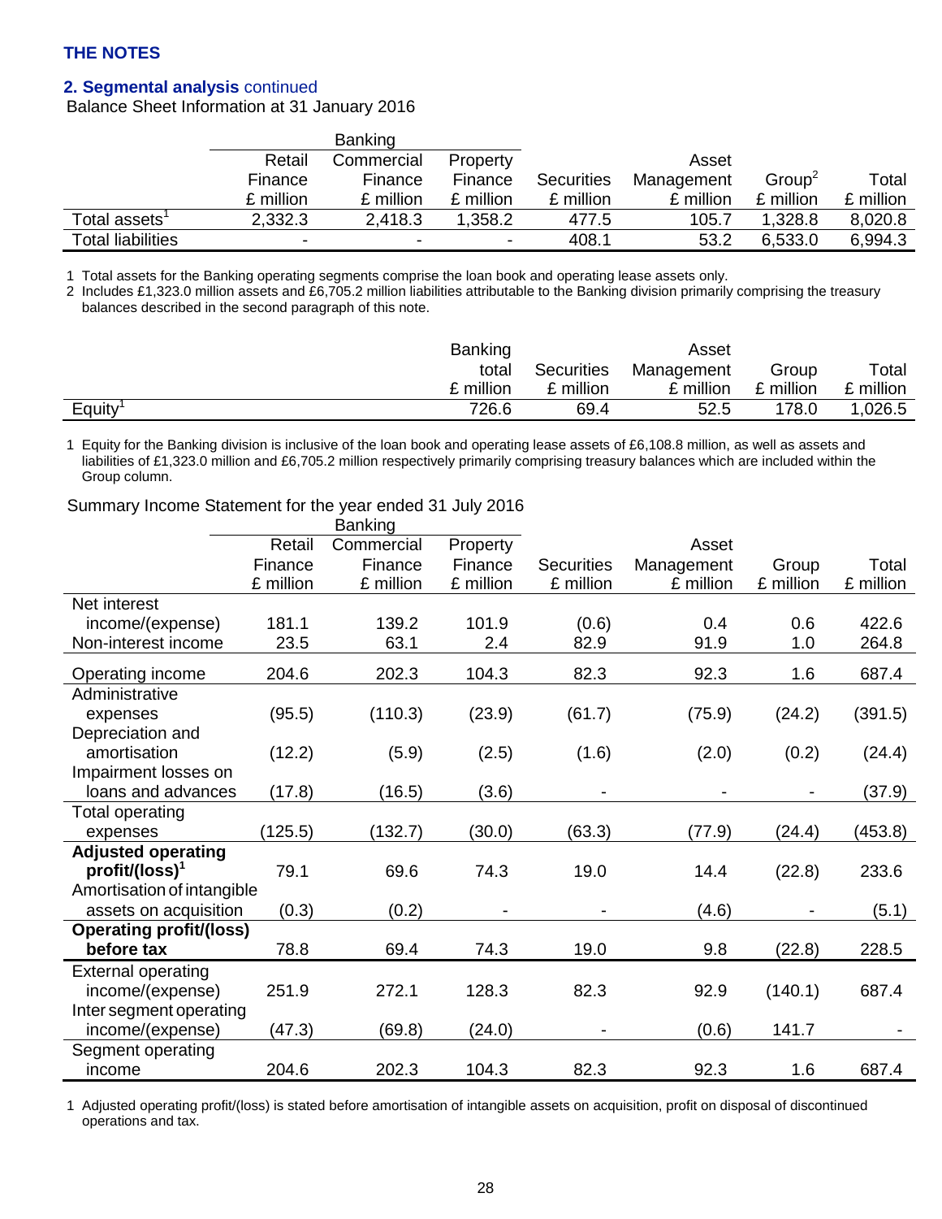## THE NOTES

### 2. Segmental analysis continued

Balance Sheet Information at 31 January 2016

| | Banking | | | | | | |
|---|---|---|---|---|---|---|---|
| | Retail Finance £ million | Commercial Finance £ million | Property Finance £ million | Securities £ million | Asset Management £ million | Group[2] £ million | Total £ million |
| Total assets[1] | 2,332.3 | 2,418.3 | 1,358.2 | 477.5 | 105.7 | 1,328.8 | 8,020.8 |
| Total liabilities | - | - | - | 408.1 | 53.2 | 6,533.0 | 6,994.3 |

1 Total assets for the Banking operating segments comprise the loan book and operating lease assets only.
2 Includes £1,323.0 million assets and £6,705.2 million liabilities attributable to the Banking division primarily comprising the treasury balances described in the second paragraph of this note.

| | Banking total £ million | Securities £ million | Asset Management £ million | Group £ million | Total £ million |
|---|---|---|---|---|---|
| Equity[1] | 726.6 | 69.4 | 52.5 | 178.0 | 1,026.5 |

1 Equity for the Banking division is inclusive of the loan book and operating lease assets of £6,108.8 million, as well as assets and liabilities of £1,323.0 million and £6,705.2 million respectively primarily comprising treasury balances which are included within the Group column.

Summary Income Statement for the year ended 31 July 2016

| | Banking | | | | | | |
|---|---|---|---|---|---|---|---|
| | Retail Finance £ million | Commercial Finance £ million | Property Finance £ million | Securities £ million | Asset Management £ million | Group £ million | Total £ million |
| Net interest income/(expense) | 181.1 | 139.2 | 101.9 | (0.6) | 0.4 | 0.6 | 422.6 |
| Non-interest income | 23.5 | 63.1 | 2.4 | 82.9 | 91.9 | 1.0 | 264.8 |
| Operating income | 204.6 | 202.3 | 104.3 | 82.3 | 92.3 | 1.6 | 687.4 |
| Administrative expenses | (95.5) | (110.3) | (23.9) | (61.7) | (75.9) | (24.2) | (391.5) |
| Depreciation and amortisation | (12.2) | (5.9) | (2.5) | (1.6) | (2.0) | (0.2) | (24.4) |
| Impairment losses on loans and advances | (17.8) | (16.5) | (3.6) | - | - | - | (37.9) |
| Total operating expenses | (125.5) | (132.7) | (30.0) | (63.3) | (77.9) | (24.4) | (453.8) |
| **Adjusted operating profit/(loss)[1]** | 79.1 | 69.6 | 74.3 | 19.0 | 14.4 | (22.8) | 233.6 |
| Amortisation of intangible assets on acquisition | (0.3) | (0.2) | - | - | (4.6) | - | (5.1) |
| **Operating profit/(loss) before tax** | 78.8 | 69.4 | 74.3 | 19.0 | 9.8 | (22.8) | 228.5 |
| External operating income/(expense) | 251.9 | 272.1 | 128.3 | 82.3 | 92.9 | (140.1) | 687.4 |
| Inter segment operating income/(expense) | (47.3) | (69.8) | (24.0) | - | (0.6) | 141.7 | - |
| Segment operating income | 204.6 | 202.3 | 104.3 | 82.3 | 92.3 | 1.6 | 687.4 |

1 Adjusted operating profit/(loss) is stated before amortisation of intangible assets on acquisition, profit on disposal of discontinued operations and tax.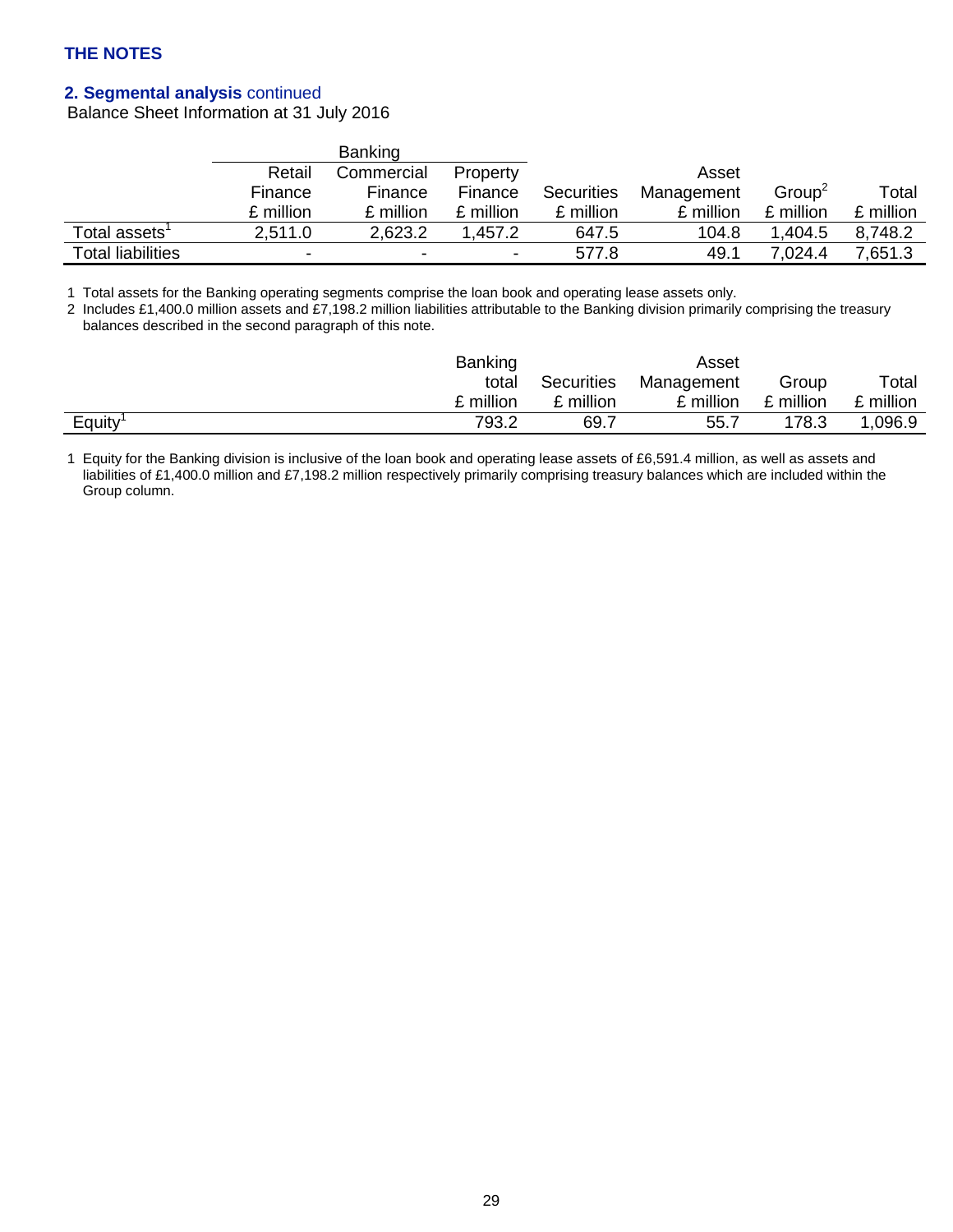## THE NOTES

### 2. Segmental analysis continued

Balance Sheet Information at 31 July 2016

| | Banking | | | | | | |
|---|---|---|---|---|---|---|---|
| | Retail Finance £ million | Commercial Finance £ million | Property Finance £ million | Securities £ million | Asset Management £ million | Group[2] £ million | Total £ million |
| Total assets[1] | 2,511.0 | 2,623.2 | 1,457.2 | 647.5 | 104.8 | 1,404.5 | 8,748.2 |
| Total liabilities | - | - | - | 577.8 | 49.1 | 7,024.4 | 7,651.3 |

1 Total assets for the Banking operating segments comprise the loan book and operating lease assets only.

2 Includes £1,400.0 million assets and £7,198.2 million liabilities attributable to the Banking division primarily comprising the treasury balances described in the second paragraph of this note.

| | Banking total £ million | Securities £ million | Asset Management £ million | Group £ million | Total £ million |
|---|---|---|---|---|---|
| Equity[1] | 793.2 | 69.7 | 55.7 | 178.3 | 1,096.9 |

1 Equity for the Banking division is inclusive of the loan book and operating lease assets of £6,591.4 million, as well as assets and liabilities of £1,400.0 million and £7,198.2 million respectively primarily comprising treasury balances which are included within the Group column.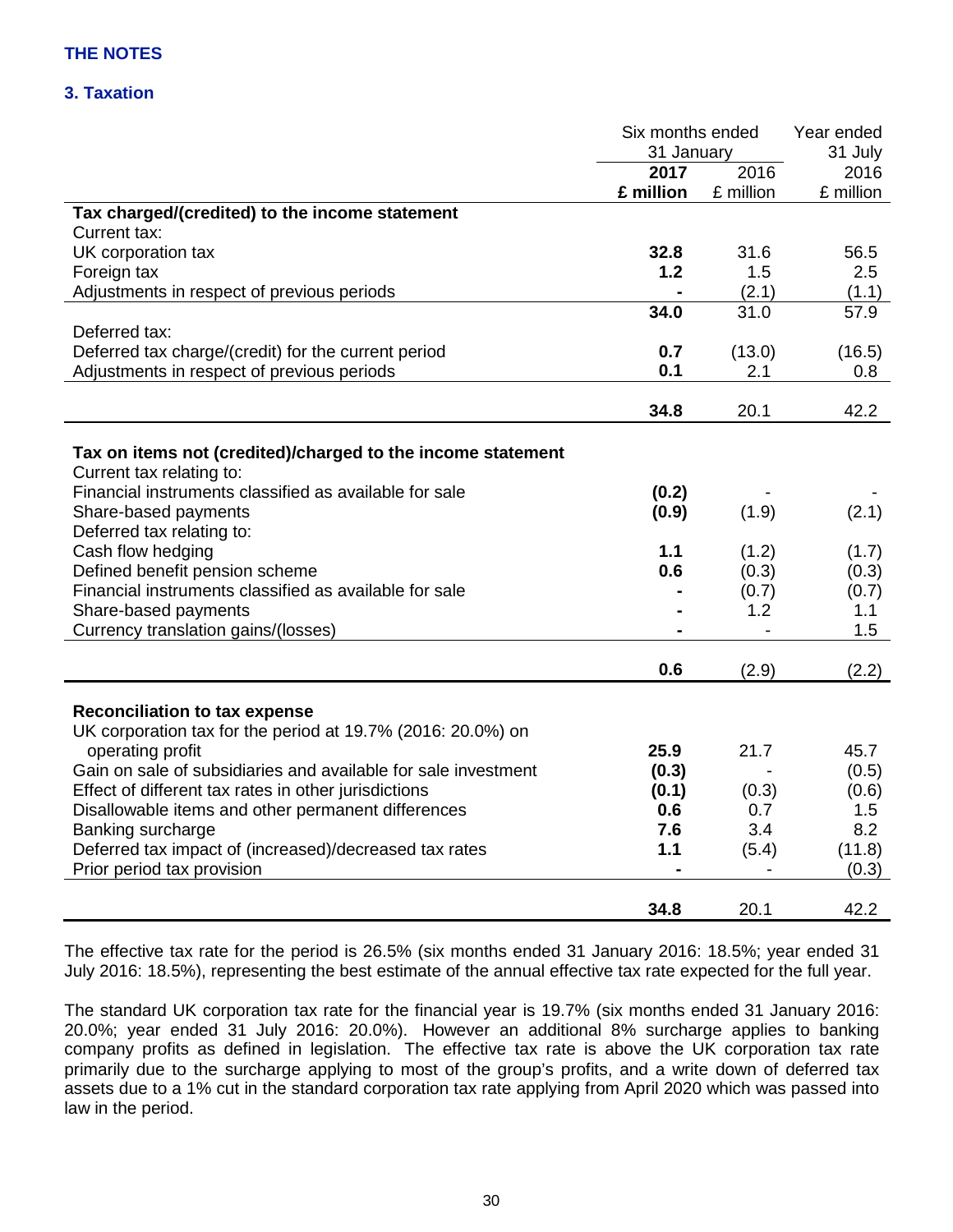## THE NOTES

### 3. Taxation

| | Six months ended 31 January 2017 £ million | Six months ended 31 January 2016 £ million | Year ended 31 July 2016 £ million |
|---|---|---|---|
| **Tax charged/(credited) to the income statement** | | | |
| Current tax: | | | |
| UK corporation tax | **32.8** | 31.6 | 56.5 |
| Foreign tax | **1.2** | 1.5 | 2.5 |
| Adjustments in respect of previous periods | **-** | (2.1) | (1.1) |
| | **34.0** | 31.0 | 57.9 |
| Deferred tax: | | | |
| Deferred tax charge/(credit) for the current period | **0.7** | (13.0) | (16.5) |
| Adjustments in respect of previous periods | **0.1** | 2.1 | 0.8 |
| | **34.8** | 20.1 | 42.2 |
| **Tax on items not (credited)/charged to the income statement** | | | |
| Current tax relating to: | | | |
| Financial instruments classified as available for sale | **(0.2)** | - | - |
| Share-based payments | **(0.9)** | (1.9) | (2.1) |
| Deferred tax relating to: | | | |
| Cash flow hedging | **1.1** | (1.2) | (1.7) |
| Defined benefit pension scheme | **0.6** | (0.3) | (0.3) |
| Financial instruments classified as available for sale | **-** | (0.7) | (0.7) |
| Share-based payments | **-** | 1.2 | 1.1 |
| Currency translation gains/(losses) | **-** | - | 1.5 |
| | **0.6** | (2.9) | (2.2) |
| **Reconciliation to tax expense** | | | |
| UK corporation tax for the period at 19.7% (2016: 20.0%) on operating profit | **25.9** | 21.7 | 45.7 |
| Gain on sale of subsidiaries and available for sale investment | **(0.3)** | - | (0.5) |
| Effect of different tax rates in other jurisdictions | **(0.1)** | (0.3) | (0.6) |
| Disallowable items and other permanent differences | **0.6** | 0.7 | 1.5 |
| Banking surcharge | **7.6** | 3.4 | 8.2 |
| Deferred tax impact of (increased)/decreased tax rates | **1.1** | (5.4) | (11.8) |
| Prior period tax provision | **-** | - | (0.3) |
| | **34.8** | 20.1 | 42.2 |

The effective tax rate for the period is 26.5% (six months ended 31 January 2016: 18.5%; year ended 31 July 2016: 18.5%), representing the best estimate of the annual effective tax rate expected for the full year.

The standard UK corporation tax rate for the financial year is 19.7% (six months ended 31 January 2016: 20.0%; year ended 31 July 2016: 20.0%). However an additional 8% surcharge applies to banking company profits as defined in legislation. The effective tax rate is above the UK corporation tax rate primarily due to the surcharge applying to most of the group's profits, and a write down of deferred tax assets due to a 1% cut in the standard corporation tax rate applying from April 2020 which was passed into law in the period.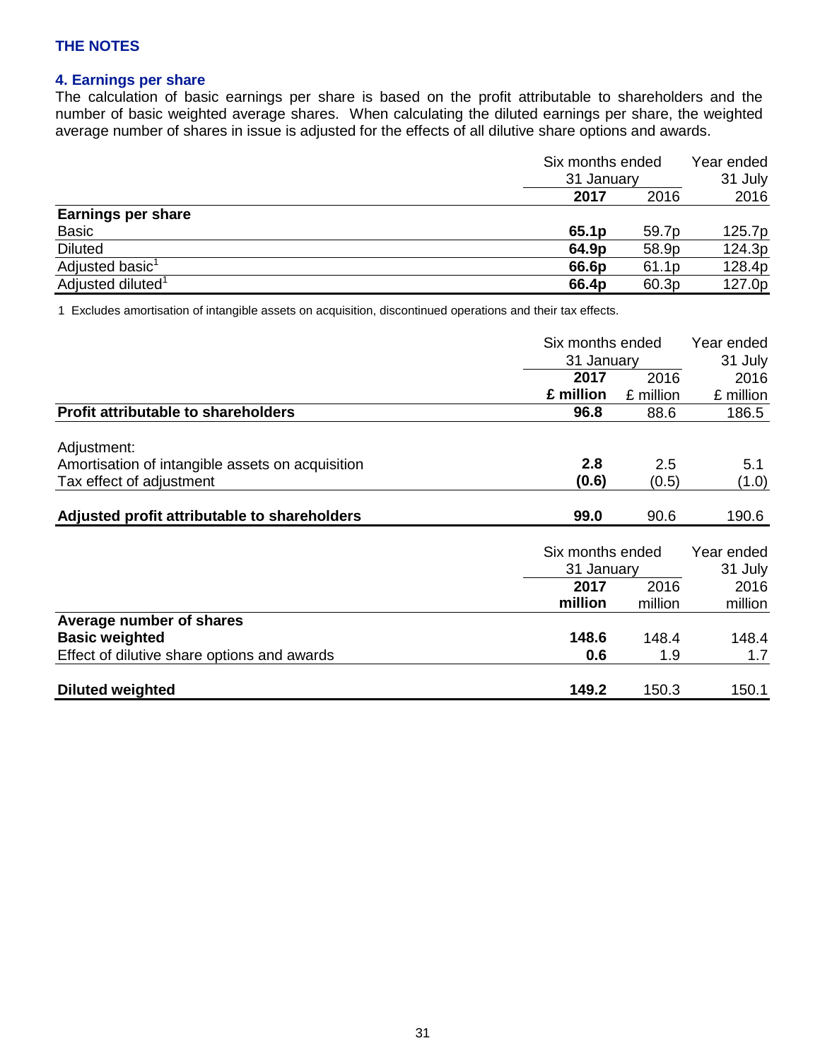## THE NOTES

### 4. Earnings per share

The calculation of basic earnings per share is based on the profit attributable to shareholders and the number of basic weighted average shares. When calculating the diluted earnings per share, the weighted average number of shares in issue is adjusted for the effects of all dilutive share options and awards.

| | Six months ended 31 January | | Year ended 31 July |
|---|---|---|---|
| | **2017** | 2016 | 2016 |
| **Earnings per share** | | | |
| Basic | **65.1p** | 59.7p | 125.7p |
| Diluted | **64.9p** | 58.9p | 124.3p |
| Adjusted basic[1] | **66.6p** | 61.1p | 128.4p |
| Adjusted diluted[1] | **66.4p** | 60.3p | 127.0p |

1 Excludes amortisation of intangible assets on acquisition, discontinued operations and their tax effects.

| | Six months ended 31 January | | Year ended 31 July |
|---|---|---|---|
| | **2017** | 2016 | 2016 |
| | **£ million** | £ million | £ million |
| **Profit attributable to shareholders** | **96.8** | 88.6 | 186.5 |
| Adjustment: | | | |
| Amortisation of intangible assets on acquisition | **2.8** | 2.5 | 5.1 |
| Tax effect of adjustment | **(0.6)** | (0.5) | (1.0) |
| **Adjusted profit attributable to shareholders** | **99.0** | 90.6 | 190.6 |

| | Six months ended 31 January | | Year ended 31 July |
|---|---|---|---|
| | **2017** | 2016 | 2016 |
| | **million** | million | million |
| **Average number of shares** | | | |
| **Basic weighted** | **148.6** | 148.4 | 148.4 |
| Effect of dilutive share options and awards | **0.6** | 1.9 | 1.7 |
| **Diluted weighted** | **149.2** | 150.3 | 150.1 |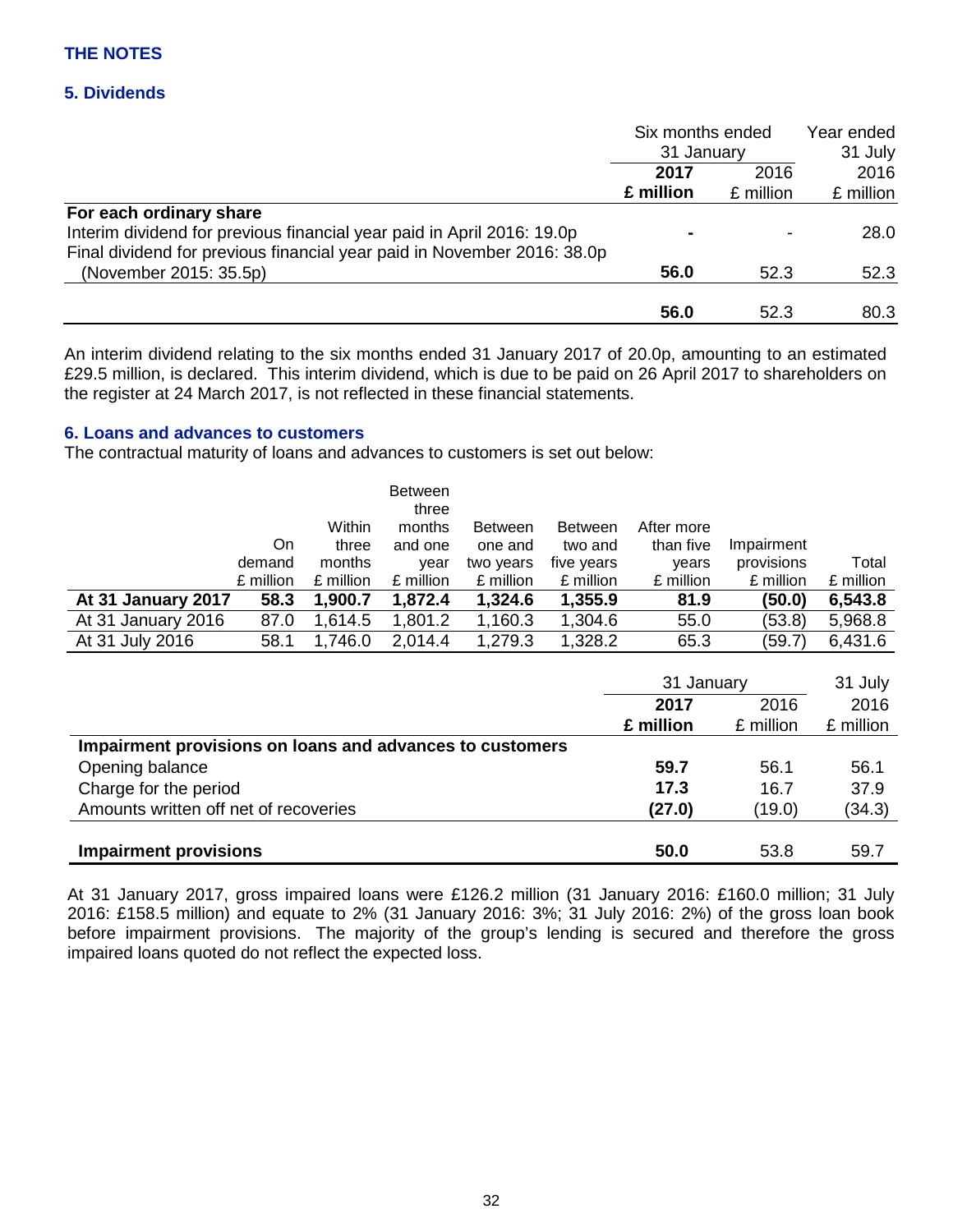## THE NOTES

### 5. Dividends

| | Six months ended 31 January | | Year ended 31 July |
|---|---|---|---|
| | **2017** | 2016 | 2016 |
| | **£ million** | £ million | £ million |
| **For each ordinary share** | | | |
| Interim dividend for previous financial year paid in April 2016: 19.0p | **-** | - | 28.0 |
| Final dividend for previous financial year paid in November 2016: 38.0p (November 2015: 35.5p) | **56.0** | 52.3 | 52.3 |
| | **56.0** | 52.3 | 80.3 |

An interim dividend relating to the six months ended 31 January 2017 of 20.0p, amounting to an estimated £29.5 million, is declared. This interim dividend, which is due to be paid on 26 April 2017 to shareholders on the register at 24 March 2017, is not reflected in these financial statements.

### 6. Loans and advances to customers

The contractual maturity of loans and advances to customers is set out below:

| | On demand £ million | Within three months £ million | Between three months and one year £ million | Between one and two years £ million | Between two and five years £ million | After more than five years £ million | Impairment provisions £ million | Total £ million |
|---|---|---|---|---|---|---|---|---|
| **At 31 January 2017** | **58.3** | **1,900.7** | **1,872.4** | **1,324.6** | **1,355.9** | **81.9** | **(50.0)** | **6,543.8** |
| At 31 January 2016 | 87.0 | 1,614.5 | 1,801.2 | 1,160.3 | 1,304.6 | 55.0 | (53.8) | 5,968.8 |
| At 31 July 2016 | 58.1 | 1,746.0 | 2,014.4 | 1,279.3 | 1,328.2 | 65.3 | (59.7) | 6,431.6 |

| | 31 January | | 31 July |
|---|---|---|---|
| | **2017** | 2016 | 2016 |
| | **£ million** | £ million | £ million |
| **Impairment provisions on loans and advances to customers** | | | |
| Opening balance | **59.7** | 56.1 | 56.1 |
| Charge for the period | **17.3** | 16.7 | 37.9 |
| Amounts written off net of recoveries | **(27.0)** | (19.0) | (34.3) |
| **Impairment provisions** | **50.0** | 53.8 | 59.7 |

At 31 January 2017, gross impaired loans were £126.2 million (31 January 2016: £160.0 million; 31 July 2016: £158.5 million) and equate to 2% (31 January 2016: 3%; 31 July 2016: 2%) of the gross loan book before impairment provisions. The majority of the group's lending is secured and therefore the gross impaired loans quoted do not reflect the expected loss.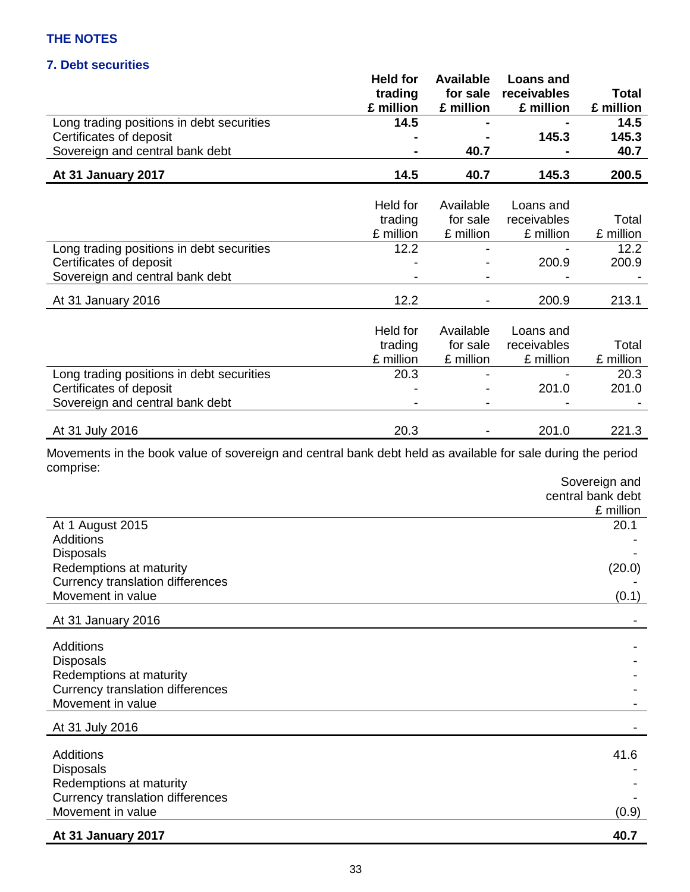## THE NOTES

### 7. Debt securities

| | **Held for trading £ million** | **Available for sale £ million** | **Loans and receivables £ million** | **Total £ million** |
|---|---|---|---|---|
| Long trading positions in debt securities | **14.5** | **-** | **-** | **14.5** |
| Certificates of deposit | **-** | **-** | **145.3** | **145.3** |
| Sovereign and central bank debt | **-** | **40.7** | **-** | **40.7** |
| **At 31 January 2017** | **14.5** | **40.7** | **145.3** | **200.5** |

| | Held for trading £ million | Available for sale £ million | Loans and receivables £ million | Total £ million |
|---|---|---|---|---|
| Long trading positions in debt securities | 12.2 | - | - | 12.2 |
| Certificates of deposit | - | - | 200.9 | 200.9 |
| Sovereign and central bank debt | - | - | - | - |
| At 31 January 2016 | 12.2 | - | 200.9 | 213.1 |

| | Held for trading £ million | Available for sale £ million | Loans and receivables £ million | Total £ million |
|---|---|---|---|---|
| Long trading positions in debt securities | 20.3 | - | - | 20.3 |
| Certificates of deposit | - | - | 201.0 | 201.0 |
| Sovereign and central bank debt | - | - | - | - |
| At 31 July 2016 | 20.3 | - | 201.0 | 221.3 |

Movements in the book value of sovereign and central bank debt held as available for sale during the period comprise:

| | Sovereign and central bank debt £ million |
|---|---|
| At 1 August 2015 | 20.1 |
| Additions | - |
| Disposals | - |
| Redemptions at maturity | (20.0) |
| Currency translation differences | - |
| Movement in value | (0.1) |
| At 31 January 2016 | - |
| Additions | - |
| Disposals | - |
| Redemptions at maturity | - |
| Currency translation differences | - |
| Movement in value | - |
| At 31 July 2016 | - |
| Additions | 41.6 |
| Disposals | - |
| Redemptions at maturity | - |
| Currency translation differences | - |
| Movement in value | (0.9) |
| **At 31 January 2017** | **40.7** |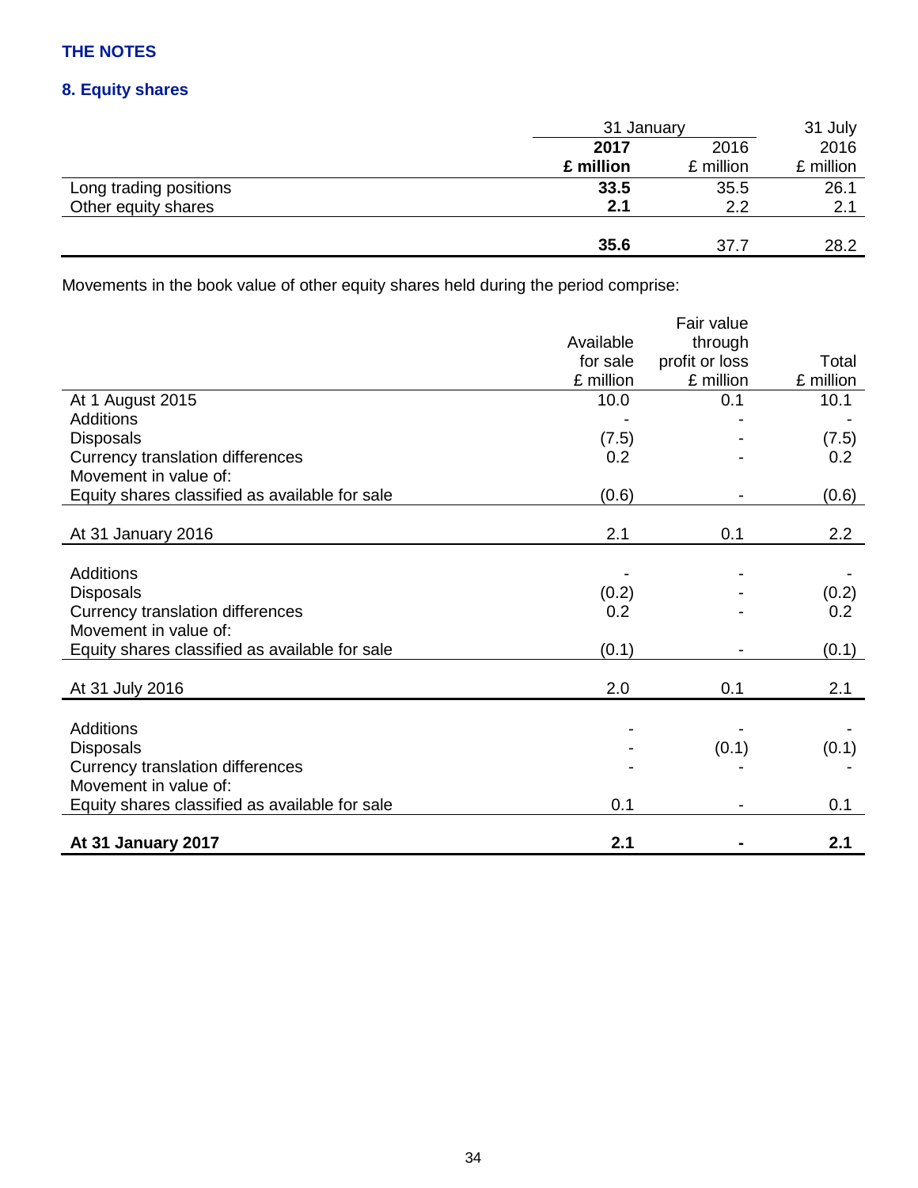THE NOTES

## 8. Equity shares

| | 31 January | | 31 July |
|---|---|---|---|
| | **2017** | 2016 | 2016 |
| | **£ million** | £ million | £ million |
| Long trading positions | **33.5** | 35.5 | 26.1 |
| Other equity shares | **2.1** | 2.2 | 2.1 |
| | **35.6** | 37.7 | 28.2 |

Movements in the book value of other equity shares held during the period comprise:

| | Available for sale £ million | Fair value through profit or loss £ million | Total £ million |
|---|---|---|---|
| At 1 August 2015 | 10.0 | 0.1 | 10.1 |
| Additions | - | - | - |
| Disposals | (7.5) | - | (7.5) |
| Currency translation differences | 0.2 | - | 0.2 |
| Movement in value of: | | | |
| Equity shares classified as available for sale | (0.6) | - | (0.6) |
| At 31 January 2016 | 2.1 | 0.1 | 2.2 |
| Additions | - | - | - |
| Disposals | (0.2) | - | (0.2) |
| Currency translation differences | 0.2 | - | 0.2 |
| Movement in value of: | | | |
| Equity shares classified as available for sale | (0.1) | - | (0.1) |
| At 31 July 2016 | 2.0 | 0.1 | 2.1 |
| Additions | - | - | - |
| Disposals | - | (0.1) | (0.1) |
| Currency translation differences | - | - | - |
| Movement in value of: | | | |
| Equity shares classified as available for sale | 0.1 | - | 0.1 |
| **At 31 January 2017** | **2.1** | **-** | **2.1** |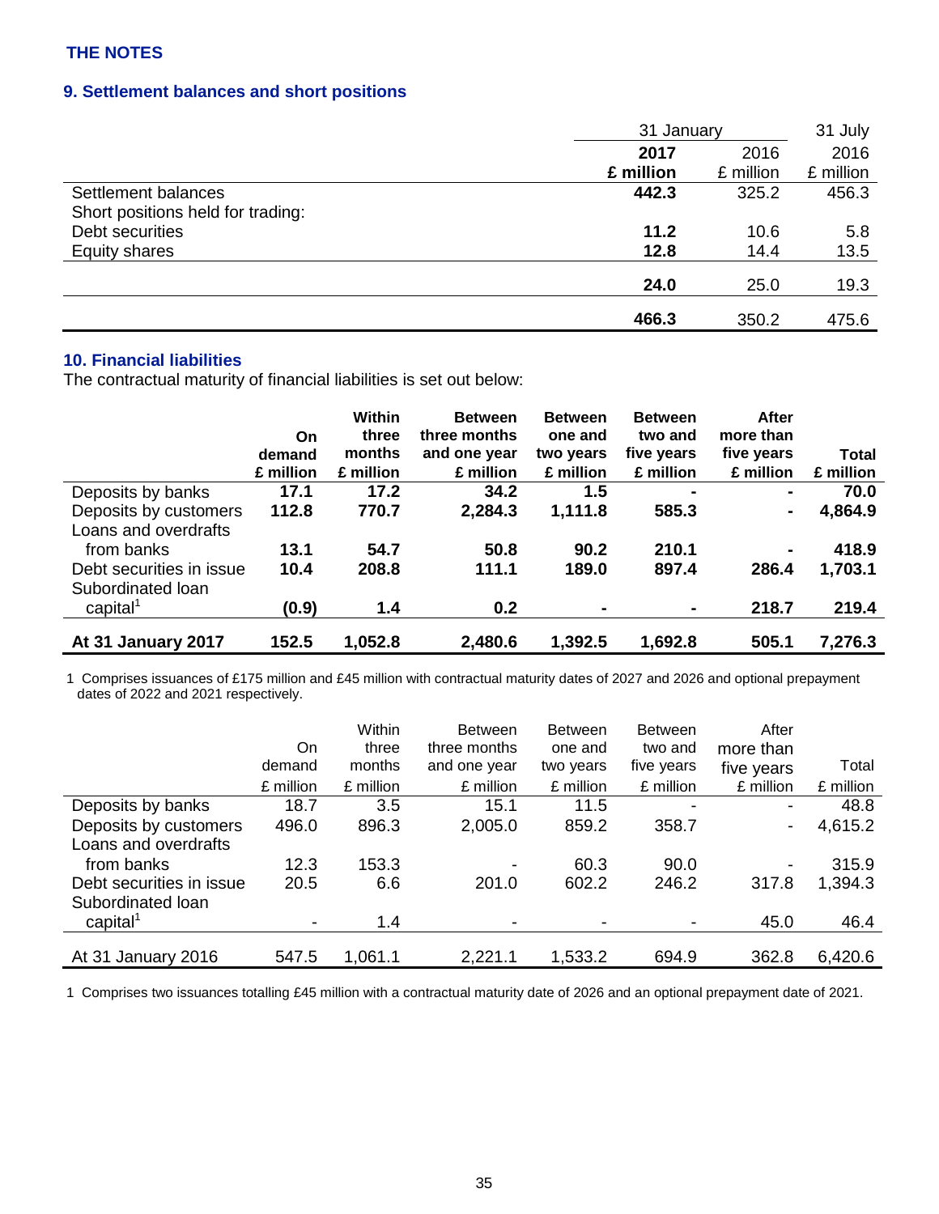THE NOTES

## 9. Settlement balances and short positions

| | 31 January 2017 £ million | 31 January 2016 £ million | 31 July 2016 £ million |
|---|---|---|---|
| Settlement balances | **442.3** | 325.2 | 456.3 |
| Short positions held for trading: | | | |
| Debt securities | **11.2** | 10.6 | 5.8 |
| Equity shares | **12.8** | 14.4 | 13.5 |
| | **24.0** | 25.0 | 19.3 |
| | **466.3** | 350.2 | 475.6 |

## 10. Financial liabilities

The contractual maturity of financial liabilities is set out below:

| | **On demand £ million** | **Within three months £ million** | **Between three months and one year £ million** | **Between one and two years £ million** | **Between two and five years £ million** | **After more than five years £ million** | **Total £ million** |
|---|---|---|---|---|---|---|---|
| Deposits by banks | **17.1** | **17.2** | **34.2** | **1.5** | **-** | **-** | **70.0** |
| Deposits by customers | **112.8** | **770.7** | **2,284.3** | **1,111.8** | **585.3** | **-** | **4,864.9** |
| Loans and overdrafts from banks | **13.1** | **54.7** | **50.8** | **90.2** | **210.1** | **-** | **418.9** |
| Debt securities in issue | **10.4** | **208.8** | **111.1** | **189.0** | **897.4** | **286.4** | **1,703.1** |
| Subordinated loan capital[1] | **(0.9)** | **1.4** | **0.2** | **-** | **-** | **218.7** | **219.4** |
| **At 31 January 2017** | **152.5** | **1,052.8** | **2,480.6** | **1,392.5** | **1,692.8** | **505.1** | **7,276.3** |

1 Comprises issuances of £175 million and £45 million with contractual maturity dates of 2027 and 2026 and optional prepayment dates of 2022 and 2021 respectively.

| | On demand £ million | Within three months £ million | Between three months and one year £ million | Between one and two years £ million | Between two and five years £ million | After more than five years £ million | Total £ million |
|---|---|---|---|---|---|---|---|
| Deposits by banks | 18.7 | 3.5 | 15.1 | 11.5 | - | - | 48.8 |
| Deposits by customers | 496.0 | 896.3 | 2,005.0 | 859.2 | 358.7 | - | 4,615.2 |
| Loans and overdrafts from banks | 12.3 | 153.3 | - | 60.3 | 90.0 | - | 315.9 |
| Debt securities in issue | 20.5 | 6.6 | 201.0 | 602.2 | 246.2 | 317.8 | 1,394.3 |
| Subordinated loan capital[1] | - | 1.4 | - | - | - | 45.0 | 46.4 |
| At 31 January 2016 | 547.5 | 1,061.1 | 2,221.1 | 1,533.2 | 694.9 | 362.8 | 6,420.6 |

1 Comprises two issuances totalling £45 million with a contractual maturity date of 2026 and an optional prepayment date of 2021.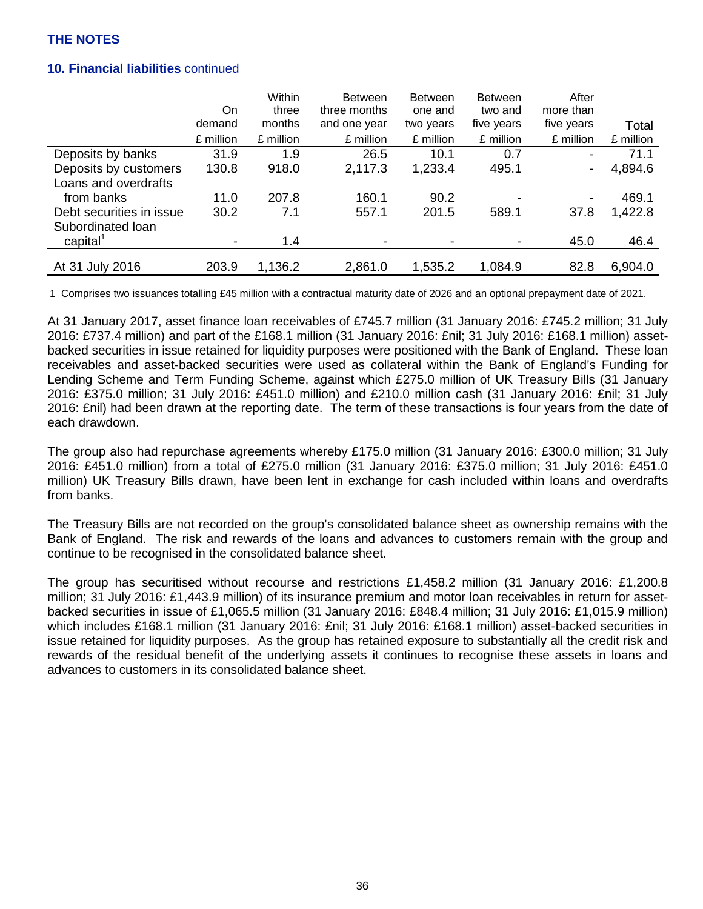## THE NOTES

### 10. Financial liabilities continued

| | On demand £ million | Within three months £ million | Between three months and one year £ million | Between one and two years £ million | Between two and five years £ million | After more than five years £ million | Total £ million |
|---|---|---|---|---|---|---|---|
| Deposits by banks | 31.9 | 1.9 | 26.5 | 10.1 | 0.7 | - | 71.1 |
| Deposits by customers | 130.8 | 918.0 | 2,117.3 | 1,233.4 | 495.1 | - | 4,894.6 |
| Loans and overdrafts from banks | 11.0 | 207.8 | 160.1 | 90.2 | - | - | 469.1 |
| Debt securities in issue | 30.2 | 7.1 | 557.1 | 201.5 | 589.1 | 37.8 | 1,422.8 |
| Subordinated loan capital[1] | - | 1.4 | - | - | - | 45.0 | 46.4 |
| At 31 July 2016 | 203.9 | 1,136.2 | 2,861.0 | 1,535.2 | 1,084.9 | 82.8 | 6,904.0 |

1 Comprises two issuances totalling £45 million with a contractual maturity date of 2026 and an optional prepayment date of 2021.

At 31 January 2017, asset finance loan receivables of £745.7 million (31 January 2016: £745.2 million; 31 July 2016: £737.4 million) and part of the £168.1 million (31 January 2016: £nil; 31 July 2016: £168.1 million) asset-backed securities in issue retained for liquidity purposes were positioned with the Bank of England. These loan receivables and asset-backed securities were used as collateral within the Bank of England's Funding for Lending Scheme and Term Funding Scheme, against which £275.0 million of UK Treasury Bills (31 January 2016: £375.0 million; 31 July 2016: £451.0 million) and £210.0 million cash (31 January 2016: £nil; 31 July 2016: £nil) had been drawn at the reporting date. The term of these transactions is four years from the date of each drawdown.

The group also had repurchase agreements whereby £175.0 million (31 January 2016: £300.0 million; 31 July 2016: £451.0 million) from a total of £275.0 million (31 January 2016: £375.0 million; 31 July 2016: £451.0 million) UK Treasury Bills drawn, have been lent in exchange for cash included within loans and overdrafts from banks.

The Treasury Bills are not recorded on the group's consolidated balance sheet as ownership remains with the Bank of England. The risk and rewards of the loans and advances to customers remain with the group and continue to be recognised in the consolidated balance sheet.

The group has securitised without recourse and restrictions £1,458.2 million (31 January 2016: £1,200.8 million; 31 July 2016: £1,443.9 million) of its insurance premium and motor loan receivables in return for asset-backed securities in issue of £1,065.5 million (31 January 2016: £848.4 million; 31 July 2016: £1,015.9 million) which includes £168.1 million (31 January 2016: £nil; 31 July 2016: £168.1 million) asset-backed securities in issue retained for liquidity purposes. As the group has retained exposure to substantially all the credit risk and rewards of the residual benefit of the underlying assets it continues to recognise these assets in loans and advances to customers in its consolidated balance sheet.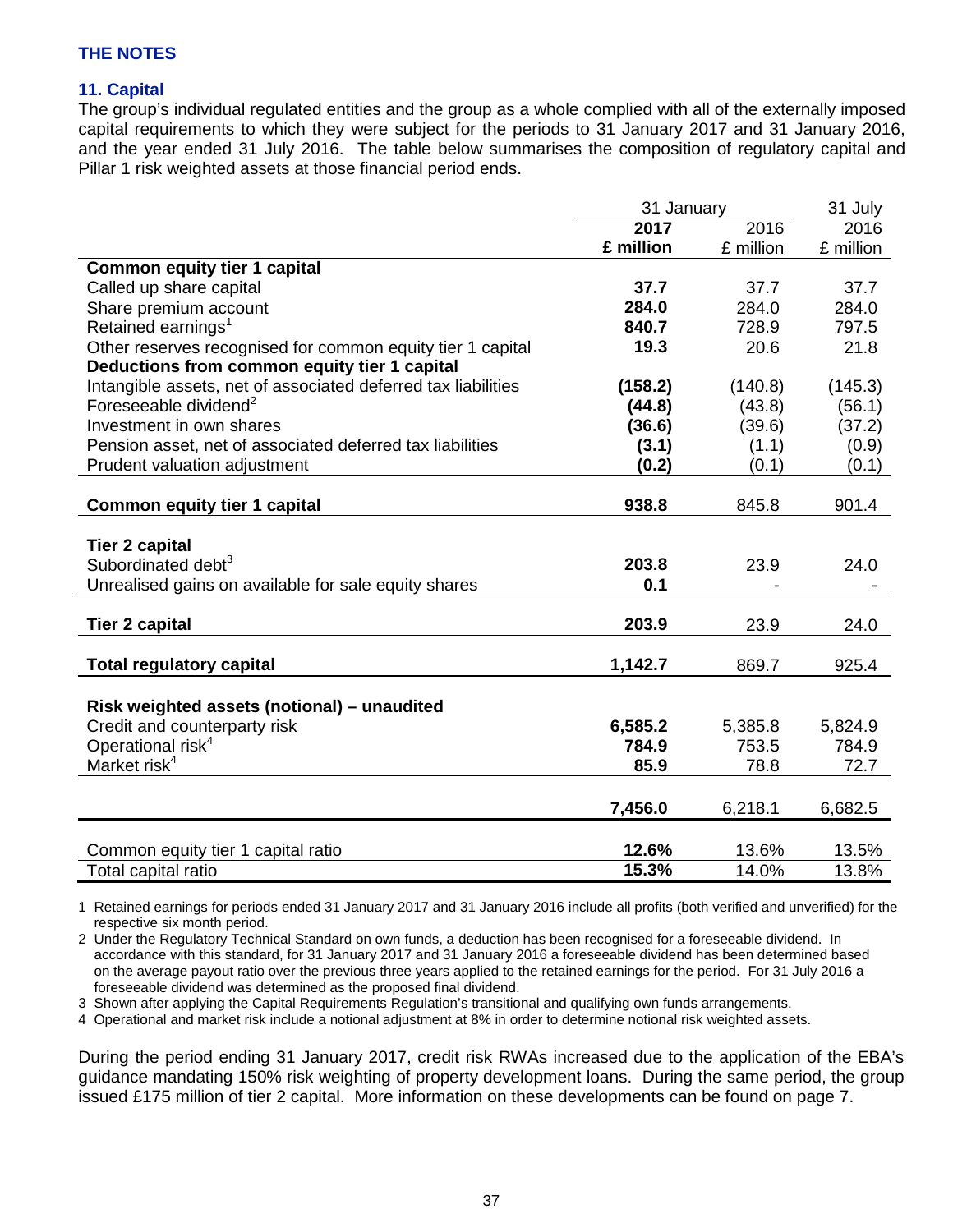THE NOTES

## 11. Capital

The group's individual regulated entities and the group as a whole complied with all of the externally imposed capital requirements to which they were subject for the periods to 31 January 2017 and 31 January 2016, and the year ended 31 July 2016. The table below summarises the composition of regulatory capital and Pillar 1 risk weighted assets at those financial period ends.

| | 31 January | | 31 July |
|---|---|---|---|
| | **2017** | 2016 | 2016 |
| | **£ million** | £ million | £ million |
| **Common equity tier 1 capital** | | | |
| Called up share capital | **37.7** | 37.7 | 37.7 |
| Share premium account | **284.0** | 284.0 | 284.0 |
| Retained earnings[1] | **840.7** | 728.9 | 797.5 |
| Other reserves recognised for common equity tier 1 capital | **19.3** | 20.6 | 21.8 |
| **Deductions from common equity tier 1 capital** | | | |
| Intangible assets, net of associated deferred tax liabilities | **(158.2)** | (140.8) | (145.3) |
| Foreseeable dividend[2] | **(44.8)** | (43.8) | (56.1) |
| Investment in own shares | **(36.6)** | (39.6) | (37.2) |
| Pension asset, net of associated deferred tax liabilities | **(3.1)** | (1.1) | (0.9) |
| Prudent valuation adjustment | **(0.2)** | (0.1) | (0.1) |
| **Common equity tier 1 capital** | **938.8** | 845.8 | 901.4 |
| **Tier 2 capital** | | | |
| Subordinated debt[3] | **203.8** | 23.9 | 24.0 |
| Unrealised gains on available for sale equity shares | **0.1** | - | - |
| **Tier 2 capital** | **203.9** | 23.9 | 24.0 |
| **Total regulatory capital** | **1,142.7** | 869.7 | 925.4 |
| **Risk weighted assets (notional) – unaudited** | | | |
| Credit and counterparty risk | **6,585.2** | 5,385.8 | 5,824.9 |
| Operational risk[4] | **784.9** | 753.5 | 784.9 |
| Market risk[4] | **85.9** | 78.8 | 72.7 |
| | **7,456.0** | 6,218.1 | 6,682.5 |
| Common equity tier 1 capital ratio | **12.6%** | 13.6% | 13.5% |
| Total capital ratio | **15.3%** | 14.0% | 13.8% |

1 Retained earnings for periods ended 31 January 2017 and 31 January 2016 include all profits (both verified and unverified) for the respective six month period.

2 Under the Regulatory Technical Standard on own funds, a deduction has been recognised for a foreseeable dividend. In accordance with this standard, for 31 January 2017 and 31 January 2016 a foreseeable dividend has been determined based on the average payout ratio over the previous three years applied to the retained earnings for the period. For 31 July 2016 a foreseeable dividend was determined as the proposed final dividend.

3 Shown after applying the Capital Requirements Regulation's transitional and qualifying own funds arrangements.

4 Operational and market risk include a notional adjustment at 8% in order to determine notional risk weighted assets.

During the period ending 31 January 2017, credit risk RWAs increased due to the application of the EBA's guidance mandating 150% risk weighting of property development loans. During the same period, the group issued £175 million of tier 2 capital. More information on these developments can be found on page 7.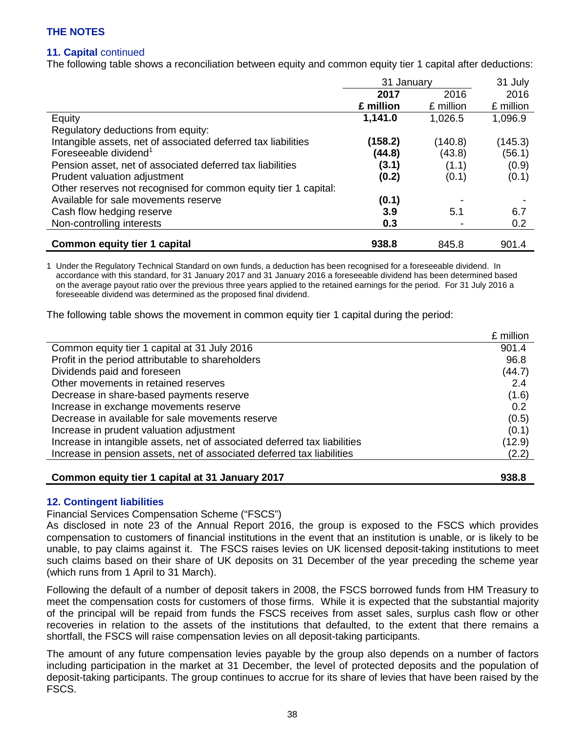## THE NOTES

### 11. Capital continued

The following table shows a reconciliation between equity and common equity tier 1 capital after deductions:

| | 31 January | | 31 July |
|---|---|---|---|
| | **2017** | 2016 | 2016 |
| | **£ million** | £ million | £ million |
| Equity | **1,141.0** | 1,026.5 | 1,096.9 |
| Regulatory deductions from equity: | | | |
| Intangible assets, net of associated deferred tax liabilities | **(158.2)** | (140.8) | (145.3) |
| Foreseeable dividend[1] | **(44.8)** | (43.8) | (56.1) |
| Pension asset, net of associated deferred tax liabilities | **(3.1)** | (1.1) | (0.9) |
| Prudent valuation adjustment | **(0.2)** | (0.1) | (0.1) |
| Other reserves not recognised for common equity tier 1 capital: | | | |
| Available for sale movements reserve | **(0.1)** | - | - |
| Cash flow hedging reserve | **3.9** | 5.1 | 6.7 |
| Non-controlling interests | **0.3** | - | 0.2 |
| **Common equity tier 1 capital** | **938.8** | 845.8 | 901.4 |

1 Under the Regulatory Technical Standard on own funds, a deduction has been recognised for a foreseeable dividend. In accordance with this standard, for 31 January 2017 and 31 January 2016 a foreseeable dividend has been determined based on the average payout ratio over the previous three years applied to the retained earnings for the period. For 31 July 2016 a foreseeable dividend was determined as the proposed final dividend.

The following table shows the movement in common equity tier 1 capital during the period:

| | £ million |
|---|---|
| Common equity tier 1 capital at 31 July 2016 | 901.4 |
| Profit in the period attributable to shareholders | 96.8 |
| Dividends paid and foreseen | (44.7) |
| Other movements in retained reserves | 2.4 |
| Decrease in share-based payments reserve | (1.6) |
| Increase in exchange movements reserve | 0.2 |
| Decrease in available for sale movements reserve | (0.5) |
| Increase in prudent valuation adjustment | (0.1) |
| Increase in intangible assets, net of associated deferred tax liabilities | (12.9) |
| Increase in pension assets, net of associated deferred tax liabilities | (2.2) |
| **Common equity tier 1 capital at 31 January 2017** | **938.8** |

### 12. Contingent liabilities

Financial Services Compensation Scheme ("FSCS")

As disclosed in note 23 of the Annual Report 2016, the group is exposed to the FSCS which provides compensation to customers of financial institutions in the event that an institution is unable, or is likely to be unable, to pay claims against it. The FSCS raises levies on UK licensed deposit-taking institutions to meet such claims based on their share of UK deposits on 31 December of the year preceding the scheme year (which runs from 1 April to 31 March).

Following the default of a number of deposit takers in 2008, the FSCS borrowed funds from HM Treasury to meet the compensation costs for customers of those firms. While it is expected that the substantial majority of the principal will be repaid from funds the FSCS receives from asset sales, surplus cash flow or other recoveries in relation to the assets of the institutions that defaulted, to the extent that there remains a shortfall, the FSCS will raise compensation levies on all deposit-taking participants.

The amount of any future compensation levies payable by the group also depends on a number of factors including participation in the market at 31 December, the level of protected deposits and the population of deposit-taking participants. The group continues to accrue for its share of levies that have been raised by the FSCS.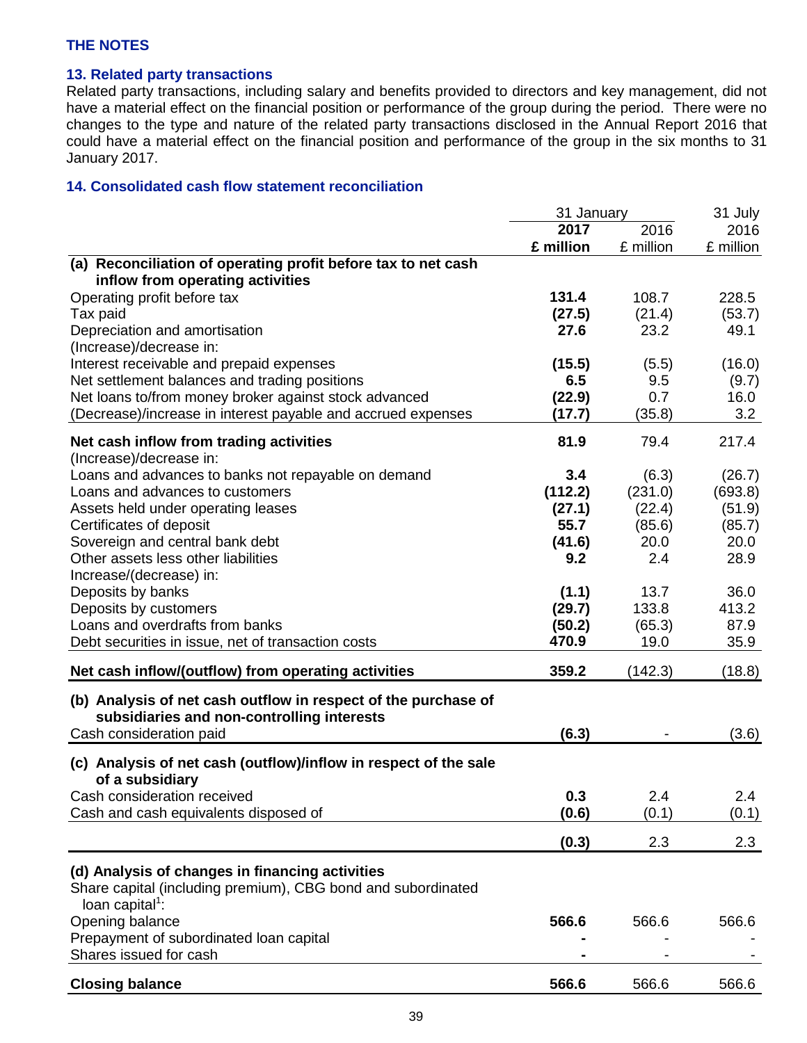## THE NOTES

### 13. Related party transactions

Related party transactions, including salary and benefits provided to directors and key management, did not have a material effect on the financial position or performance of the group during the period. There were no changes to the type and nature of the related party transactions disclosed in the Annual Report 2016 that could have a material effect on the financial position and performance of the group in the six months to 31 January 2017.

### 14. Consolidated cash flow statement reconciliation

| | 31 January | | 31 July |
|---|---|---|---|
| | **2017** | 2016 | 2016 |
| | **£ million** | £ million | £ million |
| **(a) Reconciliation of operating profit before tax to net cash inflow from operating activities** | | | |
| Operating profit before tax | **131.4** | 108.7 | 228.5 |
| Tax paid | **(27.5)** | (21.4) | (53.7) |
| Depreciation and amortisation | **27.6** | 23.2 | 49.1 |
| (Increase)/decrease in: | | | |
| Interest receivable and prepaid expenses | **(15.5)** | (5.5) | (16.0) |
| Net settlement balances and trading positions | **6.5** | 9.5 | (9.7) |
| Net loans to/from money broker against stock advanced | **(22.9)** | 0.7 | 16.0 |
| (Decrease)/increase in interest payable and accrued expenses | **(17.7)** | (35.8) | 3.2 |
| **Net cash inflow from trading activities** | **81.9** | 79.4 | 217.4 |
| (Increase)/decrease in: | | | |
| Loans and advances to banks not repayable on demand | **3.4** | (6.3) | (26.7) |
| Loans and advances to customers | **(112.2)** | (231.0) | (693.8) |
| Assets held under operating leases | **(27.1)** | (22.4) | (51.9) |
| Certificates of deposit | **55.7** | (85.6) | (85.7) |
| Sovereign and central bank debt | **(41.6)** | 20.0 | 20.0 |
| Other assets less other liabilities | **9.2** | 2.4 | 28.9 |
| Increase/(decrease) in: | | | |
| Deposits by banks | **(1.1)** | 13.7 | 36.0 |
| Deposits by customers | **(29.7)** | 133.8 | 413.2 |
| Loans and overdrafts from banks | **(50.2)** | (65.3) | 87.9 |
| Debt securities in issue, net of transaction costs | **470.9** | 19.0 | 35.9 |
| **Net cash inflow/(outflow) from operating activities** | **359.2** | (142.3) | (18.8) |
| **(b) Analysis of net cash outflow in respect of the purchase of subsidiaries and non-controlling interests** | | | |
| Cash consideration paid | **(6.3)** | - | (3.6) |
| **(c) Analysis of net cash (outflow)/inflow in respect of the sale of a subsidiary** | | | |
| Cash consideration received | **0.3** | 2.4 | 2.4 |
| Cash and cash equivalents disposed of | **(0.6)** | (0.1) | (0.1) |
| | **(0.3)** | 2.3 | 2.3 |
| **(d) Analysis of changes in financing activities** | | | |
| Share capital (including premium), CBG bond and subordinated loan capital[1]: | | | |
| Opening balance | **566.6** | 566.6 | 566.6 |
| Prepayment of subordinated loan capital | **-** | - | - |
| Shares issued for cash | **-** | - | - |
| **Closing balance** | **566.6** | 566.6 | 566.6 |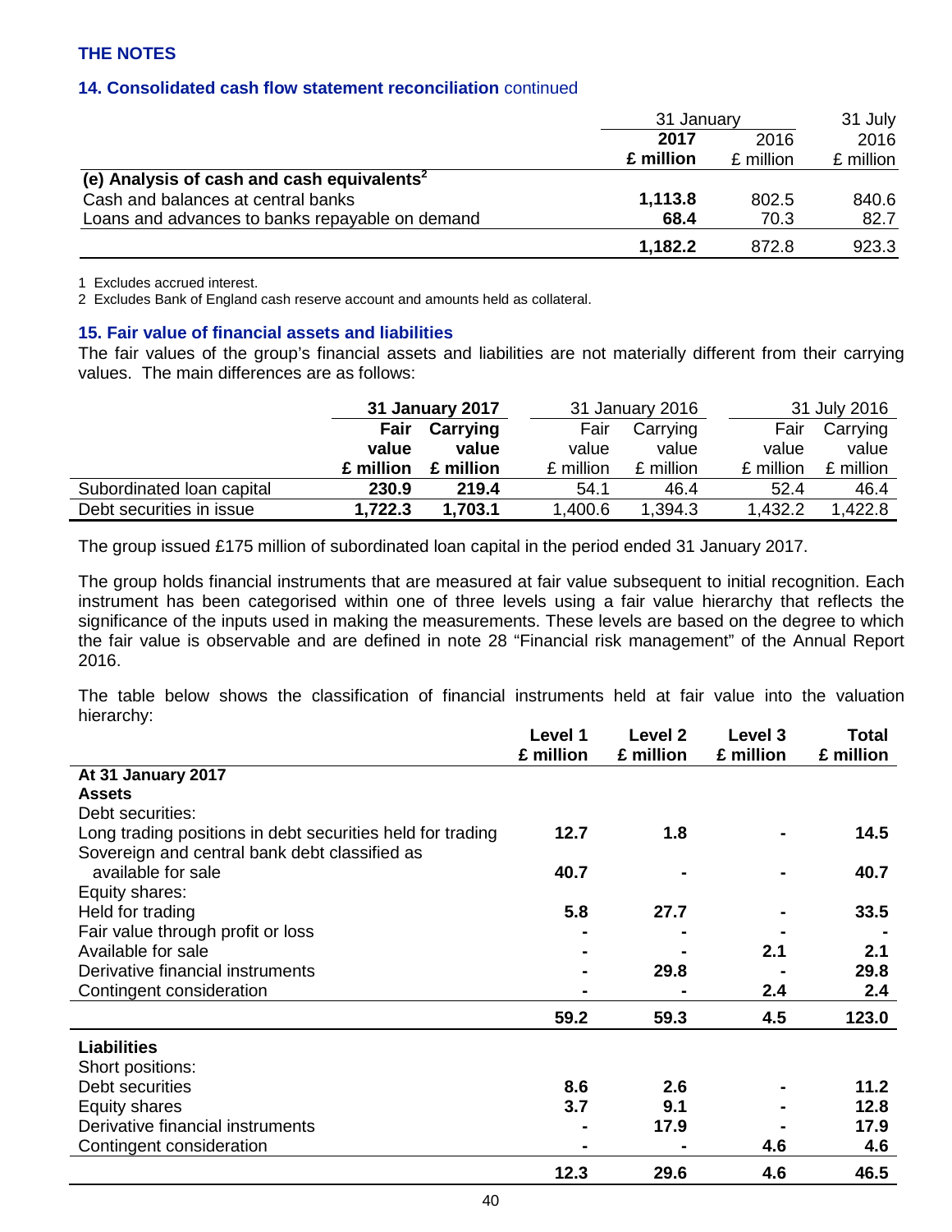## THE NOTES

### 14. Consolidated cash flow statement reconciliation continued

| | 31 January 2017 £ million | 31 January 2016 £ million | 31 July 2016 £ million |
|---|---|---|---|
| **(e) Analysis of cash and cash equivalents[2]** | | | |
| Cash and balances at central banks | **1,113.8** | 802.5 | 840.6 |
| Loans and advances to banks repayable on demand | **68.4** | 70.3 | 82.7 |
| | **1,182.2** | 872.8 | 923.3 |

1 Excludes accrued interest.

2 Excludes Bank of England cash reserve account and amounts held as collateral.

### 15. Fair value of financial assets and liabilities

The fair values of the group's financial assets and liabilities are not materially different from their carrying values. The main differences are as follows:

| | **31 January 2017** | | 31 January 2016 | | 31 July 2016 | |
|---|---|---|---|---|---|---|
| | **Fair value £ million** | **Carrying value £ million** | Fair value £ million | Carrying value £ million | Fair value £ million | Carrying value £ million |
| Subordinated loan capital | **230.9** | **219.4** | 54.1 | 46.4 | 52.4 | 46.4 |
| Debt securities in issue | **1,722.3** | **1,703.1** | 1,400.6 | 1,394.3 | 1,432.2 | 1,422.8 |

The group issued £175 million of subordinated loan capital in the period ended 31 January 2017.

The group holds financial instruments that are measured at fair value subsequent to initial recognition. Each instrument has been categorised within one of three levels using a fair value hierarchy that reflects the significance of the inputs used in making the measurements. These levels are based on the degree to which the fair value is observable and are defined in note 28 "Financial risk management" of the Annual Report 2016.

The table below shows the classification of financial instruments held at fair value into the valuation hierarchy:

| | **Level 1 £ million** | **Level 2 £ million** | **Level 3 £ million** | **Total £ million** |
|---|---|---|---|---|
| **At 31 January 2017** | | | | |
| **Assets** | | | | |
| Debt securities: | | | | |
| Long trading positions in debt securities held for trading | **12.7** | **1.8** | **-** | **14.5** |
| Sovereign and central bank debt classified as available for sale | **40.7** | **-** | **-** | **40.7** |
| Equity shares: | | | | |
| Held for trading | **5.8** | **27.7** | **-** | **33.5** |
| Fair value through profit or loss | **-** | **-** | **-** | **-** |
| Available for sale | **-** | **-** | **2.1** | **2.1** |
| Derivative financial instruments | **-** | **29.8** | **-** | **29.8** |
| Contingent consideration | **-** | **-** | **2.4** | **2.4** |
| | **59.2** | **59.3** | **4.5** | **123.0** |
| **Liabilities** | | | | |
| Short positions: | | | | |
| Debt securities | **8.6** | **2.6** | **-** | **11.2** |
| Equity shares | **3.7** | **9.1** | **-** | **12.8** |
| Derivative financial instruments | **-** | **17.9** | **-** | **17.9** |
| Contingent consideration | **-** | **-** | **4.6** | **4.6** |
| | **12.3** | **29.6** | **4.6** | **46.5** |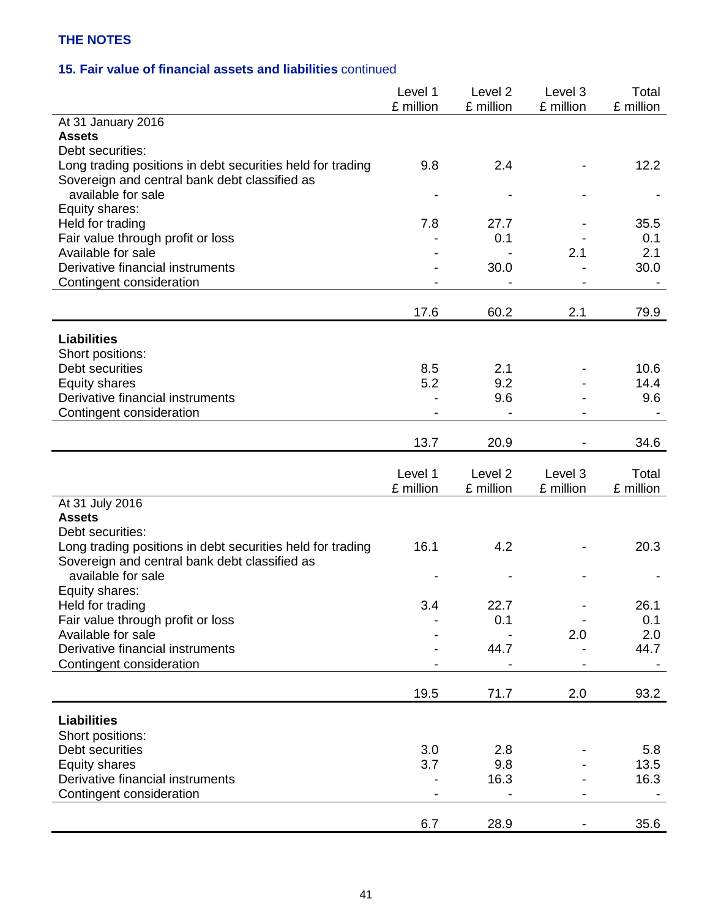## THE NOTES

### 15. Fair value of financial assets and liabilities continued

| | Level 1<br>£ million | Level 2<br>£ million | Level 3<br>£ million | Total<br>£ million |
|---|---|---|---|---|
| At 31 January 2016 | | | | |
| **Assets** | | | | |
| Debt securities: | | | | |
| Long trading positions in debt securities held for trading | 9.8 | 2.4 | - | 12.2 |
| Sovereign and central bank debt classified as available for sale | - | - | - | - |
| Equity shares: | | | | |
| Held for trading | 7.8 | 27.7 | - | 35.5 |
| Fair value through profit or loss | - | 0.1 | - | 0.1 |
| Available for sale | - | - | 2.1 | 2.1 |
| Derivative financial instruments | - | 30.0 | - | 30.0 |
| Contingent consideration | - | - | - | - |
| | 17.6 | 60.2 | 2.1 | 79.9 |
| **Liabilities** | | | | |
| Short positions: | | | | |
| Debt securities | 8.5 | 2.1 | - | 10.6 |
| Equity shares | 5.2 | 9.2 | - | 14.4 |
| Derivative financial instruments | - | 9.6 | - | 9.6 |
| Contingent consideration | - | - | - | - |
| | 13.7 | 20.9 | - | 34.6 |

| | Level 1<br>£ million | Level 2<br>£ million | Level 3<br>£ million | Total<br>£ million |
|---|---|---|---|---|
| At 31 July 2016 | | | | |
| **Assets** | | | | |
| Debt securities: | | | | |
| Long trading positions in debt securities held for trading | 16.1 | 4.2 | - | 20.3 |
| Sovereign and central bank debt classified as available for sale | - | - | - | - |
| Equity shares: | | | | |
| Held for trading | 3.4 | 22.7 | - | 26.1 |
| Fair value through profit or loss | - | 0.1 | - | 0.1 |
| Available for sale | - | - | 2.0 | 2.0 |
| Derivative financial instruments | - | 44.7 | - | 44.7 |
| Contingent consideration | - | - | - | - |
| | 19.5 | 71.7 | 2.0 | 93.2 |
| **Liabilities** | | | | |
| Short positions: | | | | |
| Debt securities | 3.0 | 2.8 | - | 5.8 |
| Equity shares | 3.7 | 9.8 | - | 13.5 |
| Derivative financial instruments | - | 16.3 | - | 16.3 |
| Contingent consideration | - | - | - | - |
| | 6.7 | 28.9 | - | 35.6 |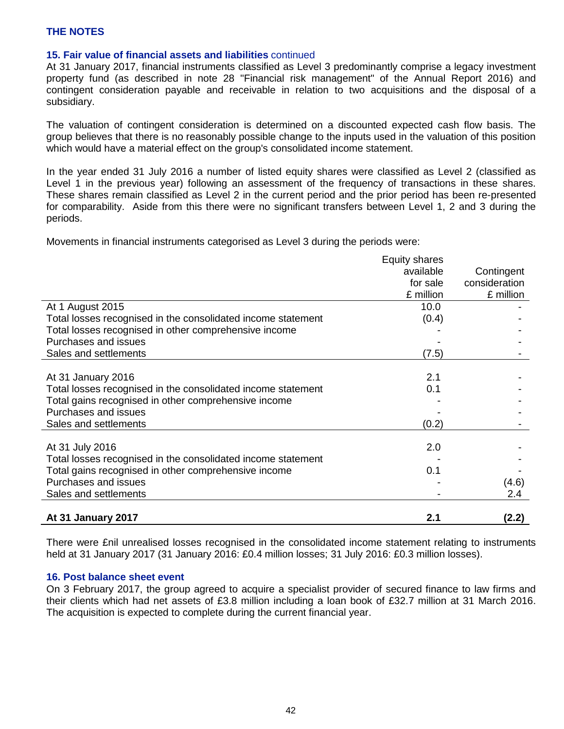## THE NOTES

### 15. Fair value of financial assets and liabilities continued

At 31 January 2017, financial instruments classified as Level 3 predominantly comprise a legacy investment property fund (as described in note 28 "Financial risk management" of the Annual Report 2016) and contingent consideration payable and receivable in relation to two acquisitions and the disposal of a subsidiary.

The valuation of contingent consideration is determined on a discounted expected cash flow basis. The group believes that there is no reasonably possible change to the inputs used in the valuation of this position which would have a material effect on the group's consolidated income statement.

In the year ended 31 July 2016 a number of listed equity shares were classified as Level 2 (classified as Level 1 in the previous year) following an assessment of the frequency of transactions in these shares. These shares remain classified as Level 2 in the current period and the prior period has been re-presented for comparability. Aside from this there were no significant transfers between Level 1, 2 and 3 during the periods.

Movements in financial instruments categorised as Level 3 during the periods were:

| | Equity shares available for sale £ million | Contingent consideration £ million |
|---|---|---|
| At 1 August 2015 | 10.0 | - |
| Total losses recognised in the consolidated income statement | (0.4) | - |
| Total losses recognised in other comprehensive income | - | - |
| Purchases and issues | - | - |
| Sales and settlements | (7.5) | - |
| | | |
| At 31 January 2016 | 2.1 | - |
| Total losses recognised in the consolidated income statement | 0.1 | - |
| Total gains recognised in other comprehensive income | - | - |
| Purchases and issues | - | - |
| Sales and settlements | (0.2) | - |
| | | |
| At 31 July 2016 | 2.0 | - |
| Total losses recognised in the consolidated income statement | - | - |
| Total gains recognised in other comprehensive income | 0.1 | - |
| Purchases and issues | - | (4.6) |
| Sales and settlements | - | 2.4 |
| | | |
| **At 31 January 2017** | **2.1** | **(2.2)** |

There were £nil unrealised losses recognised in the consolidated income statement relating to instruments held at 31 January 2017 (31 January 2016: £0.4 million losses; 31 July 2016: £0.3 million losses).

### 16. Post balance sheet event

On 3 February 2017, the group agreed to acquire a specialist provider of secured finance to law firms and their clients which had net assets of £3.8 million including a loan book of £32.7 million at 31 March 2016. The acquisition is expected to complete during the current financial year.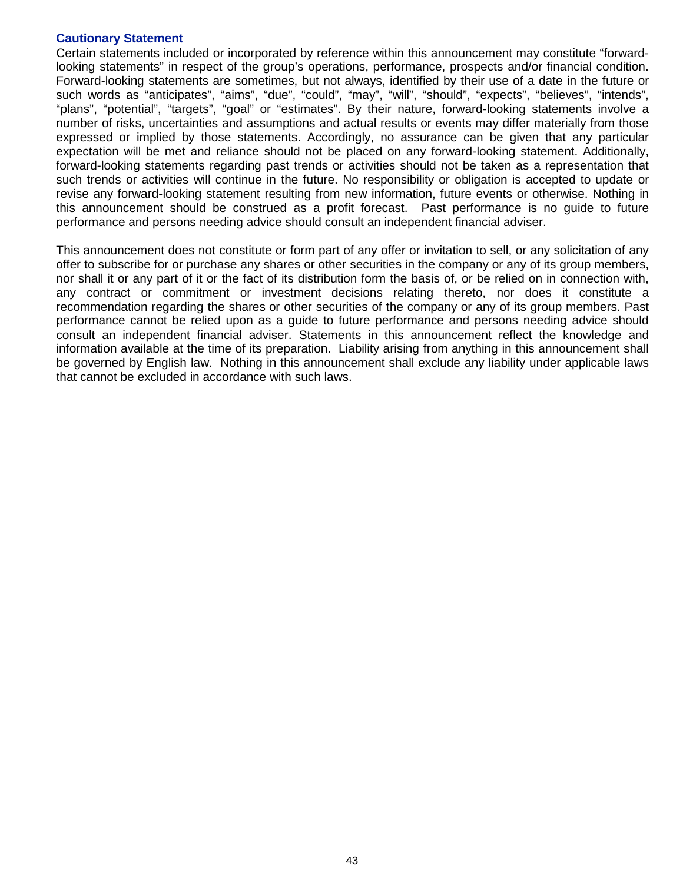### Cautionary Statement

Certain statements included or incorporated by reference within this announcement may constitute "forward-looking statements" in respect of the group's operations, performance, prospects and/or financial condition. Forward-looking statements are sometimes, but not always, identified by their use of a date in the future or such words as "anticipates", "aims", "due", "could", "may", "will", "should", "expects", "believes", "intends", "plans", "potential", "targets", "goal" or "estimates". By their nature, forward-looking statements involve a number of risks, uncertainties and assumptions and actual results or events may differ materially from those expressed or implied by those statements. Accordingly, no assurance can be given that any particular expectation will be met and reliance should not be placed on any forward-looking statement. Additionally, forward-looking statements regarding past trends or activities should not be taken as a representation that such trends or activities will continue in the future. No responsibility or obligation is accepted to update or revise any forward-looking statement resulting from new information, future events or otherwise. Nothing in this announcement should be construed as a profit forecast. Past performance is no guide to future performance and persons needing advice should consult an independent financial adviser.

This announcement does not constitute or form part of any offer or invitation to sell, or any solicitation of any offer to subscribe for or purchase any shares or other securities in the company or any of its group members, nor shall it or any part of it or the fact of its distribution form the basis of, or be relied on in connection with, any contract or commitment or investment decisions relating thereto, nor does it constitute a recommendation regarding the shares or other securities of the company or any of its group members. Past performance cannot be relied upon as a guide to future performance and persons needing advice should consult an independent financial adviser. Statements in this announcement reflect the knowledge and information available at the time of its preparation. Liability arising from anything in this announcement shall be governed by English law. Nothing in this announcement shall exclude any liability under applicable laws that cannot be excluded in accordance with such laws.